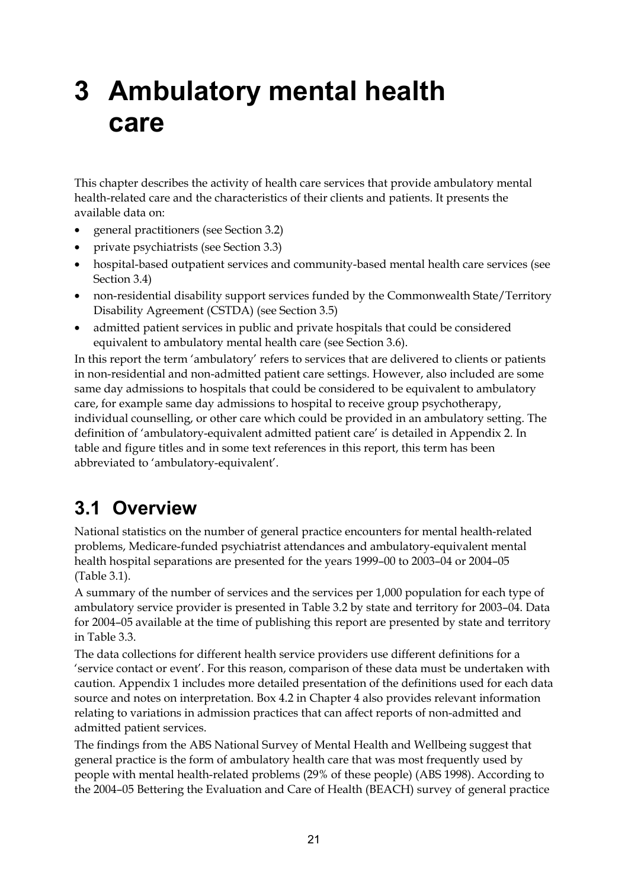# 3 Ambulatory mental health care

This chapter describes the activity of health care services that provide ambulatory mental health-related care and the characteristics of their clients and patients. It presents the available data on:

- general practitioners (see Section 3.2)
- private psychiatrists (see Section 3.3)
- hospital-based outpatient services and community-based mental health care services (see Section 3.4)
- non-residential disability support services funded by the Commonwealth State/Territory Disability Agreement (CSTDA) (see Section 3.5)
- admitted patient services in public and private hospitals that could be considered equivalent to ambulatory mental health care (see Section 3.6).

In this report the term 'ambulatory' refers to services that are delivered to clients or patients in non-residential and non-admitted patient care settings. However, also included are some same day admissions to hospitals that could be considered to be equivalent to ambulatory care, for example same day admissions to hospital to receive group psychotherapy, individual counselling, or other care which could be provided in an ambulatory setting. The definition of 'ambulatory-equivalent admitted patient care' is detailed in Appendix 2. In table and figure titles and in some text references in this report, this term has been abbreviated to 'ambulatory-equivalent'.

## 3.1 Overview

National statistics on the number of general practice encounters for mental health-related problems, Medicare-funded psychiatrist attendances and ambulatory-equivalent mental health hospital separations are presented for the years 1999–00 to 2003–04 or 2004–05 (Table 3.1).

A summary of the number of services and the services per 1,000 population for each type of ambulatory service provider is presented in Table 3.2 by state and territory for 2003–04. Data for 2004–05 available at the time of publishing this report are presented by state and territory in Table 3.3.

The data collections for different health service providers use different definitions for a 'service contact or event'. For this reason, comparison of these data must be undertaken with caution. Appendix 1 includes more detailed presentation of the definitions used for each data source and notes on interpretation. Box 4.2 in Chapter 4 also provides relevant information relating to variations in admission practices that can affect reports of non-admitted and admitted patient services.

The findings from the ABS National Survey of Mental Health and Wellbeing suggest that general practice is the form of ambulatory health care that was most frequently used by people with mental health-related problems (29% of these people) (ABS 1998). According to the 2004–05 Bettering the Evaluation and Care of Health (BEACH) survey of general practice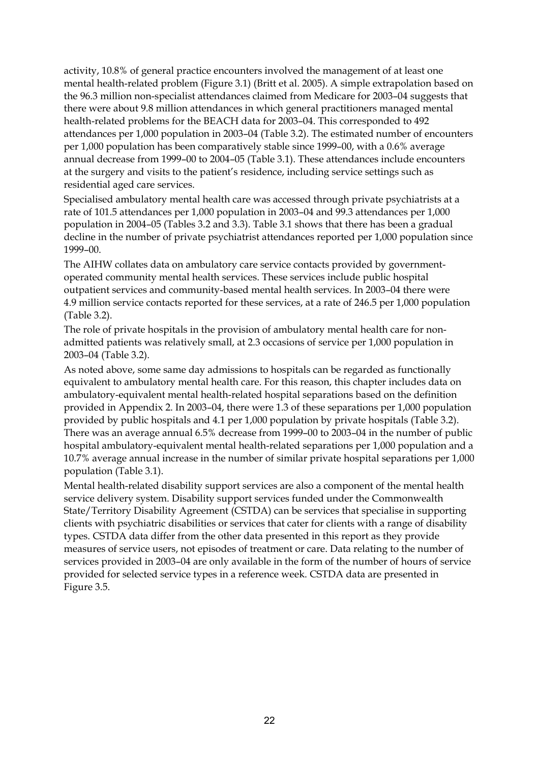activity, 10.8% of general practice encounters involved the management of at least one mental health-related problem (Figure 3.1) (Britt et al. 2005). A simple extrapolation based on the 96.3 million non-specialist attendances claimed from Medicare for 2003–04 suggests that there were about 9.8 million attendances in which general practitioners managed mental health-related problems for the BEACH data for 2003–04. This corresponded to 492 attendances per 1,000 population in 2003–04 (Table 3.2). The estimated number of encounters per 1,000 population has been comparatively stable since 1999–00, with a 0.6% average annual decrease from 1999–00 to 2004–05 (Table 3.1). These attendances include encounters at the surgery and visits to the patient's residence, including service settings such as residential aged care services.

Specialised ambulatory mental health care was accessed through private psychiatrists at a rate of 101.5 attendances per 1,000 population in 2003–04 and 99.3 attendances per 1,000 population in 2004–05 (Tables 3.2 and 3.3). Table 3.1 shows that there has been a gradual decline in the number of private psychiatrist attendances reported per 1,000 population since 1999–00.

The AIHW collates data on ambulatory care service contacts provided by government-operated community mental health services. These services include public hospital outpatient services and community-based mental health services. In 2003–04 there were 4.9 million service contacts reported for these services, at a rate of 246.5 per 1,000 population (Table 3.2).

The role of private hospitals in the provision of ambulatory mental health care for non-admitted patients was relatively small, at 2.3 occasions of service per 1,000 population in 2003–04 (Table 3.2).

As noted above, some same day admissions to hospitals can be regarded as functionally equivalent to ambulatory mental health care. For this reason, this chapter includes data on ambulatory-equivalent mental health-related hospital separations based on the definition provided in Appendix 2. In 2003–04, there were 1.3 of these separations per 1,000 population provided by public hospitals and 4.1 per 1,000 population by private hospitals (Table 3.2). There was an average annual 6.5% decrease from 1999–00 to 2003–04 in the number of public hospital ambulatory-equivalent mental health-related separations per 1,000 population and a 10.7% average annual increase in the number of similar private hospital separations per 1,000 population (Table 3.1).

Mental health-related disability support services are also a component of the mental health service delivery system. Disability support services funded under the Commonwealth State/Territory Disability Agreement (CSTDA) can be services that specialise in supporting clients with psychiatric disabilities or services that cater for clients with a range of disability types. CSTDA data differ from the other data presented in this report as they provide measures of service users, not episodes of treatment or care. Data relating to the number of services provided in 2003–04 are only available in the form of the number of hours of service provided for selected service types in a reference week. CSTDA data are presented in Figure 3.5.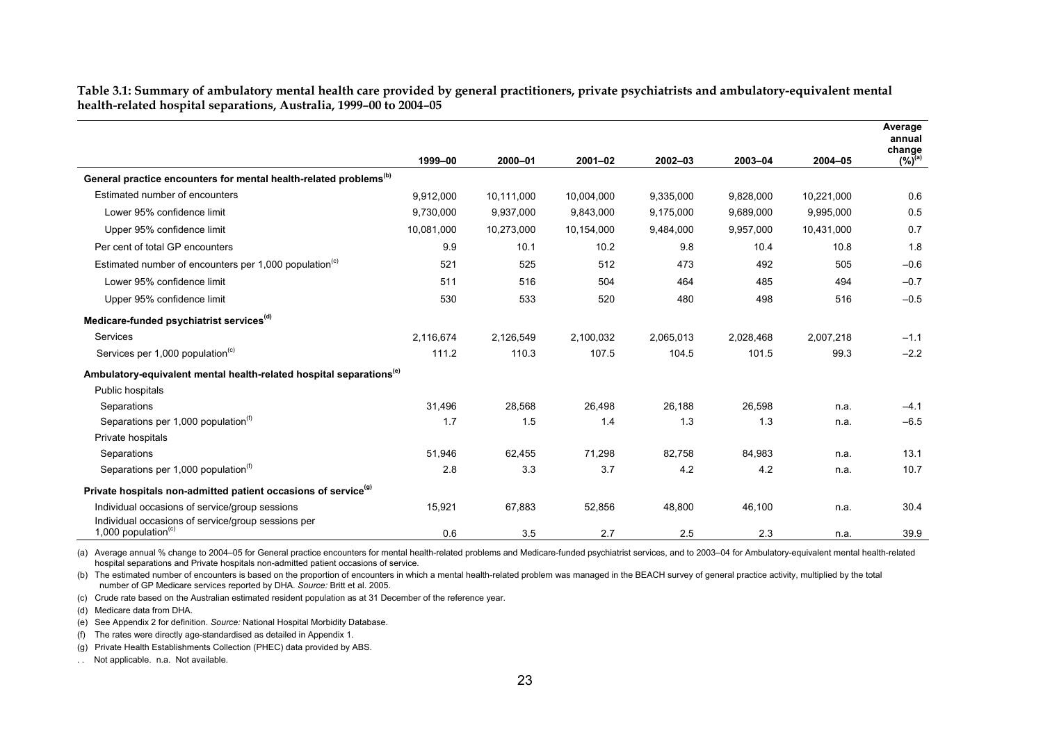**Table 3.1: Summary of ambulatory mental health care provided by general practitioners, private psychiatrists and ambulatory-equivalent mental health-related hospital separations, Australia, 1999–00 to 2004–05**

| | 1999–00 | 2000–01 | 2001–02 | 2002–03 | 2003–04 | 2004–05 | Average annual change (%)[(a)] |
|---|---|---|---|---|---|---|---|
| **General practice encounters for mental health-related problems[(b)]** | | | | | | | |
| Estimated number of encounters | 9,912,000 | 10,111,000 | 10,004,000 | 9,335,000 | 9,828,000 | 10,221,000 | 0.6 |
| Lower 95% confidence limit | 9,730,000 | 9,937,000 | 9,843,000 | 9,175,000 | 9,689,000 | 9,995,000 | 0.5 |
| Upper 95% confidence limit | 10,081,000 | 10,273,000 | 10,154,000 | 9,484,000 | 9,957,000 | 10,431,000 | 0.7 |
| Per cent of total GP encounters | 9.9 | 10.1 | 10.2 | 9.8 | 10.4 | 10.8 | 1.8 |
| Estimated number of encounters per 1,000 population[(c)] | 521 | 525 | 512 | 473 | 492 | 505 | –0.6 |
| Lower 95% confidence limit | 511 | 516 | 504 | 464 | 485 | 494 | –0.7 |
| Upper 95% confidence limit | 530 | 533 | 520 | 480 | 498 | 516 | –0.5 |
| **Medicare-funded psychiatrist services[(d)]** | | | | | | | |
| Services | 2,116,674 | 2,126,549 | 2,100,032 | 2,065,013 | 2,028,468 | 2,007,218 | –1.1 |
| Services per 1,000 population[(c)] | 111.2 | 110.3 | 107.5 | 104.5 | 101.5 | 99.3 | –2.2 |
| **Ambulatory-equivalent mental health-related hospital separations[(e)]** | | | | | | | |
| Public hospitals | | | | | | | |
| Separations | 31,496 | 28,568 | 26,498 | 26,188 | 26,598 | n.a. | –4.1 |
| Separations per 1,000 population[(f)] | 1.7 | 1.5 | 1.4 | 1.3 | 1.3 | n.a. | –6.5 |
| Private hospitals | | | | | | | |
| Separations | 51,946 | 62,455 | 71,298 | 82,758 | 84,983 | n.a. | 13.1 |
| Separations per 1,000 population[(f)] | 2.8 | 3.3 | 3.7 | 4.2 | 4.2 | n.a. | 10.7 |
| **Private hospitals non-admitted patient occasions of service[(g)]** | | | | | | | |
| Individual occasions of service/group sessions | 15,921 | 67,883 | 52,856 | 48,800 | 46,100 | n.a. | 30.4 |
| Individual occasions of service/group sessions per 1,000 population[(c)] | 0.6 | 3.5 | 2.7 | 2.5 | 2.3 | n.a. | 39.9 |

(a) Average annual % change to 2004–05 for General practice encounters for mental health-related problems and Medicare-funded psychiatrist services, and to 2003–04 for Ambulatory-equivalent mental health-related hospital separations and Private hospitals non-admitted patient occasions of service.

(b) The estimated number of encounters is based on the proportion of encounters in which a mental health-related problem was managed in the BEACH survey of general practice activity, multiplied by the total number of GP Medicare services reported by DHA. *Source:* Britt et al. 2005.

(c) Crude rate based on the Australian estimated resident population as at 31 December of the reference year.

(d) Medicare data from DHA.

(e) See Appendix 2 for definition. *Source:* National Hospital Morbidity Database.

(f) The rates were directly age-standardised as detailed in Appendix 1.

(g) Private Health Establishments Collection (PHEC) data provided by ABS.

. . Not applicable. n.a. Not available.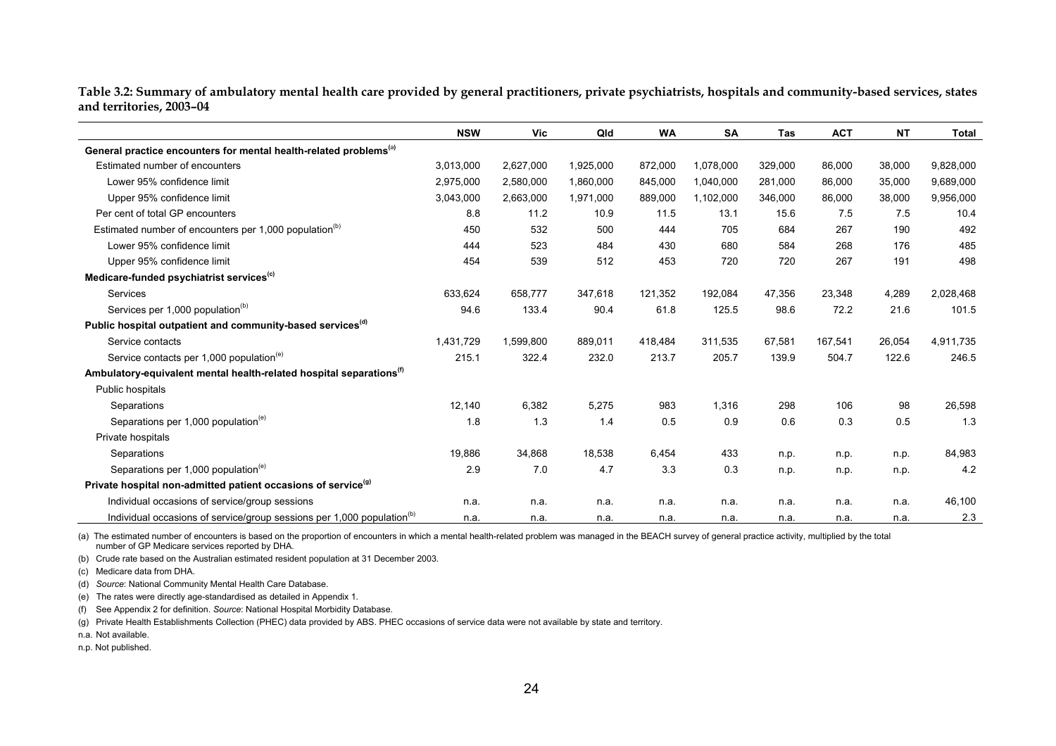**Table 3.2: Summary of ambulatory mental health care provided by general practitioners, private psychiatrists, hospitals and community-based services, states and territories, 2003–04**

| | NSW | Vic | Qld | WA | SA | Tas | ACT | NT | Total |
|---|---|---|---|---|---|---|---|---|---|
| **General practice encounters for mental health-related problems**[(a)] | | | | | | | | | |
| Estimated number of encounters | 3,013,000 | 2,627,000 | 1,925,000 | 872,000 | 1,078,000 | 329,000 | 86,000 | 38,000 | 9,828,000 |
| Lower 95% confidence limit | 2,975,000 | 2,580,000 | 1,860,000 | 845,000 | 1,040,000 | 281,000 | 86,000 | 35,000 | 9,689,000 |
| Upper 95% confidence limit | 3,043,000 | 2,663,000 | 1,971,000 | 889,000 | 1,102,000 | 346,000 | 86,000 | 38,000 | 9,956,000 |
| Per cent of total GP encounters | 8.8 | 11.2 | 10.9 | 11.5 | 13.1 | 15.6 | 7.5 | 7.5 | 10.4 |
| Estimated number of encounters per 1,000 population[(b)] | 450 | 532 | 500 | 444 | 705 | 684 | 267 | 190 | 492 |
| Lower 95% confidence limit | 444 | 523 | 484 | 430 | 680 | 584 | 268 | 176 | 485 |
| Upper 95% confidence limit | 454 | 539 | 512 | 453 | 720 | 720 | 267 | 191 | 498 |
| **Medicare-funded psychiatrist services**[(c)] | | | | | | | | | |
| Services | 633,624 | 658,777 | 347,618 | 121,352 | 192,084 | 47,356 | 23,348 | 4,289 | 2,028,468 |
| Services per 1,000 population[(b)] | 94.6 | 133.4 | 90.4 | 61.8 | 125.5 | 98.6 | 72.2 | 21.6 | 101.5 |
| **Public hospital outpatient and community-based services**[(d)] | | | | | | | | | |
| Service contacts | 1,431,729 | 1,599,800 | 889,011 | 418,484 | 311,535 | 67,581 | 167,541 | 26,054 | 4,911,735 |
| Service contacts per 1,000 population[(e)] | 215.1 | 322.4 | 232.0 | 213.7 | 205.7 | 139.9 | 504.7 | 122.6 | 246.5 |
| **Ambulatory-equivalent mental health-related hospital separations**[(f)] | | | | | | | | | |
| Public hospitals | | | | | | | | | |
| Separations | 12,140 | 6,382 | 5,275 | 983 | 1,316 | 298 | 106 | 98 | 26,598 |
| Separations per 1,000 population[(e)] | 1.8 | 1.3 | 1.4 | 0.5 | 0.9 | 0.6 | 0.3 | 0.5 | 1.3 |
| Private hospitals | | | | | | | | | |
| Separations | 19,886 | 34,868 | 18,538 | 6,454 | 433 | n.p. | n.p. | n.p. | 84,983 |
| Separations per 1,000 population[(e)] | 2.9 | 7.0 | 4.7 | 3.3 | 0.3 | n.p. | n.p. | n.p. | 4.2 |
| **Private hospital non-admitted patient occasions of service**[(g)] | | | | | | | | | |
| Individual occasions of service/group sessions | n.a. | n.a. | n.a. | n.a. | n.a. | n.a. | n.a. | n.a. | 46,100 |
| Individual occasions of service/group sessions per 1,000 population[(b)] | n.a. | n.a. | n.a. | n.a. | n.a. | n.a. | n.a. | n.a. | 2.3 |

(a) The estimated number of encounters is based on the proportion of encounters in which a mental health-related problem was managed in the BEACH survey of general practice activity, multiplied by the total number of GP Medicare services reported by DHA.

(b) Crude rate based on the Australian estimated resident population at 31 December 2003.

(c) Medicare data from DHA.

(d) *Source*: National Community Mental Health Care Database.

(e) The rates were directly age-standardised as detailed in Appendix 1.

(f) See Appendix 2 for definition. *Source*: National Hospital Morbidity Database.

(g) Private Health Establishments Collection (PHEC) data provided by ABS. PHEC occasions of service data were not available by state and territory.

n.a. Not available.

n.p. Not published.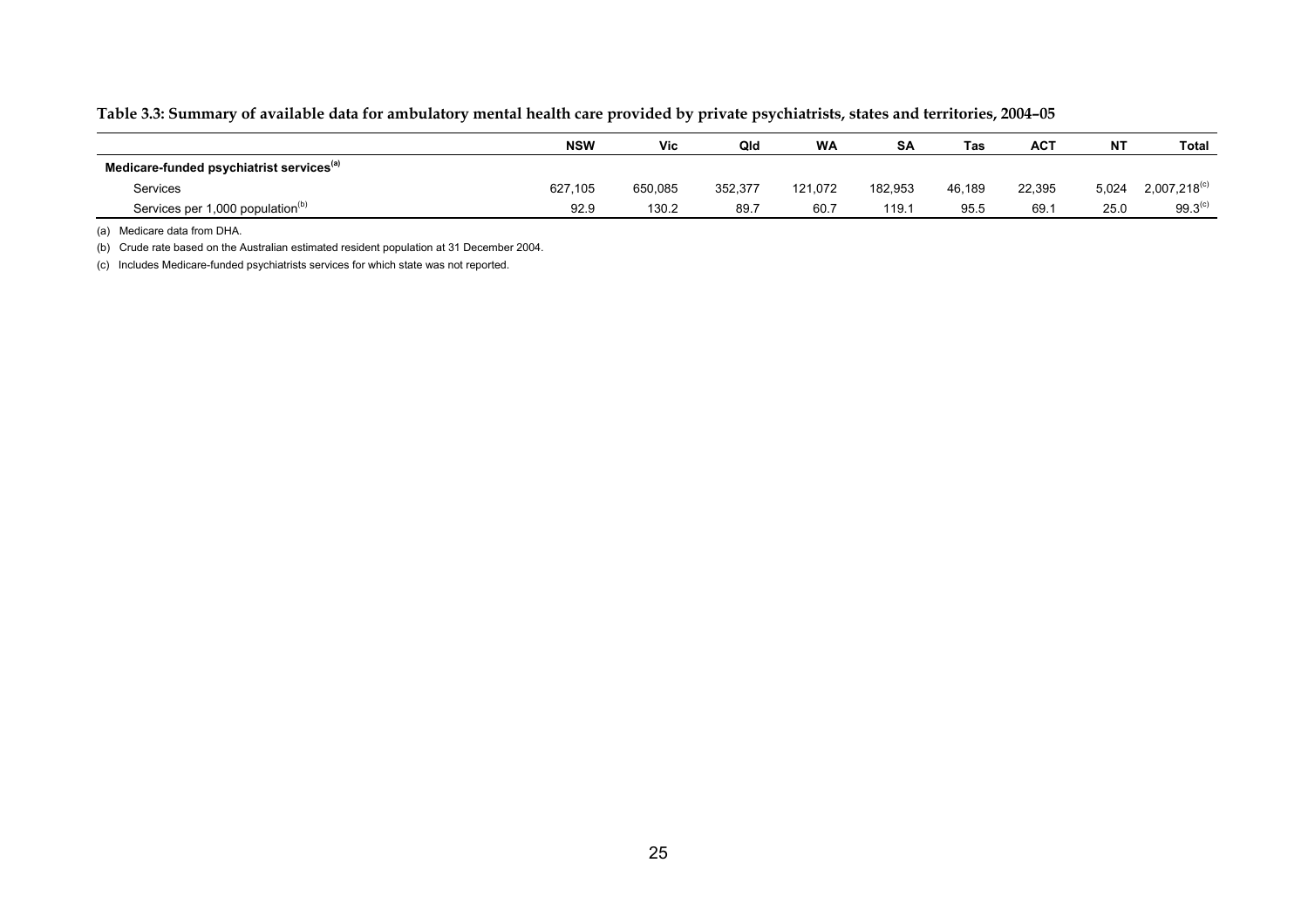**Table 3.3: Summary of available data for ambulatory mental health care provided by private psychiatrists, states and territories, 2004–05**

| | NSW | Vic | Qld | WA | SA | Tas | ACT | NT | Total |
|---|---|---|---|---|---|---|---|---|---|
| **Medicare-funded psychiatrist services**[(a)] | | | | | | | | | |
| Services | 627,105 | 650,085 | 352,377 | 121,072 | 182,953 | 46,189 | 22,395 | 5,024 | 2,007,218[(c)] |
| Services per 1,000 population[(b)] | 92.9 | 130.2 | 89.7 | 60.7 | 119.1 | 95.5 | 69.1 | 25.0 | 99.3[(c)] |

(a) Medicare data from DHA.

(b) Crude rate based on the Australian estimated resident population at 31 December 2004.

(c) Includes Medicare-funded psychiatrists services for which state was not reported.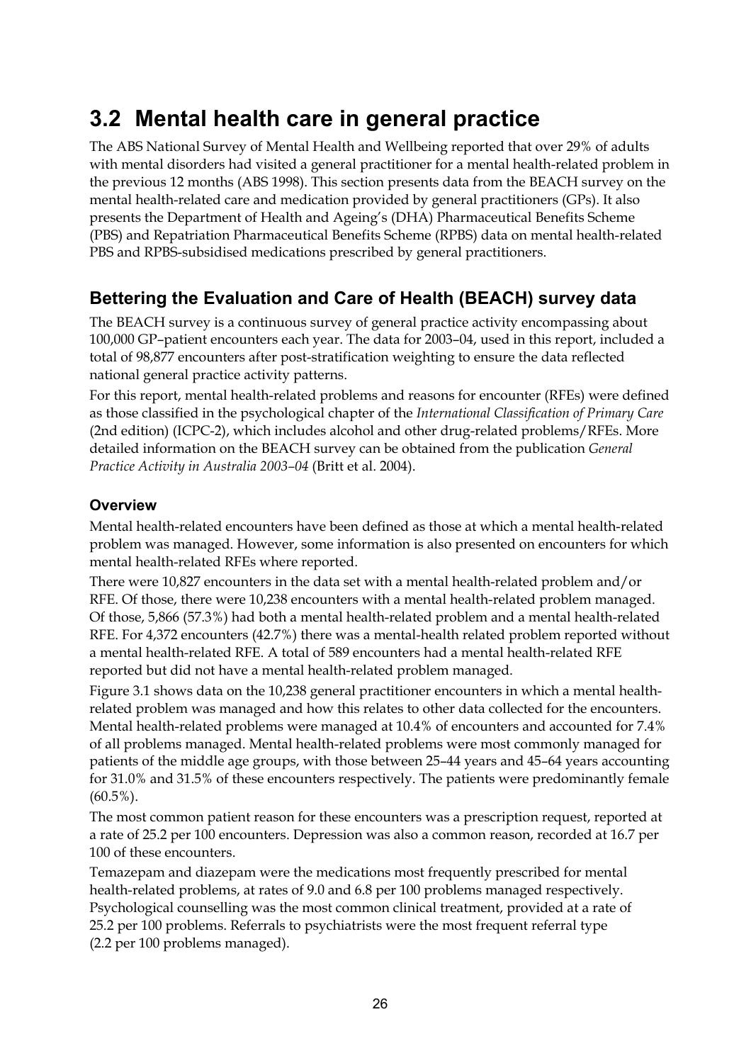## 3.2 Mental health care in general practice

The ABS National Survey of Mental Health and Wellbeing reported that over 29% of adults with mental disorders had visited a general practitioner for a mental health-related problem in the previous 12 months (ABS 1998). This section presents data from the BEACH survey on the mental health-related care and medication provided by general practitioners (GPs). It also presents the Department of Health and Ageing's (DHA) Pharmaceutical Benefits Scheme (PBS) and Repatriation Pharmaceutical Benefits Scheme (RPBS) data on mental health-related PBS and RPBS-subsidised medications prescribed by general practitioners.

### Bettering the Evaluation and Care of Health (BEACH) survey data

The BEACH survey is a continuous survey of general practice activity encompassing about 100,000 GP–patient encounters each year. The data for 2003–04, used in this report, included a total of 98,877 encounters after post-stratification weighting to ensure the data reflected national general practice activity patterns.

For this report, mental health-related problems and reasons for encounter (RFEs) were defined as those classified in the psychological chapter of the *International Classification of Primary Care* (2nd edition) (ICPC-2), which includes alcohol and other drug-related problems/RFEs. More detailed information on the BEACH survey can be obtained from the publication *General Practice Activity in Australia 2003–04* (Britt et al. 2004).

#### Overview

Mental health-related encounters have been defined as those at which a mental health-related problem was managed. However, some information is also presented on encounters for which mental health-related RFEs where reported.

There were 10,827 encounters in the data set with a mental health-related problem and/or RFE. Of those, there were 10,238 encounters with a mental health-related problem managed. Of those, 5,866 (57.3%) had both a mental health-related problem and a mental health-related RFE. For 4,372 encounters (42.7%) there was a mental-health related problem reported without a mental health-related RFE. A total of 589 encounters had a mental health-related RFE reported but did not have a mental health-related problem managed.

Figure 3.1 shows data on the 10,238 general practitioner encounters in which a mental health-related problem was managed and how this relates to other data collected for the encounters. Mental health-related problems were managed at 10.4% of encounters and accounted for 7.4% of all problems managed. Mental health-related problems were most commonly managed for patients of the middle age groups, with those between 25–44 years and 45–64 years accounting for 31.0% and 31.5% of these encounters respectively. The patients were predominantly female (60.5%).

The most common patient reason for these encounters was a prescription request, reported at a rate of 25.2 per 100 encounters. Depression was also a common reason, recorded at 16.7 per 100 of these encounters.

Temazepam and diazepam were the medications most frequently prescribed for mental health-related problems, at rates of 9.0 and 6.8 per 100 problems managed respectively. Psychological counselling was the most common clinical treatment, provided at a rate of 25.2 per 100 problems. Referrals to psychiatrists were the most frequent referral type (2.2 per 100 problems managed).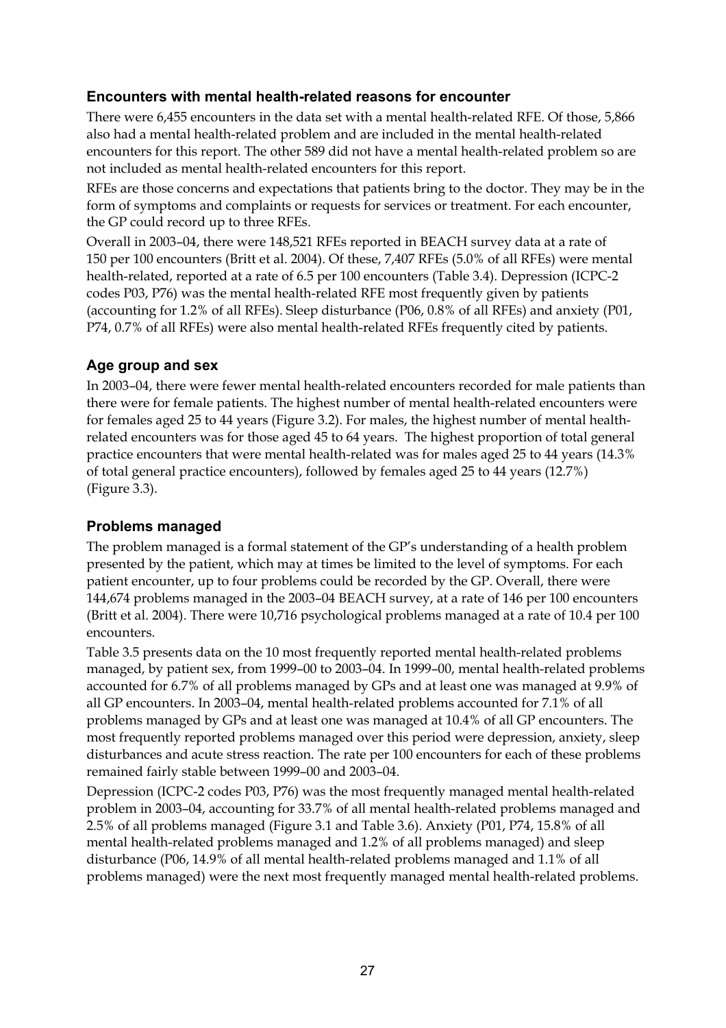### Encounters with mental health-related reasons for encounter

There were 6,455 encounters in the data set with a mental health-related RFE. Of those, 5,866 also had a mental health-related problem and are included in the mental health-related encounters for this report. The other 589 did not have a mental health-related problem so are not included as mental health-related encounters for this report.

RFEs are those concerns and expectations that patients bring to the doctor. They may be in the form of symptoms and complaints or requests for services or treatment. For each encounter, the GP could record up to three RFEs.

Overall in 2003–04, there were 148,521 RFEs reported in BEACH survey data at a rate of 150 per 100 encounters (Britt et al. 2004). Of these, 7,407 RFEs (5.0% of all RFEs) were mental health-related, reported at a rate of 6.5 per 100 encounters (Table 3.4). Depression (ICPC-2 codes P03, P76) was the mental health-related RFE most frequently given by patients (accounting for 1.2% of all RFEs). Sleep disturbance (P06, 0.8% of all RFEs) and anxiety (P01, P74, 0.7% of all RFEs) were also mental health-related RFEs frequently cited by patients.

### Age group and sex

In 2003–04, there were fewer mental health-related encounters recorded for male patients than there were for female patients. The highest number of mental health-related encounters were for females aged 25 to 44 years (Figure 3.2). For males, the highest number of mental health-related encounters was for those aged 45 to 64 years. The highest proportion of total general practice encounters that were mental health-related was for males aged 25 to 44 years (14.3% of total general practice encounters), followed by females aged 25 to 44 years (12.7%) (Figure 3.3).

### Problems managed

The problem managed is a formal statement of the GP's understanding of a health problem presented by the patient, which may at times be limited to the level of symptoms. For each patient encounter, up to four problems could be recorded by the GP. Overall, there were 144,674 problems managed in the 2003–04 BEACH survey, at a rate of 146 per 100 encounters (Britt et al. 2004). There were 10,716 psychological problems managed at a rate of 10.4 per 100 encounters.

Table 3.5 presents data on the 10 most frequently reported mental health-related problems managed, by patient sex, from 1999–00 to 2003–04. In 1999–00, mental health-related problems accounted for 6.7% of all problems managed by GPs and at least one was managed at 9.9% of all GP encounters. In 2003–04, mental health-related problems accounted for 7.1% of all problems managed by GPs and at least one was managed at 10.4% of all GP encounters. The most frequently reported problems managed over this period were depression, anxiety, sleep disturbances and acute stress reaction. The rate per 100 encounters for each of these problems remained fairly stable between 1999–00 and 2003–04.

Depression (ICPC-2 codes P03, P76) was the most frequently managed mental health-related problem in 2003–04, accounting for 33.7% of all mental health-related problems managed and 2.5% of all problems managed (Figure 3.1 and Table 3.6). Anxiety (P01, P74, 15.8% of all mental health-related problems managed and 1.2% of all problems managed) and sleep disturbance (P06, 14.9% of all mental health-related problems managed and 1.1% of all problems managed) were the next most frequently managed mental health-related problems.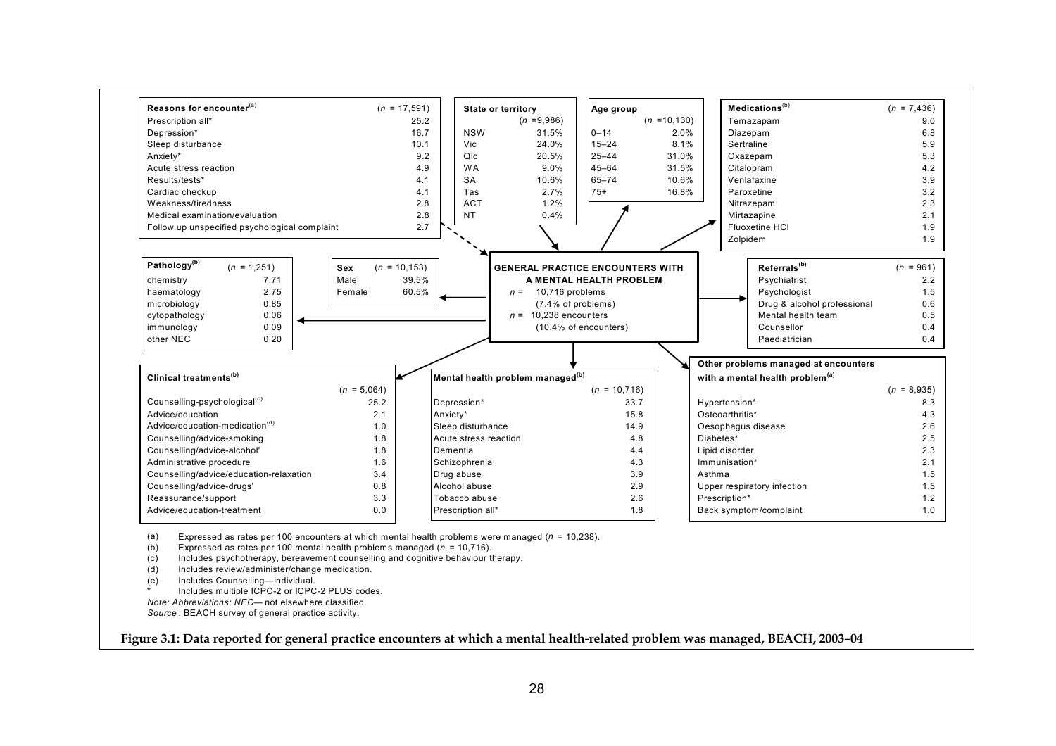**GENERAL PRACTICE ENCOUNTERS WITH A MENTAL HEALTH PROBLEM**

$n$ = 10,716 problems (7.4% of problems)

$n$ = 10,238 encounters (10.4% of encounters)

| Reasons for encounter[(a)] | ($n$ = 17,591) |
|---|---|
| Prescription all* | 25.2 |
| Depression* | 16.7 |
| Sleep disturbance | 10.1 |
| Anxiety* | 9.2 |
| Acute stress reaction | 4.9 |
| Results/tests* | 4.1 |
| Cardiac checkup | 4.1 |
| Weakness/tiredness | 2.8 |
| Medical examination/evaluation | 2.8 |
| Follow up unspecified psychological complaint | 2.7 |

| State or territory | ($n$ =9,986) |
|---|---|
| NSW | 31.5% |
| Vic | 24.0% |
| Qld | 20.5% |
| WA | 9.0% |
| SA | 10.6% |
| Tas | 2.7% |
| ACT | 1.2% |
| NT | 0.4% |

| Age group | ($n$ =10,130) |
|---|---|
| 0–14 | 2.0% |
| 15–24 | 8.1% |
| 25–44 | 31.0% |
| 45–64 | 31.5% |
| 65–74 | 10.6% |
| 75+ | 16.8% |

| Medications[(b)] | ($n$ = 7,436) |
|---|---|
| Temazapam | 9.0 |
| Diazepam | 6.8 |
| Sertraline | 5.9 |
| Oxazepam | 5.3 |
| Citalopram | 4.2 |
| Venlafaxine | 3.9 |
| Paroxetine | 3.2 |
| Nitrazepam | 2.3 |
| Mirtazapine | 2.1 |
| Fluoxetine HCl | 1.9 |
| Zolpidem | 1.9 |

| Pathology[(b)] | ($n$ = 1,251) |
|---|---|
| chemistry | 7.71 |
| haematology | 2.75 |
| microbiology | 0.85 |
| cytopathology | 0.06 |
| immunology | 0.09 |
| other NEC | 0.20 |

| Sex | ($n$ = 10,153) |
|---|---|
| Male | 39.5% |
| Female | 60.5% |

| Referrals[(b)] | ($n$ = 961) |
|---|---|
| Psychiatrist | 2.2 |
| Psychologist | 1.5 |
| Drug & alcohol professional | 0.6 |
| Mental health team | 0.5 |
| Counsellor | 0.4 |
| Paediatrician | 0.4 |

| Clinical treatments[(b)] | ($n$ = 5,064) |
|---|---|
| Counselling-psychological[(c)] | 25.2 |
| Advice/education | 2.1 |
| Advice/education-medication[(d)] | 1.0 |
| Counselling/advice-smoking | 1.8 |
| Counselling/advice-alcohol' | 1.8 |
| Administrative procedure | 1.6 |
| Counselling/advice/education-relaxation | 3.4 |
| Counselling/advice-drugs' | 0.8 |
| Reassurance/support | 3.3 |
| Advice/education-treatment | 0.0 |

| Mental health problem managed[(b)] | ($n$ = 10,716) |
|---|---|
| Depression* | 33.7 |
| Anxiety* | 15.8 |
| Sleep disturbance | 14.9 |
| Acute stress reaction | 4.8 |
| Dementia | 4.4 |
| Schizophrenia | 4.3 |
| Drug abuse | 3.9 |
| Alcohol abuse | 2.9 |
| Tobacco abuse | 2.6 |
| Prescription all* | 1.8 |

| Other problems managed at encounters with a mental health problem[(a)] | ($n$ = 8,935) |
|---|---|
| Hypertension* | 8.3 |
| Osteoarthritis* | 4.3 |
| Oesophagus disease | 2.6 |
| Diabetes* | 2.5 |
| Lipid disorder | 2.3 |
| Immunisation* | 2.1 |
| Asthma | 1.5 |
| Upper respiratory infection | 1.5 |
| Prescription* | 1.2 |
| Back symptom/complaint | 1.0 |

(a) Expressed as rates per 100 encounters at which mental health problems were managed ($n$ = 10,238).

(b) Expressed as rates per 100 mental health problems managed ($n$ = 10,716).

(c) Includes psychotherapy, bereavement counselling and cognitive behaviour therapy.

(d) Includes review/administer/change medication.

(e) Includes Counselling—individual.

\* Includes multiple ICPC-2 or ICPC-2 PLUS codes.

*Note: Abbreviations: NEC*— not elsewhere classified.

*Source* : BEACH survey of general practice activity.

**Figure 3.1: Data reported for general practice encounters at which a mental health-related problem was managed, BEACH, 2003–04**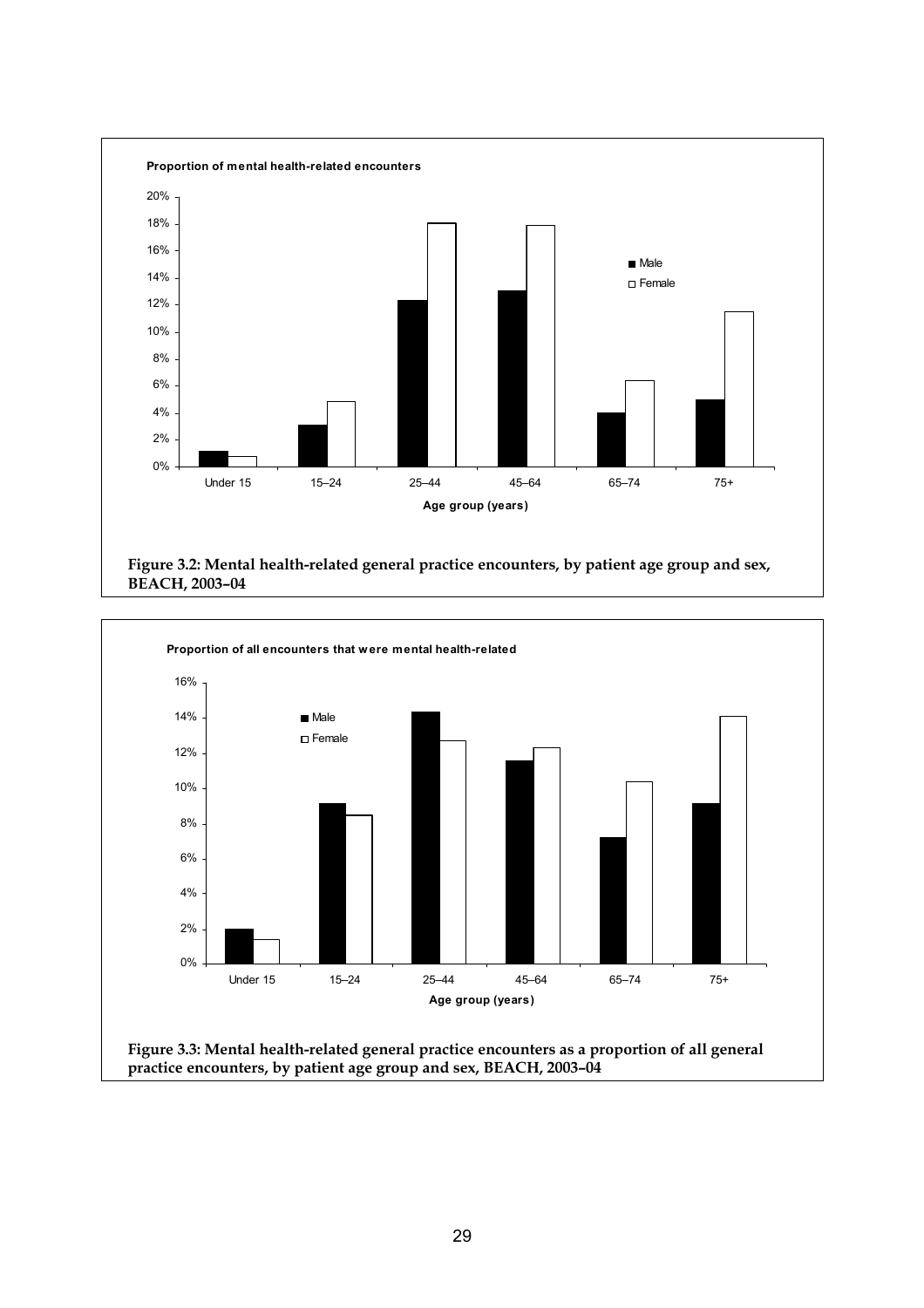**Figure 3.2: Mental health-related general practice encounters, by patient age group and sex, BEACH, 2003–04**

**Figure 3.3: Mental health-related general practice encounters as a proportion of all general practice encounters, by patient age group and sex, BEACH, 2003–04**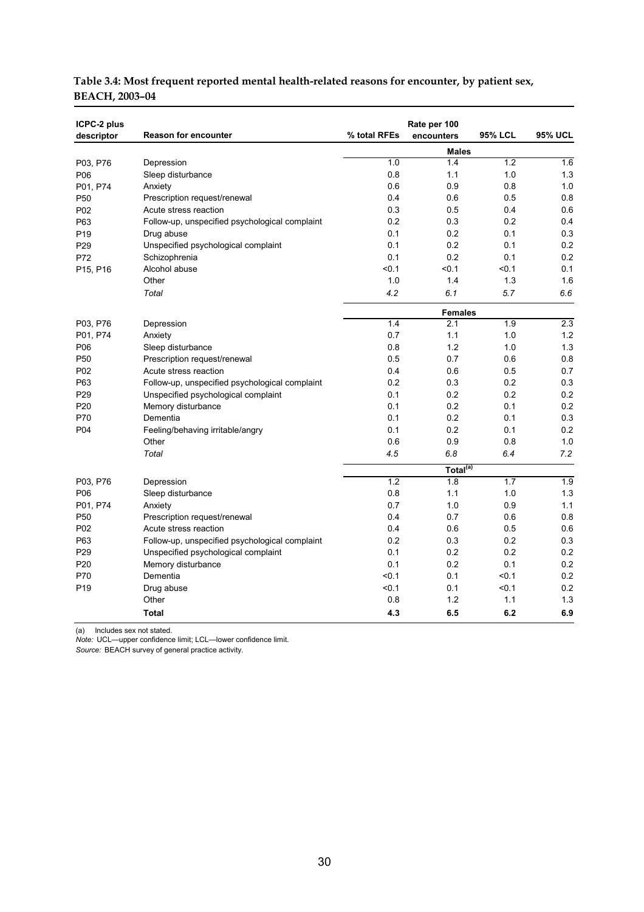**Table 3.4: Most frequent reported mental health-related reasons for encounter, by patient sex, BEACH, 2003–04**

| ICPC-2 plus descriptor | Reason for encounter | % total RFEs | Rate per 100 encounters | 95% LCL | 95% UCL |
|---|---|---|---|---|---|
| | | | **Males** | | |
| P03, P76 | Depression | 1.0 | 1.4 | 1.2 | 1.6 |
| P06 | Sleep disturbance | 0.8 | 1.1 | 1.0 | 1.3 |
| P01, P74 | Anxiety | 0.6 | 0.9 | 0.8 | 1.0 |
| P50 | Prescription request/renewal | 0.4 | 0.6 | 0.5 | 0.8 |
| P02 | Acute stress reaction | 0.3 | 0.5 | 0.4 | 0.6 |
| P63 | Follow-up, unspecified psychological complaint | 0.2 | 0.3 | 0.2 | 0.4 |
| P19 | Drug abuse | 0.1 | 0.2 | 0.1 | 0.3 |
| P29 | Unspecified psychological complaint | 0.1 | 0.2 | 0.1 | 0.2 |
| P72 | Schizophrenia | 0.1 | 0.2 | 0.1 | 0.2 |
| P15, P16 | Alcohol abuse | <0.1 | <0.1 | <0.1 | 0.1 |
| | Other | 1.0 | 1.4 | 1.3 | 1.6 |
| | *Total* | *4.2* | *6.1* | *5.7* | *6.6* |
| | | | **Females** | | |
| P03, P76 | Depression | 1.4 | 2.1 | 1.9 | 2.3 |
| P01, P74 | Anxiety | 0.7 | 1.1 | 1.0 | 1.2 |
| P06 | Sleep disturbance | 0.8 | 1.2 | 1.0 | 1.3 |
| P50 | Prescription request/renewal | 0.5 | 0.7 | 0.6 | 0.8 |
| P02 | Acute stress reaction | 0.4 | 0.6 | 0.5 | 0.7 |
| P63 | Follow-up, unspecified psychological complaint | 0.2 | 0.3 | 0.2 | 0.3 |
| P29 | Unspecified psychological complaint | 0.1 | 0.2 | 0.2 | 0.2 |
| P20 | Memory disturbance | 0.1 | 0.2 | 0.1 | 0.2 |
| P70 | Dementia | 0.1 | 0.2 | 0.1 | 0.3 |
| P04 | Feeling/behaving irritable/angry | 0.1 | 0.2 | 0.1 | 0.2 |
| | Other | 0.6 | 0.9 | 0.8 | 1.0 |
| | *Total* | *4.5* | *6.8* | *6.4* | *7.2* |
| | | | **Total[(a)]** | | |
| P03, P76 | Depression | 1.2 | 1.8 | 1.7 | 1.9 |
| P06 | Sleep disturbance | 0.8 | 1.1 | 1.0 | 1.3 |
| P01, P74 | Anxiety | 0.7 | 1.0 | 0.9 | 1.1 |
| P50 | Prescription request/renewal | 0.4 | 0.7 | 0.6 | 0.8 |
| P02 | Acute stress reaction | 0.4 | 0.6 | 0.5 | 0.6 |
| P63 | Follow-up, unspecified psychological complaint | 0.2 | 0.3 | 0.2 | 0.3 |
| P29 | Unspecified psychological complaint | 0.1 | 0.2 | 0.2 | 0.2 |
| P20 | Memory disturbance | 0.1 | 0.2 | 0.1 | 0.2 |
| P70 | Dementia | <0.1 | 0.1 | <0.1 | 0.2 |
| P19 | Drug abuse | <0.1 | 0.1 | <0.1 | 0.2 |
| | Other | 0.8 | 1.2 | 1.1 | 1.3 |
| | **Total** | **4.3** | **6.5** | **6.2** | **6.9** |

(a) Includes sex not stated.

*Note:* UCL—upper confidence limit; LCL—lower confidence limit.

*Source:* BEACH survey of general practice activity.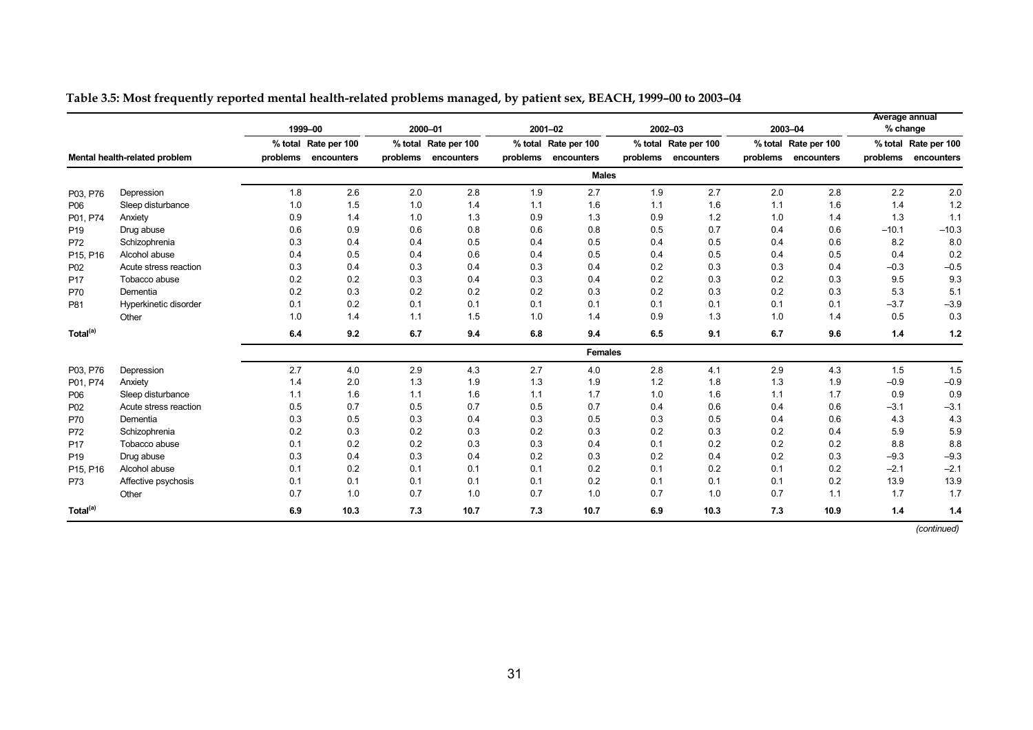**Table 3.5: Most frequently reported mental health-related problems managed, by patient sex, BEACH, 1999–00 to 2003–04**

| | | 1999–00 | | 2000–01 | | 2001–02 | | 2002–03 | | 2003–04 | | Average annual % change | |
|---|---|---|---|---|---|---|---|---|---|---|---|---|---|
| Mental health-related problem | | % total problems | Rate per 100 encounters | % total problems | Rate per 100 encounters | % total problems | Rate per 100 encounters | % total problems | Rate per 100 encounters | % total problems | Rate per 100 encounters | % total problems | Rate per 100 encounters |
| | | | | | | | **Males** | | | | | | |
| P03, P76 | Depression | 1.8 | 2.6 | 2.0 | 2.8 | 1.9 | 2.7 | 1.9 | 2.7 | 2.0 | 2.8 | 2.2 | 2.0 |
| P06 | Sleep disturbance | 1.0 | 1.5 | 1.0 | 1.4 | 1.1 | 1.6 | 1.1 | 1.6 | 1.1 | 1.6 | 1.4 | 1.2 |
| P01, P74 | Anxiety | 0.9 | 1.4 | 1.0 | 1.3 | 0.9 | 1.3 | 0.9 | 1.2 | 1.0 | 1.4 | 1.3 | 1.1 |
| P19 | Drug abuse | 0.6 | 0.9 | 0.6 | 0.8 | 0.6 | 0.8 | 0.5 | 0.7 | 0.4 | 0.6 | –10.1 | –10.3 |
| P72 | Schizophrenia | 0.3 | 0.4 | 0.4 | 0.5 | 0.4 | 0.5 | 0.4 | 0.5 | 0.4 | 0.6 | 8.2 | 8.0 |
| P15, P16 | Alcohol abuse | 0.4 | 0.5 | 0.4 | 0.6 | 0.4 | 0.5 | 0.4 | 0.5 | 0.4 | 0.5 | 0.4 | 0.2 |
| P02 | Acute stress reaction | 0.3 | 0.4 | 0.3 | 0.4 | 0.3 | 0.4 | 0.2 | 0.3 | 0.3 | 0.4 | –0.3 | –0.5 |
| P17 | Tobacco abuse | 0.2 | 0.2 | 0.3 | 0.4 | 0.3 | 0.4 | 0.2 | 0.3 | 0.2 | 0.3 | 9.5 | 9.3 |
| P70 | Dementia | 0.2 | 0.3 | 0.2 | 0.2 | 0.2 | 0.3 | 0.2 | 0.3 | 0.2 | 0.3 | 5.3 | 5.1 |
| P81 | Hyperkinetic disorder | 0.1 | 0.2 | 0.1 | 0.1 | 0.1 | 0.1 | 0.1 | 0.1 | 0.1 | 0.1 | –3.7 | –3.9 |
| | Other | 1.0 | 1.4 | 1.1 | 1.5 | 1.0 | 1.4 | 0.9 | 1.3 | 1.0 | 1.4 | 0.5 | 0.3 |
| **Total[(a)]** | | **6.4** | **9.2** | **6.7** | **9.4** | **6.8** | **9.4** | **6.5** | **9.1** | **6.7** | **9.6** | **1.4** | **1.2** |
| | | | | | | | **Females** | | | | | | |
| P03, P76 | Depression | 2.7 | 4.0 | 2.9 | 4.3 | 2.7 | 4.0 | 2.8 | 4.1 | 2.9 | 4.3 | 1.5 | 1.5 |
| P01, P74 | Anxiety | 1.4 | 2.0 | 1.3 | 1.9 | 1.3 | 1.9 | 1.2 | 1.8 | 1.3 | 1.9 | –0.9 | –0.9 |
| P06 | Sleep disturbance | 1.1 | 1.6 | 1.1 | 1.6 | 1.1 | 1.7 | 1.0 | 1.6 | 1.1 | 1.7 | 0.9 | 0.9 |
| P02 | Acute stress reaction | 0.5 | 0.7 | 0.5 | 0.7 | 0.5 | 0.7 | 0.4 | 0.6 | 0.4 | 0.6 | –3.1 | –3.1 |
| P70 | Dementia | 0.3 | 0.5 | 0.3 | 0.4 | 0.3 | 0.5 | 0.3 | 0.5 | 0.4 | 0.6 | 4.3 | 4.3 |
| P72 | Schizophrenia | 0.2 | 0.3 | 0.2 | 0.3 | 0.2 | 0.3 | 0.2 | 0.3 | 0.2 | 0.4 | 5.9 | 5.9 |
| P17 | Tobacco abuse | 0.1 | 0.2 | 0.2 | 0.3 | 0.3 | 0.4 | 0.1 | 0.2 | 0.2 | 0.2 | 8.8 | 8.8 |
| P19 | Drug abuse | 0.3 | 0.4 | 0.3 | 0.4 | 0.2 | 0.3 | 0.2 | 0.4 | 0.2 | 0.3 | –9.3 | –9.3 |
| P15, P16 | Alcohol abuse | 0.1 | 0.2 | 0.1 | 0.1 | 0.1 | 0.2 | 0.1 | 0.2 | 0.1 | 0.2 | –2.1 | –2.1 |
| P73 | Affective psychosis | 0.1 | 0.1 | 0.1 | 0.1 | 0.1 | 0.2 | 0.1 | 0.1 | 0.1 | 0.2 | 13.9 | 13.9 |
| | Other | 0.7 | 1.0 | 0.7 | 1.0 | 0.7 | 1.0 | 0.7 | 1.0 | 0.7 | 1.1 | 1.7 | 1.7 |
| **Total[(a)]** | | **6.9** | **10.3** | **7.3** | **10.7** | **7.3** | **10.7** | **6.9** | **10.3** | **7.3** | **10.9** | **1.4** | **1.4** |

*(continued)*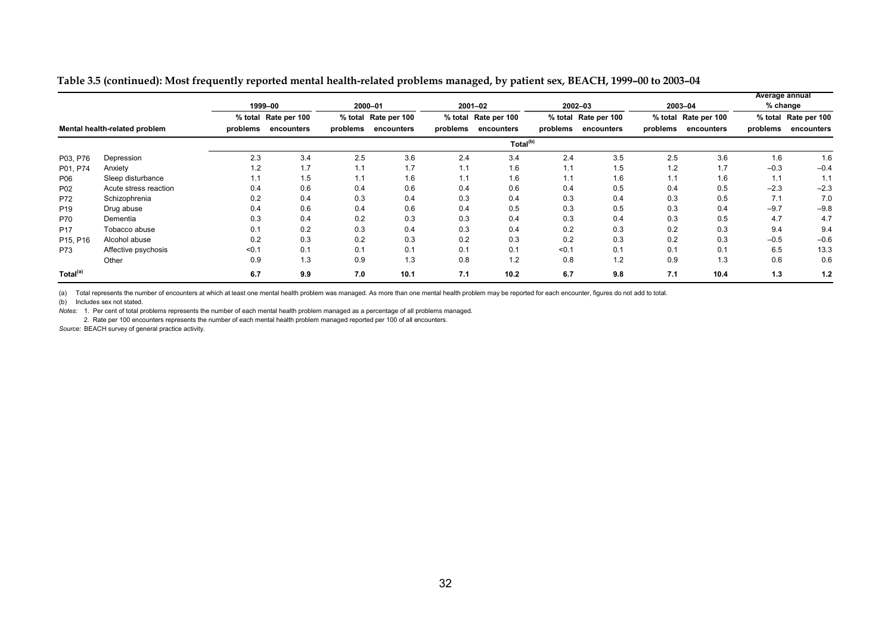**Table 3.5 (continued): Most frequently reported mental health-related problems managed, by patient sex, BEACH, 1999–00 to 2003–04**

| Mental health-related problem | | 1999–00 | | 2000–01 | | 2001–02 | | 2002–03 | | 2003–04 | | Average annual % change | |
|---|---|---|---|---|---|---|---|---|---|---|---|---|---|
| | | % total problems | Rate per 100 encounters | % total problems | Rate per 100 encounters | % total problems | Rate per 100 encounters | % total problems | Rate per 100 encounters | % total problems | Rate per 100 encounters | % total problems | Rate per 100 encounters |
| | | Total[(b)] | | | | | | | | | | | |
| P03, P76 | Depression | 2.3 | 3.4 | 2.5 | 3.6 | 2.4 | 3.4 | 2.4 | 3.5 | 2.5 | 3.6 | 1.6 | 1.6 |
| P01, P74 | Anxiety | 1.2 | 1.7 | 1.1 | 1.7 | 1.1 | 1.6 | 1.1 | 1.5 | 1.2 | 1.7 | –0.3 | –0.4 |
| P06 | Sleep disturbance | 1.1 | 1.5 | 1.1 | 1.6 | 1.1 | 1.6 | 1.1 | 1.6 | 1.1 | 1.6 | 1.1 | 1.1 |
| P02 | Acute stress reaction | 0.4 | 0.6 | 0.4 | 0.6 | 0.4 | 0.6 | 0.4 | 0.5 | 0.4 | 0.5 | –2.3 | –2.3 |
| P72 | Schizophrenia | 0.2 | 0.4 | 0.3 | 0.4 | 0.3 | 0.4 | 0.3 | 0.4 | 0.3 | 0.5 | 7.1 | 7.0 |
| P19 | Drug abuse | 0.4 | 0.6 | 0.4 | 0.6 | 0.4 | 0.5 | 0.3 | 0.5 | 0.3 | 0.4 | –9.7 | –9.8 |
| P70 | Dementia | 0.3 | 0.4 | 0.2 | 0.3 | 0.3 | 0.4 | 0.3 | 0.4 | 0.3 | 0.5 | 4.7 | 4.7 |
| P17 | Tobacco abuse | 0.1 | 0.2 | 0.3 | 0.4 | 0.3 | 0.4 | 0.2 | 0.3 | 0.2 | 0.3 | 9.4 | 9.4 |
| P15, P16 | Alcohol abuse | 0.2 | 0.3 | 0.2 | 0.3 | 0.2 | 0.3 | 0.2 | 0.3 | 0.2 | 0.3 | –0.5 | –0.6 |
| P73 | Affective psychosis | <0.1 | 0.1 | 0.1 | 0.1 | 0.1 | 0.1 | <0.1 | 0.1 | 0.1 | 0.1 | 6.5 | 13.3 |
| | Other | 0.9 | 1.3 | 0.9 | 1.3 | 0.8 | 1.2 | 0.8 | 1.2 | 0.9 | 1.3 | 0.6 | 0.6 |
| **Total[(a)]** | | **6.7** | **9.9** | **7.0** | **10.1** | **7.1** | **10.2** | **6.7** | **9.8** | **7.1** | **10.4** | **1.3** | **1.2** |

(a) Total represents the number of encounters at which at least one mental health problem was managed. As more than one mental health problem may be reported for each encounter, figures do not add to total.

(b) Includes sex not stated.

*Notes:* 1. Per cent of total problems represents the number of each mental health problem managed as a percentage of all problems managed.

2. Rate per 100 encounters represents the number of each mental health problem managed reported per 100 of all encounters.

*Source:* BEACH survey of general practice activity.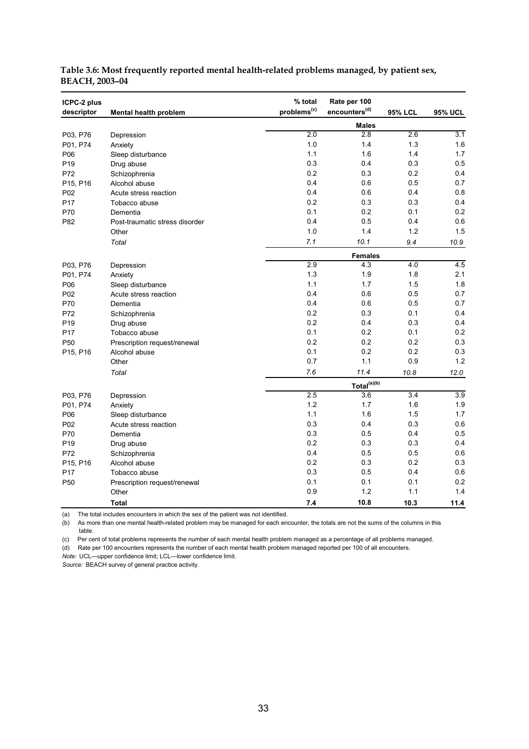**Table 3.6: Most frequently reported mental health-related problems managed, by patient sex, BEACH, 2003–04**

| ICPC-2 plus descriptor | Mental health problem | % total problems[(c)] | Rate per 100 encounters[(d)] | 95% LCL | 95% UCL |
|---|---|---|---|---|---|
| | | | **Males** | | |
| P03, P76 | Depression | 2.0 | 2.8 | 2.6 | 3.1 |
| P01, P74 | Anxiety | 1.0 | 1.4 | 1.3 | 1.6 |
| P06 | Sleep disturbance | 1.1 | 1.6 | 1.4 | 1.7 |
| P19 | Drug abuse | 0.3 | 0.4 | 0.3 | 0.5 |
| P72 | Schizophrenia | 0.2 | 0.3 | 0.2 | 0.4 |
| P15, P16 | Alcohol abuse | 0.4 | 0.6 | 0.5 | 0.7 |
| P02 | Acute stress reaction | 0.4 | 0.6 | 0.4 | 0.8 |
| P17 | Tobacco abuse | 0.2 | 0.3 | 0.3 | 0.4 |
| P70 | Dementia | 0.1 | 0.2 | 0.1 | 0.2 |
| P82 | Post-traumatic stress disorder | 0.4 | 0.5 | 0.4 | 0.6 |
| | Other | 1.0 | 1.4 | 1.2 | 1.5 |
| | *Total* | *7.1* | *10.1* | *9.4* | *10.9* |
| | | | **Females** | | |
| P03, P76 | Depression | 2.9 | 4.3 | 4.0 | 4.5 |
| P01, P74 | Anxiety | 1.3 | 1.9 | 1.8 | 2.1 |
| P06 | Sleep disturbance | 1.1 | 1.7 | 1.5 | 1.8 |
| P02 | Acute stress reaction | 0.4 | 0.6 | 0.5 | 0.7 |
| P70 | Dementia | 0.4 | 0.6 | 0.5 | 0.7 |
| P72 | Schizophrenia | 0.2 | 0.3 | 0.1 | 0.4 |
| P19 | Drug abuse | 0.2 | 0.4 | 0.3 | 0.4 |
| P17 | Tobacco abuse | 0.1 | 0.2 | 0.1 | 0.2 |
| P50 | Prescription request/renewal | 0.2 | 0.2 | 0.2 | 0.3 |
| P15, P16 | Alcohol abuse | 0.1 | 0.2 | 0.2 | 0.3 |
| | Other | 0.7 | 1.1 | 0.9 | 1.2 |
| | *Total* | *7.6* | *11.4* | *10.8* | *12.0* |
| | | | **Total[(a)(b)]** | | |
| P03, P76 | Depression | 2.5 | 3.6 | 3.4 | 3.9 |
| P01, P74 | Anxiety | 1.2 | 1.7 | 1.6 | 1.9 |
| P06 | Sleep disturbance | 1.1 | 1.6 | 1.5 | 1.7 |
| P02 | Acute stress reaction | 0.3 | 0.4 | 0.3 | 0.6 |
| P70 | Dementia | 0.3 | 0.5 | 0.4 | 0.5 |
| P19 | Drug abuse | 0.2 | 0.3 | 0.3 | 0.4 |
| P72 | Schizophrenia | 0.4 | 0.5 | 0.5 | 0.6 |
| P15, P16 | Alcohol abuse | 0.2 | 0.3 | 0.2 | 0.3 |
| P17 | Tobacco abuse | 0.3 | 0.5 | 0.4 | 0.6 |
| P50 | Prescription request/renewal | 0.1 | 0.1 | 0.1 | 0.2 |
| | Other | 0.9 | 1.2 | 1.1 | 1.4 |
| | **Total** | **7.4** | **10.8** | **10.3** | **11.4** |

(a) The total includes encounters in which the sex of the patient was not identified.

(b) As more than one mental health-related problem may be managed for each encounter, the totals are not the sums of the columns in this table.

(c) Per cent of total problems represents the number of each mental health problem managed as a percentage of all problems managed.

(d) Rate per 100 encounters represents the number of each mental health problem managed reported per 100 of all encounters.

*Note:* UCL—upper confidence limit; LCL—lower confidence limit.

*Source:* BEACH survey of general practice activity.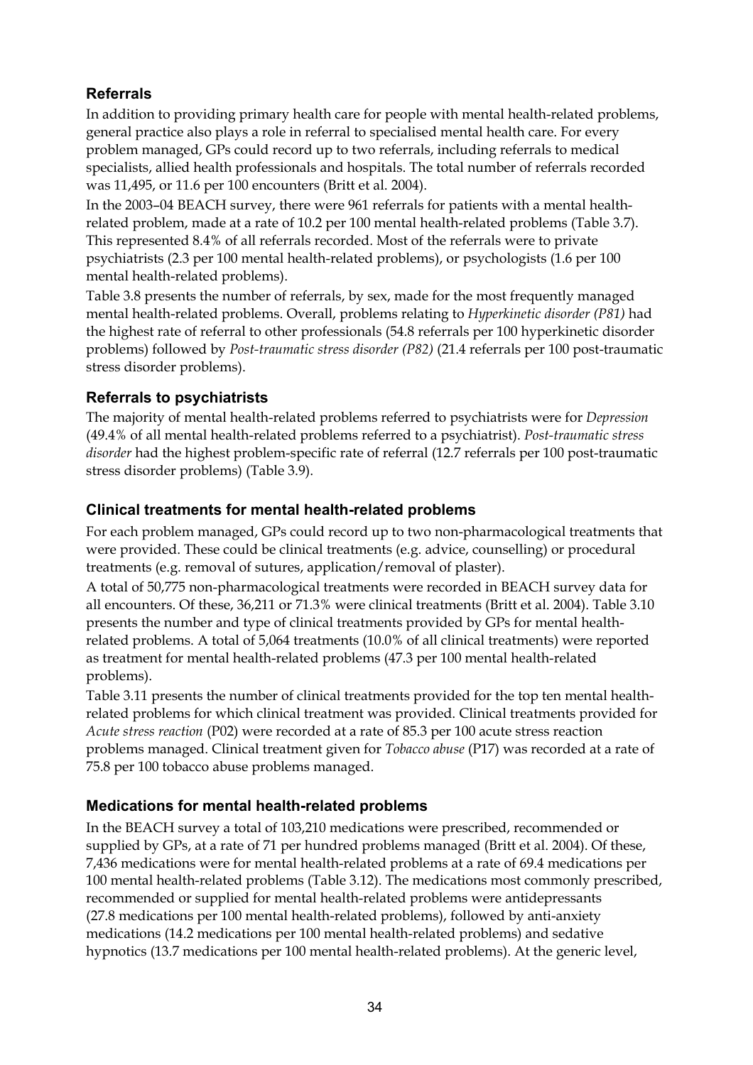### Referrals

In addition to providing primary health care for people with mental health-related problems, general practice also plays a role in referral to specialised mental health care. For every problem managed, GPs could record up to two referrals, including referrals to medical specialists, allied health professionals and hospitals. The total number of referrals recorded was 11,495, or 11.6 per 100 encounters (Britt et al. 2004).

In the 2003–04 BEACH survey, there were 961 referrals for patients with a mental health-related problem, made at a rate of 10.2 per 100 mental health-related problems (Table 3.7). This represented 8.4% of all referrals recorded. Most of the referrals were to private psychiatrists (2.3 per 100 mental health-related problems), or psychologists (1.6 per 100 mental health-related problems).

Table 3.8 presents the number of referrals, by sex, made for the most frequently managed mental health-related problems. Overall, problems relating to *Hyperkinetic disorder (P81)* had the highest rate of referral to other professionals (54.8 referrals per 100 hyperkinetic disorder problems) followed by *Post-traumatic stress disorder (P82)* (21.4 referrals per 100 post-traumatic stress disorder problems).

### Referrals to psychiatrists

The majority of mental health-related problems referred to psychiatrists were for *Depression* (49.4% of all mental health-related problems referred to a psychiatrist). *Post-traumatic stress disorder* had the highest problem-specific rate of referral (12.7 referrals per 100 post-traumatic stress disorder problems) (Table 3.9).

### Clinical treatments for mental health-related problems

For each problem managed, GPs could record up to two non-pharmacological treatments that were provided. These could be clinical treatments (e.g. advice, counselling) or procedural treatments (e.g. removal of sutures, application/removal of plaster).

A total of 50,775 non-pharmacological treatments were recorded in BEACH survey data for all encounters. Of these, 36,211 or 71.3% were clinical treatments (Britt et al. 2004). Table 3.10 presents the number and type of clinical treatments provided by GPs for mental health-related problems. A total of 5,064 treatments (10.0% of all clinical treatments) were reported as treatment for mental health-related problems (47.3 per 100 mental health-related problems).

Table 3.11 presents the number of clinical treatments provided for the top ten mental health-related problems for which clinical treatment was provided. Clinical treatments provided for *Acute stress reaction* (P02) were recorded at a rate of 85.3 per 100 acute stress reaction problems managed. Clinical treatment given for *Tobacco abuse* (P17) was recorded at a rate of 75.8 per 100 tobacco abuse problems managed.

### Medications for mental health-related problems

In the BEACH survey a total of 103,210 medications were prescribed, recommended or supplied by GPs, at a rate of 71 per hundred problems managed (Britt et al. 2004). Of these, 7,436 medications were for mental health-related problems at a rate of 69.4 medications per 100 mental health-related problems (Table 3.12). The medications most commonly prescribed, recommended or supplied for mental health-related problems were antidepressants (27.8 medications per 100 mental health-related problems), followed by anti-anxiety medications (14.2 medications per 100 mental health-related problems) and sedative hypnotics (13.7 medications per 100 mental health-related problems). At the generic level,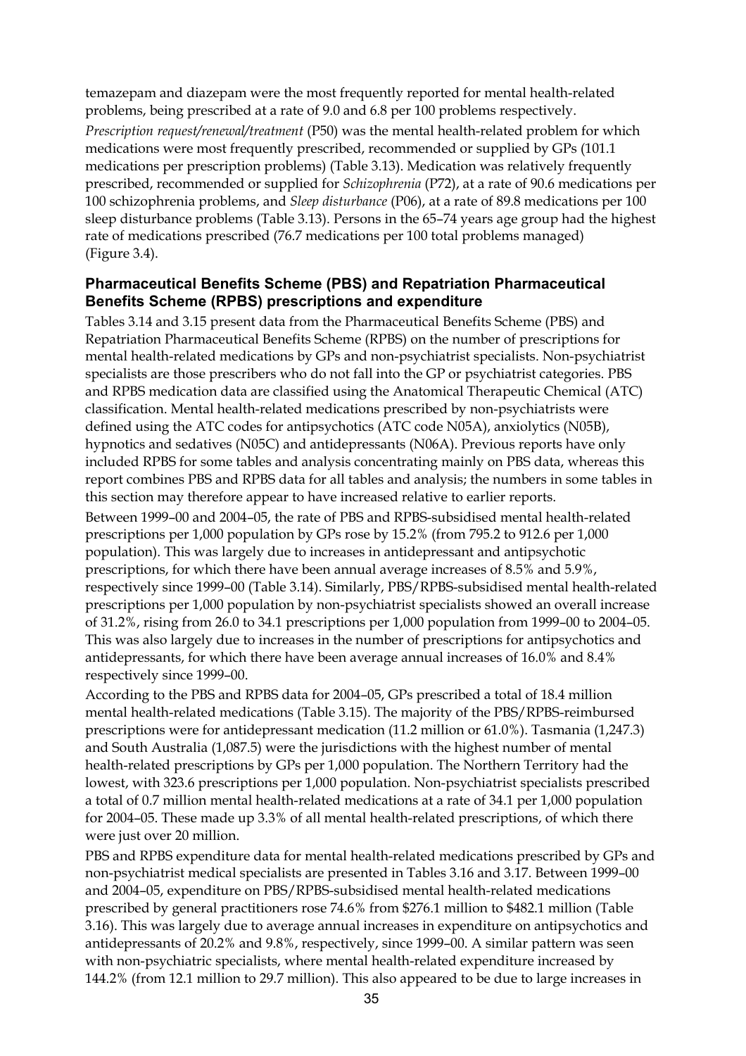temazepam and diazepam were the most frequently reported for mental health-related problems, being prescribed at a rate of 9.0 and 6.8 per 100 problems respectively.

*Prescription request/renewal/treatment* (P50) was the mental health-related problem for which medications were most frequently prescribed, recommended or supplied by GPs (101.1 medications per prescription problems) (Table 3.13). Medication was relatively frequently prescribed, recommended or supplied for *Schizophrenia* (P72), at a rate of 90.6 medications per 100 schizophrenia problems, and *Sleep disturbance* (P06), at a rate of 89.8 medications per 100 sleep disturbance problems (Table 3.13). Persons in the 65–74 years age group had the highest rate of medications prescribed (76.7 medications per 100 total problems managed) (Figure 3.4).

### Pharmaceutical Benefits Scheme (PBS) and Repatriation Pharmaceutical Benefits Scheme (RPBS) prescriptions and expenditure

Tables 3.14 and 3.15 present data from the Pharmaceutical Benefits Scheme (PBS) and Repatriation Pharmaceutical Benefits Scheme (RPBS) on the number of prescriptions for mental health-related medications by GPs and non-psychiatrist specialists. Non-psychiatrist specialists are those prescribers who do not fall into the GP or psychiatrist categories. PBS and RPBS medication data are classified using the Anatomical Therapeutic Chemical (ATC) classification. Mental health-related medications prescribed by non-psychiatrists were defined using the ATC codes for antipsychotics (ATC code N05A), anxiolytics (N05B), hypnotics and sedatives (N05C) and antidepressants (N06A). Previous reports have only included RPBS for some tables and analysis concentrating mainly on PBS data, whereas this report combines PBS and RPBS data for all tables and analysis; the numbers in some tables in this section may therefore appear to have increased relative to earlier reports.

Between 1999–00 and 2004–05, the rate of PBS and RPBS-subsidised mental health-related prescriptions per 1,000 population by GPs rose by 15.2% (from 795.2 to 912.6 per 1,000 population). This was largely due to increases in antidepressant and antipsychotic prescriptions, for which there have been annual average increases of 8.5% and 5.9%, respectively since 1999–00 (Table 3.14). Similarly, PBS/RPBS-subsidised mental health-related prescriptions per 1,000 population by non-psychiatrist specialists showed an overall increase of 31.2%, rising from 26.0 to 34.1 prescriptions per 1,000 population from 1999–00 to 2004–05. This was also largely due to increases in the number of prescriptions for antipsychotics and antidepressants, for which there have been average annual increases of 16.0% and 8.4% respectively since 1999–00.

According to the PBS and RPBS data for 2004–05, GPs prescribed a total of 18.4 million mental health-related medications (Table 3.15). The majority of the PBS/RPBS-reimbursed prescriptions were for antidepressant medication (11.2 million or 61.0%). Tasmania (1,247.3) and South Australia (1,087.5) were the jurisdictions with the highest number of mental health-related prescriptions by GPs per 1,000 population. The Northern Territory had the lowest, with 323.6 prescriptions per 1,000 population. Non-psychiatrist specialists prescribed a total of 0.7 million mental health-related medications at a rate of 34.1 per 1,000 population for 2004–05. These made up 3.3% of all mental health-related prescriptions, of which there were just over 20 million.

PBS and RPBS expenditure data for mental health-related medications prescribed by GPs and non-psychiatrist medical specialists are presented in Tables 3.16 and 3.17. Between 1999–00 and 2004–05, expenditure on PBS/RPBS-subsidised mental health-related medications prescribed by general practitioners rose 74.6% from $276.1 million to $482.1 million (Table 3.16). This was largely due to average annual increases in expenditure on antipsychotics and antidepressants of 20.2% and 9.8%, respectively, since 1999–00. A similar pattern was seen with non-psychiatric specialists, where mental health-related expenditure increased by 144.2% (from 12.1 million to 29.7 million). This also appeared to be due to large increases in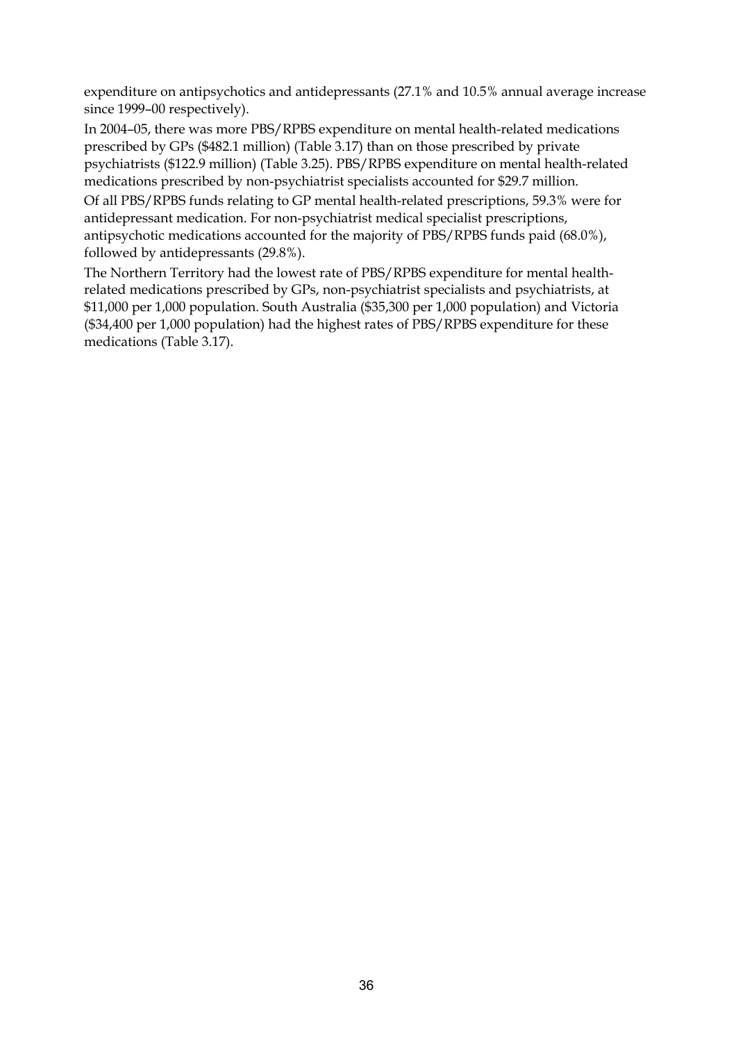expenditure on antipsychotics and antidepressants (27.1% and 10.5% annual average increase since 1999–00 respectively).

In 2004–05, there was more PBS/RPBS expenditure on mental health-related medications prescribed by GPs ($482.1 million) (Table 3.17) than on those prescribed by private psychiatrists ($122.9 million) (Table 3.25). PBS/RPBS expenditure on mental health-related medications prescribed by non-psychiatrist specialists accounted for $29.7 million.

Of all PBS/RPBS funds relating to GP mental health-related prescriptions, 59.3% were for antidepressant medication. For non-psychiatrist medical specialist prescriptions, antipsychotic medications accounted for the majority of PBS/RPBS funds paid (68.0%), followed by antidepressants (29.8%).

The Northern Territory had the lowest rate of PBS/RPBS expenditure for mental health-related medications prescribed by GPs, non-psychiatrist specialists and psychiatrists, at $11,000 per 1,000 population. South Australia ($35,300 per 1,000 population) and Victoria ($34,400 per 1,000 population) had the highest rates of PBS/RPBS expenditure for these medications (Table 3.17).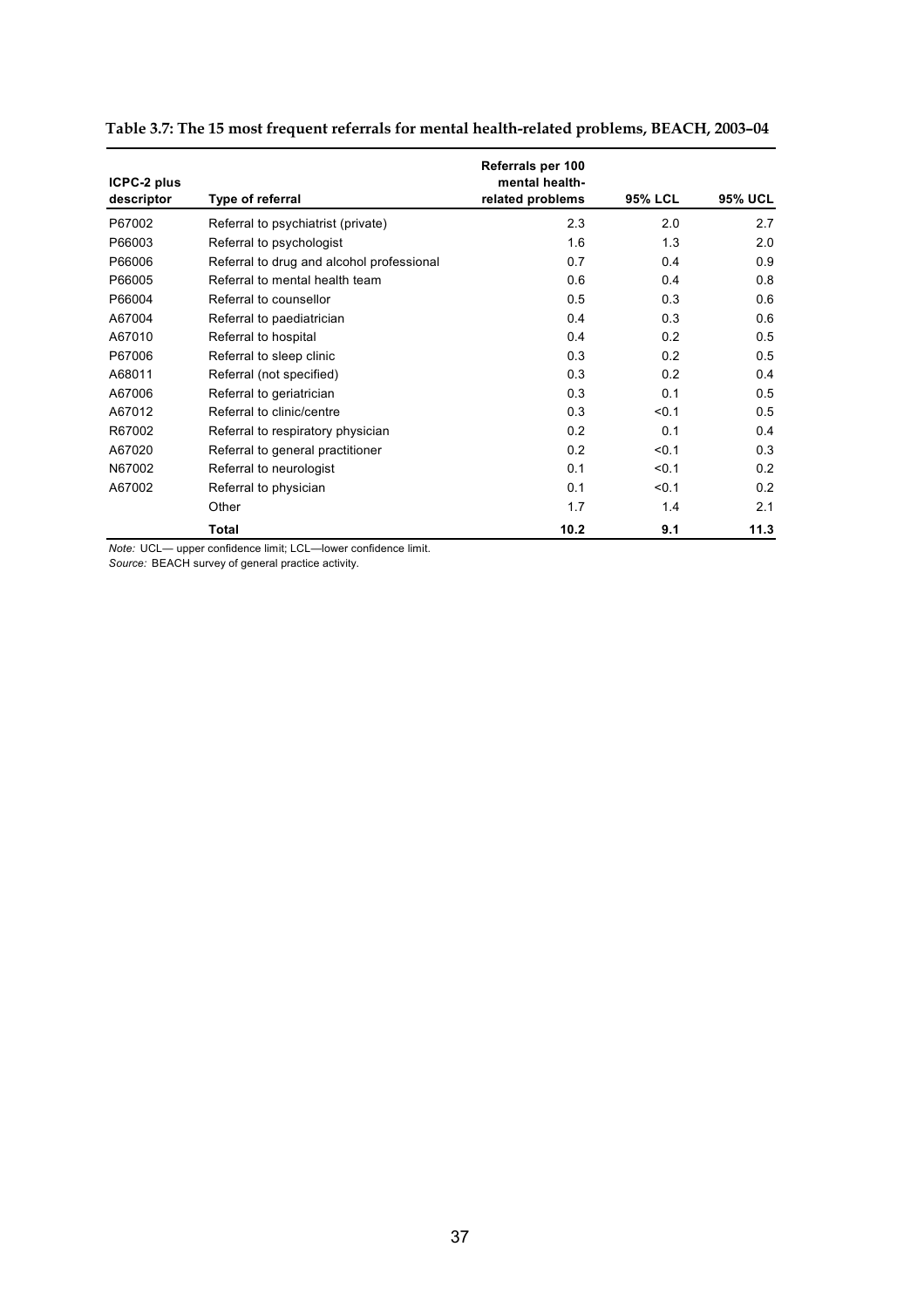**Table 3.7: The 15 most frequent referrals for mental health-related problems, BEACH, 2003–04**

| ICPC-2 plus descriptor | Type of referral | Referrals per 100 mental health-related problems | 95% LCL | 95% UCL |
|---|---|---|---|---|
| P67002 | Referral to psychiatrist (private) | 2.3 | 2.0 | 2.7 |
| P66003 | Referral to psychologist | 1.6 | 1.3 | 2.0 |
| P66006 | Referral to drug and alcohol professional | 0.7 | 0.4 | 0.9 |
| P66005 | Referral to mental health team | 0.6 | 0.4 | 0.8 |
| P66004 | Referral to counsellor | 0.5 | 0.3 | 0.6 |
| A67004 | Referral to paediatrician | 0.4 | 0.3 | 0.6 |
| A67010 | Referral to hospital | 0.4 | 0.2 | 0.5 |
| P67006 | Referral to sleep clinic | 0.3 | 0.2 | 0.5 |
| A68011 | Referral (not specified) | 0.3 | 0.2 | 0.4 |
| A67006 | Referral to geriatrician | 0.3 | 0.1 | 0.5 |
| A67012 | Referral to clinic/centre | 0.3 | <0.1 | 0.5 |
| R67002 | Referral to respiratory physician | 0.2 | 0.1 | 0.4 |
| A67020 | Referral to general practitioner | 0.2 | <0.1 | 0.3 |
| N67002 | Referral to neurologist | 0.1 | <0.1 | 0.2 |
| A67002 | Referral to physician | 0.1 | <0.1 | 0.2 |
| | Other | 1.7 | 1.4 | 2.1 |
| | **Total** | **10.2** | **9.1** | **11.3** |

*Note:* UCL— upper confidence limit; LCL—lower confidence limit.

*Source:* BEACH survey of general practice activity.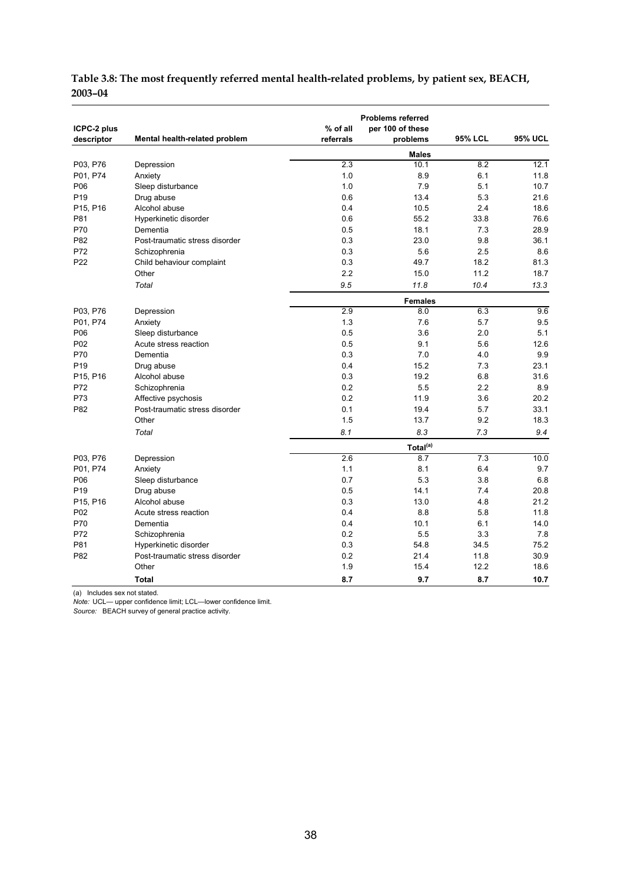**Table 3.8: The most frequently referred mental health-related problems, by patient sex, BEACH, 2003–04**

| ICPC-2 plus descriptor | Mental health-related problem | % of all referrals | Problems referred per 100 of these problems | 95% LCL | 95% UCL |
|---|---|---|---|---|---|
| | | | **Males** | | |
| P03, P76 | Depression | 2.3 | 10.1 | 8.2 | 12.1 |
| P01, P74 | Anxiety | 1.0 | 8.9 | 6.1 | 11.8 |
| P06 | Sleep disturbance | 1.0 | 7.9 | 5.1 | 10.7 |
| P19 | Drug abuse | 0.6 | 13.4 | 5.3 | 21.6 |
| P15, P16 | Alcohol abuse | 0.4 | 10.5 | 2.4 | 18.6 |
| P81 | Hyperkinetic disorder | 0.6 | 55.2 | 33.8 | 76.6 |
| P70 | Dementia | 0.5 | 18.1 | 7.3 | 28.9 |
| P82 | Post-traumatic stress disorder | 0.3 | 23.0 | 9.8 | 36.1 |
| P72 | Schizophrenia | 0.3 | 5.6 | 2.5 | 8.6 |
| P22 | Child behaviour complaint | 0.3 | 49.7 | 18.2 | 81.3 |
| | Other | 2.2 | 15.0 | 11.2 | 18.7 |
| | *Total* | *9.5* | *11.8* | *10.4* | *13.3* |
| | | | **Females** | | |
| P03, P76 | Depression | 2.9 | 8.0 | 6.3 | 9.6 |
| P01, P74 | Anxiety | 1.3 | 7.6 | 5.7 | 9.5 |
| P06 | Sleep disturbance | 0.5 | 3.6 | 2.0 | 5.1 |
| P02 | Acute stress reaction | 0.5 | 9.1 | 5.6 | 12.6 |
| P70 | Dementia | 0.3 | 7.0 | 4.0 | 9.9 |
| P19 | Drug abuse | 0.4 | 15.2 | 7.3 | 23.1 |
| P15, P16 | Alcohol abuse | 0.3 | 19.2 | 6.8 | 31.6 |
| P72 | Schizophrenia | 0.2 | 5.5 | 2.2 | 8.9 |
| P73 | Affective psychosis | 0.2 | 11.9 | 3.6 | 20.2 |
| P82 | Post-traumatic stress disorder | 0.1 | 19.4 | 5.7 | 33.1 |
| | Other | 1.5 | 13.7 | 9.2 | 18.3 |
| | *Total* | *8.1* | *8.3* | *7.3* | *9.4* |
| | | | **Total[(a)]** | | |
| P03, P76 | Depression | 2.6 | 8.7 | 7.3 | 10.0 |
| P01, P74 | Anxiety | 1.1 | 8.1 | 6.4 | 9.7 |
| P06 | Sleep disturbance | 0.7 | 5.3 | 3.8 | 6.8 |
| P19 | Drug abuse | 0.5 | 14.1 | 7.4 | 20.8 |
| P15, P16 | Alcohol abuse | 0.3 | 13.0 | 4.8 | 21.2 |
| P02 | Acute stress reaction | 0.4 | 8.8 | 5.8 | 11.8 |
| P70 | Dementia | 0.4 | 10.1 | 6.1 | 14.0 |
| P72 | Schizophrenia | 0.2 | 5.5 | 3.3 | 7.8 |
| P81 | Hyperkinetic disorder | 0.3 | 54.8 | 34.5 | 75.2 |
| P82 | Post-traumatic stress disorder | 0.2 | 21.4 | 11.8 | 30.9 |
| | Other | 1.9 | 15.4 | 12.2 | 18.6 |
| | **Total** | **8.7** | **9.7** | **8.7** | **10.7** |

(a) Includes sex not stated.

*Note:* UCL— upper confidence limit; LCL—lower confidence limit.

*Source:* BEACH survey of general practice activity.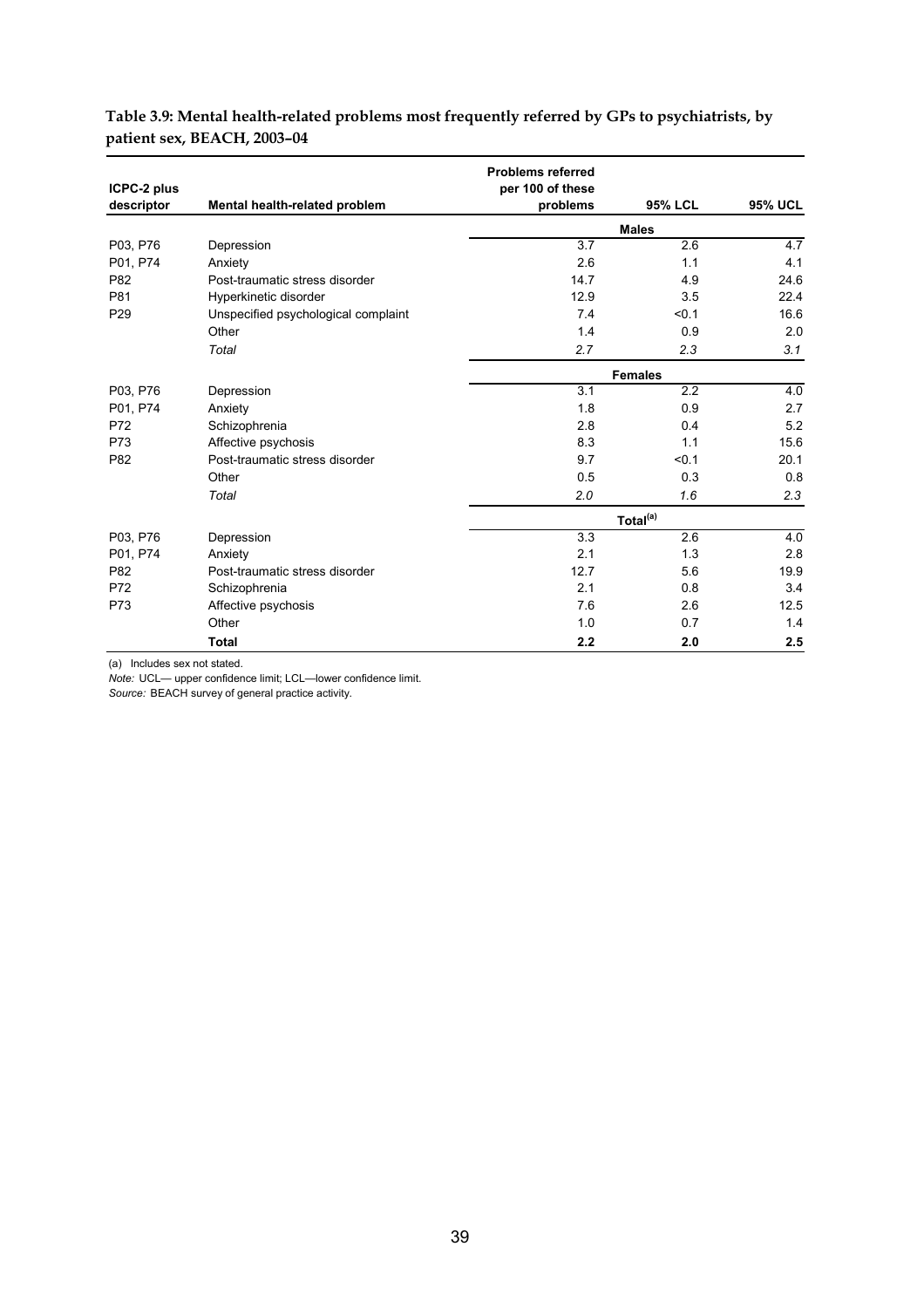**Table 3.9: Mental health-related problems most frequently referred by GPs to psychiatrists, by patient sex, BEACH, 2003–04**

| ICPC-2 plus descriptor | Mental health-related problem | Problems referred per 100 of these problems | 95% LCL | 95% UCL |
|---|---|---|---|---|
| | | | **Males** | |
| P03, P76 | Depression | 3.7 | 2.6 | 4.7 |
| P01, P74 | Anxiety | 2.6 | 1.1 | 4.1 |
| P82 | Post-traumatic stress disorder | 14.7 | 4.9 | 24.6 |
| P81 | Hyperkinetic disorder | 12.9 | 3.5 | 22.4 |
| P29 | Unspecified psychological complaint | 7.4 | <0.1 | 16.6 |
| | Other | 1.4 | 0.9 | 2.0 |
| | *Total* | *2.7* | *2.3* | *3.1* |
| | | | **Females** | |
| P03, P76 | Depression | 3.1 | 2.2 | 4.0 |
| P01, P74 | Anxiety | 1.8 | 0.9 | 2.7 |
| P72 | Schizophrenia | 2.8 | 0.4 | 5.2 |
| P73 | Affective psychosis | 8.3 | 1.1 | 15.6 |
| P82 | Post-traumatic stress disorder | 9.7 | <0.1 | 20.1 |
| | Other | 0.5 | 0.3 | 0.8 |
| | *Total* | *2.0* | *1.6* | *2.3* |
| | | | **Total[(a)]** | |
| P03, P76 | Depression | 3.3 | 2.6 | 4.0 |
| P01, P74 | Anxiety | 2.1 | 1.3 | 2.8 |
| P82 | Post-traumatic stress disorder | 12.7 | 5.6 | 19.9 |
| P72 | Schizophrenia | 2.1 | 0.8 | 3.4 |
| P73 | Affective psychosis | 7.6 | 2.6 | 12.5 |
| | Other | 1.0 | 0.7 | 1.4 |
| | **Total** | **2.2** | **2.0** | **2.5** |

(a) Includes sex not stated.

*Note:* UCL— upper confidence limit; LCL—lower confidence limit.

*Source:* BEACH survey of general practice activity.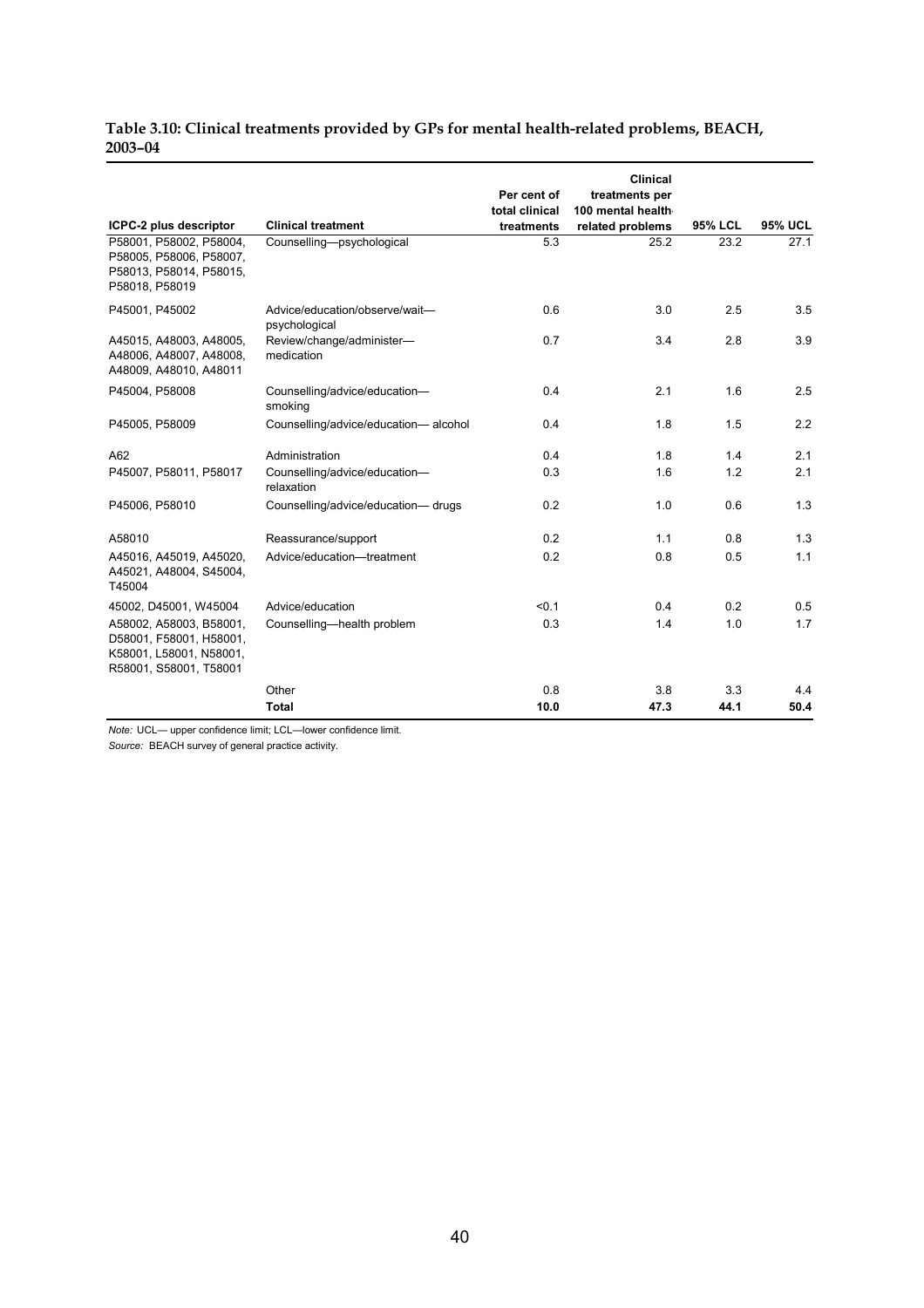**Table 3.10: Clinical treatments provided by GPs for mental health-related problems, BEACH, 2003–04**

| ICPC-2 plus descriptor | Clinical treatment | Per cent of total clinical treatments | Clinical treatments per 100 mental health related problems | 95% LCL | 95% UCL |
|---|---|---|---|---|---|
| P58001, P58002, P58004, P58005, P58006, P58007, P58013, P58014, P58015, P58018, P58019 | Counselling—psychological | 5.3 | 25.2 | 23.2 | 27.1 |
| P45001, P45002 | Advice/education/observe/wait—psychological | 0.6 | 3.0 | 2.5 | 3.5 |
| A45015, A48003, A48005, A48006, A48007, A48008, A48009, A48010, A48011 | Review/change/administer—medication | 0.7 | 3.4 | 2.8 | 3.9 |
| P45004, P58008 | Counselling/advice/education—smoking | 0.4 | 2.1 | 1.6 | 2.5 |
| P45005, P58009 | Counselling/advice/education— alcohol | 0.4 | 1.8 | 1.5 | 2.2 |
| A62 | Administration | 0.4 | 1.8 | 1.4 | 2.1 |
| P45007, P58011, P58017 | Counselling/advice/education—relaxation | 0.3 | 1.6 | 1.2 | 2.1 |
| P45006, P58010 | Counselling/advice/education— drugs | 0.2 | 1.0 | 0.6 | 1.3 |
| A58010 | Reassurance/support | 0.2 | 1.1 | 0.8 | 1.3 |
| A45016, A45019, A45020, A45021, A48004, S45004, T45004 | Advice/education—treatment | 0.2 | 0.8 | 0.5 | 1.1 |
| 45002, D45001, W45004 | Advice/education | <0.1 | 0.4 | 0.2 | 0.5 |
| A58002, A58003, B58001, D58001, F58001, H58001, K58001, L58001, N58001, R58001, S58001, T58001 | Counselling—health problem | 0.3 | 1.4 | 1.0 | 1.7 |
| | Other | 0.8 | 3.8 | 3.3 | 4.4 |
| | **Total** | **10.0** | **47.3** | **44.1** | **50.4** |

*Note:* UCL— upper confidence limit; LCL—lower confidence limit.

*Source:* BEACH survey of general practice activity.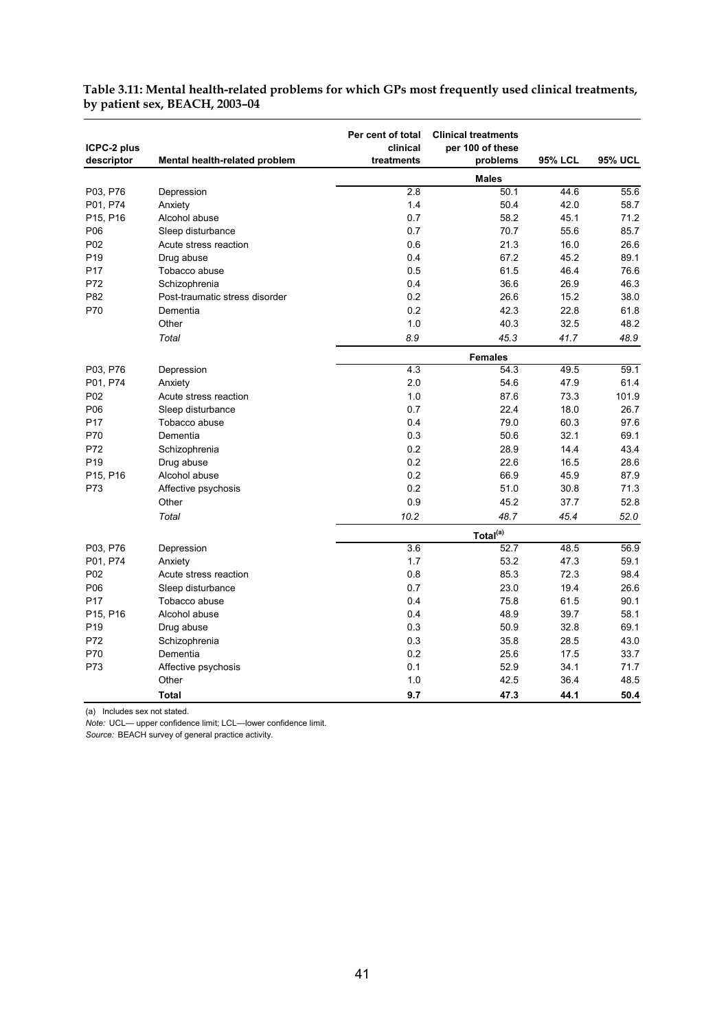**Table 3.11: Mental health-related problems for which GPs most frequently used clinical treatments, by patient sex, BEACH, 2003–04**

| ICPC-2 plus descriptor | Mental health-related problem | Per cent of total clinical treatments | Clinical treatments per 100 of these problems | 95% LCL | 95% UCL |
|---|---|---|---|---|---|
| | | | **Males** | | |
| P03, P76 | Depression | 2.8 | 50.1 | 44.6 | 55.6 |
| P01, P74 | Anxiety | 1.4 | 50.4 | 42.0 | 58.7 |
| P15, P16 | Alcohol abuse | 0.7 | 58.2 | 45.1 | 71.2 |
| P06 | Sleep disturbance | 0.7 | 70.7 | 55.6 | 85.7 |
| P02 | Acute stress reaction | 0.6 | 21.3 | 16.0 | 26.6 |
| P19 | Drug abuse | 0.4 | 67.2 | 45.2 | 89.1 |
| P17 | Tobacco abuse | 0.5 | 61.5 | 46.4 | 76.6 |
| P72 | Schizophrenia | 0.4 | 36.6 | 26.9 | 46.3 |
| P82 | Post-traumatic stress disorder | 0.2 | 26.6 | 15.2 | 38.0 |
| P70 | Dementia | 0.2 | 42.3 | 22.8 | 61.8 |
| | Other | 1.0 | 40.3 | 32.5 | 48.2 |
| | *Total* | *8.9* | *45.3* | *41.7* | *48.9* |
| | | | **Females** | | |
| P03, P76 | Depression | 4.3 | 54.3 | 49.5 | 59.1 |
| P01, P74 | Anxiety | 2.0 | 54.6 | 47.9 | 61.4 |
| P02 | Acute stress reaction | 1.0 | 87.6 | 73.3 | 101.9 |
| P06 | Sleep disturbance | 0.7 | 22.4 | 18.0 | 26.7 |
| P17 | Tobacco abuse | 0.4 | 79.0 | 60.3 | 97.6 |
| P70 | Dementia | 0.3 | 50.6 | 32.1 | 69.1 |
| P72 | Schizophrenia | 0.2 | 28.9 | 14.4 | 43.4 |
| P19 | Drug abuse | 0.2 | 22.6 | 16.5 | 28.6 |
| P15, P16 | Alcohol abuse | 0.2 | 66.9 | 45.9 | 87.9 |
| P73 | Affective psychosis | 0.2 | 51.0 | 30.8 | 71.3 |
| | Other | 0.9 | 45.2 | 37.7 | 52.8 |
| | *Total* | *10.2* | *48.7* | *45.4* | *52.0* |
| | | | **Total[(a)]** | | |
| P03, P76 | Depression | 3.6 | 52.7 | 48.5 | 56.9 |
| P01, P74 | Anxiety | 1.7 | 53.2 | 47.3 | 59.1 |
| P02 | Acute stress reaction | 0.8 | 85.3 | 72.3 | 98.4 |
| P06 | Sleep disturbance | 0.7 | 23.0 | 19.4 | 26.6 |
| P17 | Tobacco abuse | 0.4 | 75.8 | 61.5 | 90.1 |
| P15, P16 | Alcohol abuse | 0.4 | 48.9 | 39.7 | 58.1 |
| P19 | Drug abuse | 0.3 | 50.9 | 32.8 | 69.1 |
| P72 | Schizophrenia | 0.3 | 35.8 | 28.5 | 43.0 |
| P70 | Dementia | 0.2 | 25.6 | 17.5 | 33.7 |
| P73 | Affective psychosis | 0.1 | 52.9 | 34.1 | 71.7 |
| | Other | 1.0 | 42.5 | 36.4 | 48.5 |
| | **Total** | **9.7** | **47.3** | **44.1** | **50.4** |

(a) Includes sex not stated.

*Note:* UCL— upper confidence limit; LCL—lower confidence limit.

*Source:* BEACH survey of general practice activity.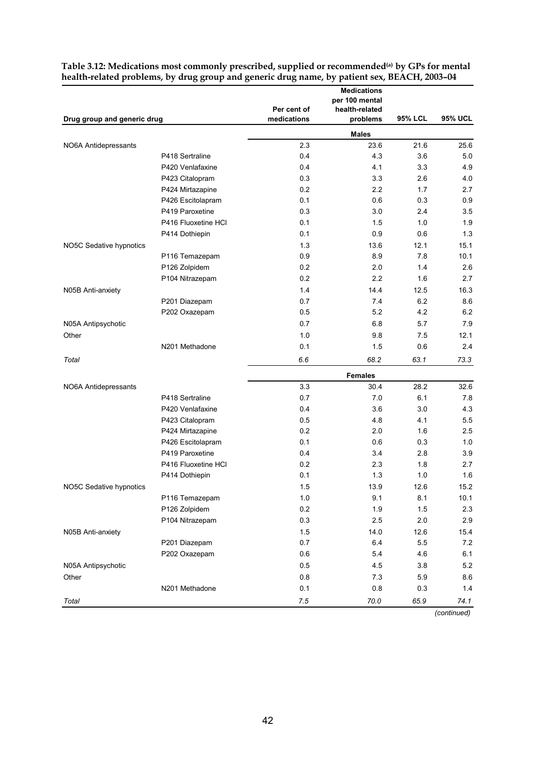**Table 3.12: Medications most commonly prescribed, supplied or recommended[(a)] by GPs for mental health-related problems, by drug group and generic drug name, by patient sex, BEACH, 2003–04**

| Drug group and generic drug | | Per cent of medications | Medications per 100 mental health-related problems | 95% LCL | 95% UCL |
|---|---|---|---|---|---|
| | | | **Males** | | |
| NO6A Antidepressants | | 2.3 | 23.6 | 21.6 | 25.6 |
| | P418 Sertraline | 0.4 | 4.3 | 3.6 | 5.0 |
| | P420 Venlafaxine | 0.4 | 4.1 | 3.3 | 4.9 |
| | P423 Citalopram | 0.3 | 3.3 | 2.6 | 4.0 |
| | P424 Mirtazapine | 0.2 | 2.2 | 1.7 | 2.7 |
| | P426 Escitolapram | 0.1 | 0.6 | 0.3 | 0.9 |
| | P419 Paroxetine | 0.3 | 3.0 | 2.4 | 3.5 |
| | P416 Fluoxetine HCl | 0.1 | 1.5 | 1.0 | 1.9 |
| | P414 Dothiepin | 0.1 | 0.9 | 0.6 | 1.3 |
| NO5C Sedative hypnotics | | 1.3 | 13.6 | 12.1 | 15.1 |
| | P116 Temazepam | 0.9 | 8.9 | 7.8 | 10.1 |
| | P126 Zolpidem | 0.2 | 2.0 | 1.4 | 2.6 |
| | P104 Nitrazepam | 0.2 | 2.2 | 1.6 | 2.7 |
| N05B Anti-anxiety | | 1.4 | 14.4 | 12.5 | 16.3 |
| | P201 Diazepam | 0.7 | 7.4 | 6.2 | 8.6 |
| | P202 Oxazepam | 0.5 | 5.2 | 4.2 | 6.2 |
| N05A Antipsychotic | | 0.7 | 6.8 | 5.7 | 7.9 |
| Other | | 1.0 | 9.8 | 7.5 | 12.1 |
| | N201 Methadone | 0.1 | 1.5 | 0.6 | 2.4 |
| *Total* | | *6.6* | *68.2* | *63.1* | *73.3* |
| | | | **Females** | | |
| NO6A Antidepressants | | 3.3 | 30.4 | 28.2 | 32.6 |
| | P418 Sertraline | 0.7 | 7.0 | 6.1 | 7.8 |
| | P420 Venlafaxine | 0.4 | 3.6 | 3.0 | 4.3 |
| | P423 Citalopram | 0.5 | 4.8 | 4.1 | 5.5 |
| | P424 Mirtazapine | 0.2 | 2.0 | 1.6 | 2.5 |
| | P426 Escitolapram | 0.1 | 0.6 | 0.3 | 1.0 |
| | P419 Paroxetine | 0.4 | 3.4 | 2.8 | 3.9 |
| | P416 Fluoxetine HCl | 0.2 | 2.3 | 1.8 | 2.7 |
| | P414 Dothiepin | 0.1 | 1.3 | 1.0 | 1.6 |
| NO5C Sedative hypnotics | | 1.5 | 13.9 | 12.6 | 15.2 |
| | P116 Temazepam | 1.0 | 9.1 | 8.1 | 10.1 |
| | P126 Zolpidem | 0.2 | 1.9 | 1.5 | 2.3 |
| | P104 Nitrazepam | 0.3 | 2.5 | 2.0 | 2.9 |
| N05B Anti-anxiety | | 1.5 | 14.0 | 12.6 | 15.4 |
| | P201 Diazepam | 0.7 | 6.4 | 5.5 | 7.2 |
| | P202 Oxazepam | 0.6 | 5.4 | 4.6 | 6.1 |
| N05A Antipsychotic | | 0.5 | 4.5 | 3.8 | 5.2 |
| Other | | 0.8 | 7.3 | 5.9 | 8.6 |
| | N201 Methadone | 0.1 | 0.8 | 0.3 | 1.4 |
| *Total* | | *7.5* | *70.0* | *65.9* | *74.1* |

*(continued)*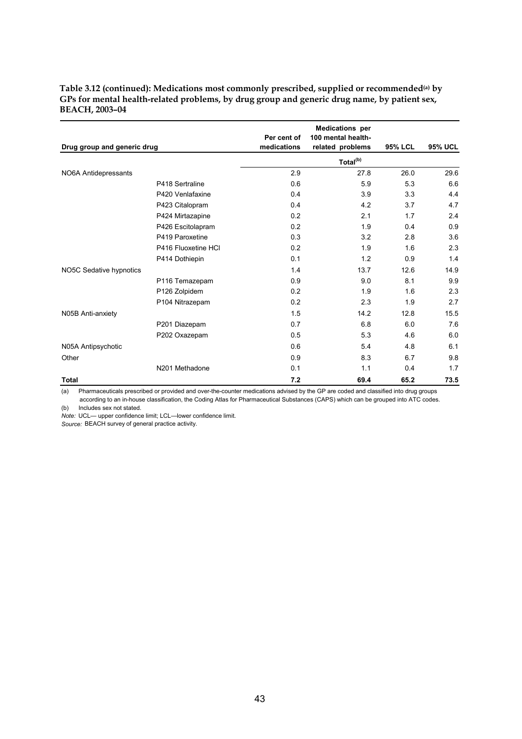**Table 3.12 (continued): Medications most commonly prescribed, supplied or recommended[(a)] by GPs for mental health-related problems, by drug group and generic drug name, by patient sex, BEACH, 2003–04**

| Drug group and generic drug | | Per cent of medications | Medications per 100 mental health-related problems | 95% LCL | 95% UCL |
|---|---|---|---|---|---|
| | | | Total[(b)] | | |
| NO6A Antidepressants | | 2.9 | 27.8 | 26.0 | 29.6 |
| | P418 Sertraline | 0.6 | 5.9 | 5.3 | 6.6 |
| | P420 Venlafaxine | 0.4 | 3.9 | 3.3 | 4.4 |
| | P423 Citalopram | 0.4 | 4.2 | 3.7 | 4.7 |
| | P424 Mirtazapine | 0.2 | 2.1 | 1.7 | 2.4 |
| | P426 Escitolapram | 0.2 | 1.9 | 0.4 | 0.9 |
| | P419 Paroxetine | 0.3 | 3.2 | 2.8 | 3.6 |
| | P416 Fluoxetine HCl | 0.2 | 1.9 | 1.6 | 2.3 |
| | P414 Dothiepin | 0.1 | 1.2 | 0.9 | 1.4 |
| NO5C Sedative hypnotics | | 1.4 | 13.7 | 12.6 | 14.9 |
| | P116 Temazepam | 0.9 | 9.0 | 8.1 | 9.9 |
| | P126 Zolpidem | 0.2 | 1.9 | 1.6 | 2.3 |
| | P104 Nitrazepam | 0.2 | 2.3 | 1.9 | 2.7 |
| N05B Anti-anxiety | | 1.5 | 14.2 | 12.8 | 15.5 |
| | P201 Diazepam | 0.7 | 6.8 | 6.0 | 7.6 |
| | P202 Oxazepam | 0.5 | 5.3 | 4.6 | 6.0 |
| N05A Antipsychotic | | 0.6 | 5.4 | 4.8 | 6.1 |
| Other | | 0.9 | 8.3 | 6.7 | 9.8 |
| | N201 Methadone | 0.1 | 1.1 | 0.4 | 1.7 |
| **Total** | | **7.2** | **69.4** | **65.2** | **73.5** |

(a) Pharmaceuticals prescribed or provided and over-the-counter medications advised by the GP are coded and classified into drug groups according to an in-house classification, the Coding Atlas for Pharmaceutical Substances (CAPS) which can be grouped into ATC codes.

(b) Includes sex not stated.

*Note:* UCL— upper confidence limit; LCL—lower confidence limit.

*Source:* BEACH survey of general practice activity.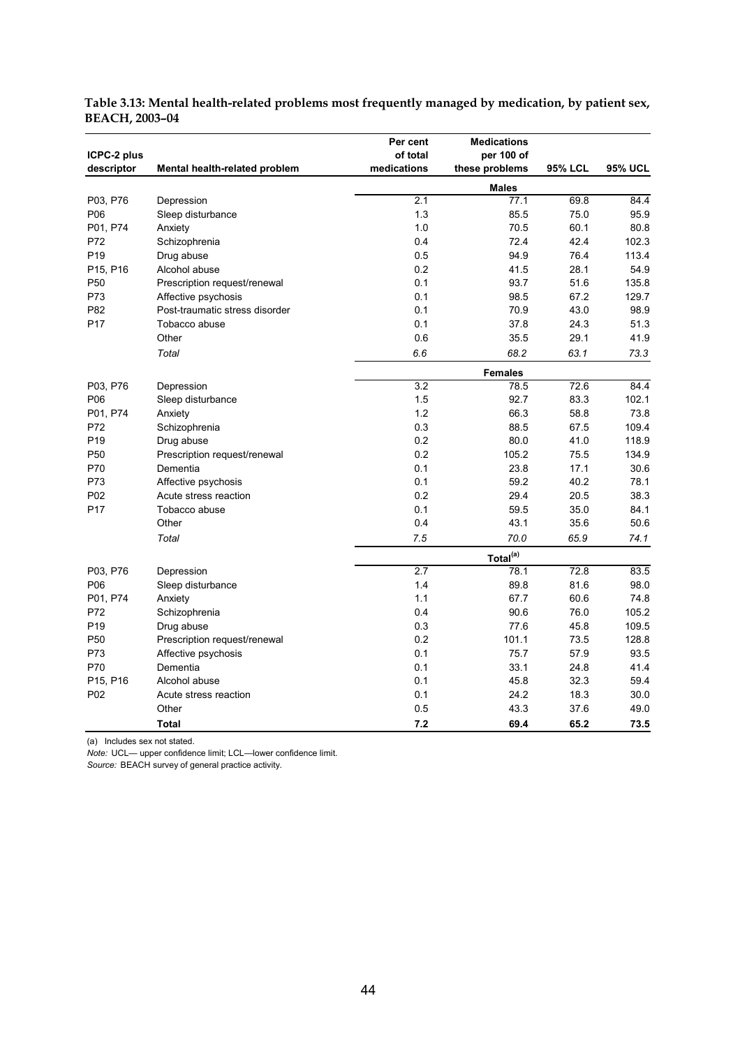**Table 3.13: Mental health-related problems most frequently managed by medication, by patient sex, BEACH, 2003–04**

| ICPC-2 plus descriptor | Mental health-related problem | Per cent of total medications | Medications per 100 of these problems | 95% LCL | 95% UCL |
|---|---|---|---|---|---|
| | | | **Males** | | |
| P03, P76 | Depression | 2.1 | 77.1 | 69.8 | 84.4 |
| P06 | Sleep disturbance | 1.3 | 85.5 | 75.0 | 95.9 |
| P01, P74 | Anxiety | 1.0 | 70.5 | 60.1 | 80.8 |
| P72 | Schizophrenia | 0.4 | 72.4 | 42.4 | 102.3 |
| P19 | Drug abuse | 0.5 | 94.9 | 76.4 | 113.4 |
| P15, P16 | Alcohol abuse | 0.2 | 41.5 | 28.1 | 54.9 |
| P50 | Prescription request/renewal | 0.1 | 93.7 | 51.6 | 135.8 |
| P73 | Affective psychosis | 0.1 | 98.5 | 67.2 | 129.7 |
| P82 | Post-traumatic stress disorder | 0.1 | 70.9 | 43.0 | 98.9 |
| P17 | Tobacco abuse | 0.1 | 37.8 | 24.3 | 51.3 |
| | Other | 0.6 | 35.5 | 29.1 | 41.9 |
| | *Total* | *6.6* | *68.2* | *63.1* | *73.3* |
| | | | **Females** | | |
| P03, P76 | Depression | 3.2 | 78.5 | 72.6 | 84.4 |
| P06 | Sleep disturbance | 1.5 | 92.7 | 83.3 | 102.1 |
| P01, P74 | Anxiety | 1.2 | 66.3 | 58.8 | 73.8 |
| P72 | Schizophrenia | 0.3 | 88.5 | 67.5 | 109.4 |
| P19 | Drug abuse | 0.2 | 80.0 | 41.0 | 118.9 |
| P50 | Prescription request/renewal | 0.2 | 105.2 | 75.5 | 134.9 |
| P70 | Dementia | 0.1 | 23.8 | 17.1 | 30.6 |
| P73 | Affective psychosis | 0.1 | 59.2 | 40.2 | 78.1 |
| P02 | Acute stress reaction | 0.2 | 29.4 | 20.5 | 38.3 |
| P17 | Tobacco abuse | 0.1 | 59.5 | 35.0 | 84.1 |
| | Other | 0.4 | 43.1 | 35.6 | 50.6 |
| | *Total* | *7.5* | *70.0* | *65.9* | *74.1* |
| | | | **Total[(a)]** | | |
| P03, P76 | Depression | 2.7 | 78.1 | 72.8 | 83.5 |
| P06 | Sleep disturbance | 1.4 | 89.8 | 81.6 | 98.0 |
| P01, P74 | Anxiety | 1.1 | 67.7 | 60.6 | 74.8 |
| P72 | Schizophrenia | 0.4 | 90.6 | 76.0 | 105.2 |
| P19 | Drug abuse | 0.3 | 77.6 | 45.8 | 109.5 |
| P50 | Prescription request/renewal | 0.2 | 101.1 | 73.5 | 128.8 |
| P73 | Affective psychosis | 0.1 | 75.7 | 57.9 | 93.5 |
| P70 | Dementia | 0.1 | 33.1 | 24.8 | 41.4 |
| P15, P16 | Alcohol abuse | 0.1 | 45.8 | 32.3 | 59.4 |
| P02 | Acute stress reaction | 0.1 | 24.2 | 18.3 | 30.0 |
| | Other | 0.5 | 43.3 | 37.6 | 49.0 |
| | **Total** | **7.2** | **69.4** | **65.2** | **73.5** |

(a) Includes sex not stated.

*Note:* UCL— upper confidence limit; LCL—lower confidence limit.

*Source:* BEACH survey of general practice activity.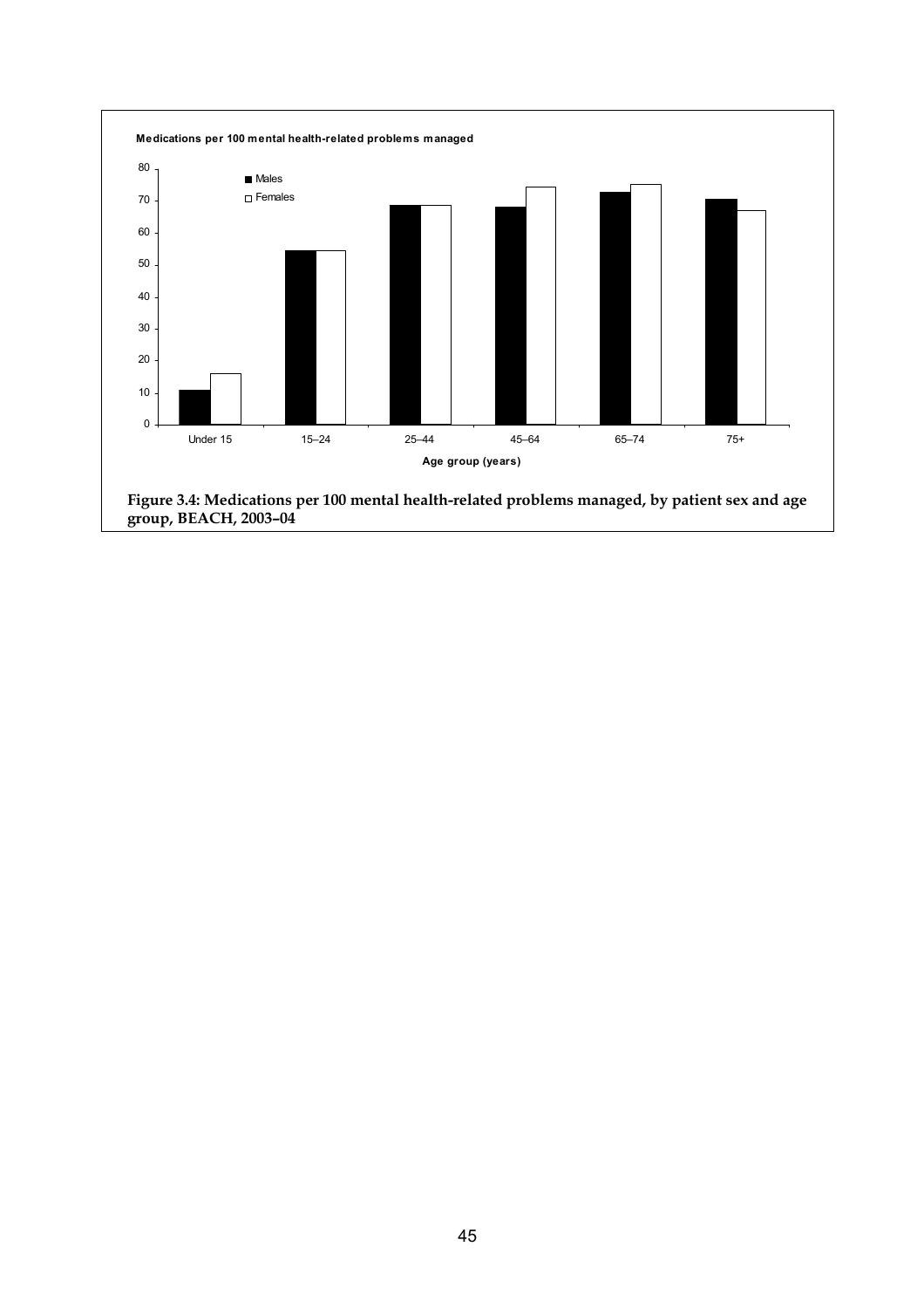Medications per 100 mental health-related problems managed

| Age group (years) | Males | Females |
|---|---|---|
| Under 15 | ~11 | ~16 |
| 15–24 | ~54.5 | ~54.5 |
| 25–44 | ~68.5 | ~68.5 |
| 45–64 | ~68 | ~74 |
| 65–74 | ~72.5 | ~75 |
| 75+ | ~70.5 | ~67 |

**Figure 3.4: Medications per 100 mental health-related problems managed, by patient sex and age group, BEACH, 2003–04**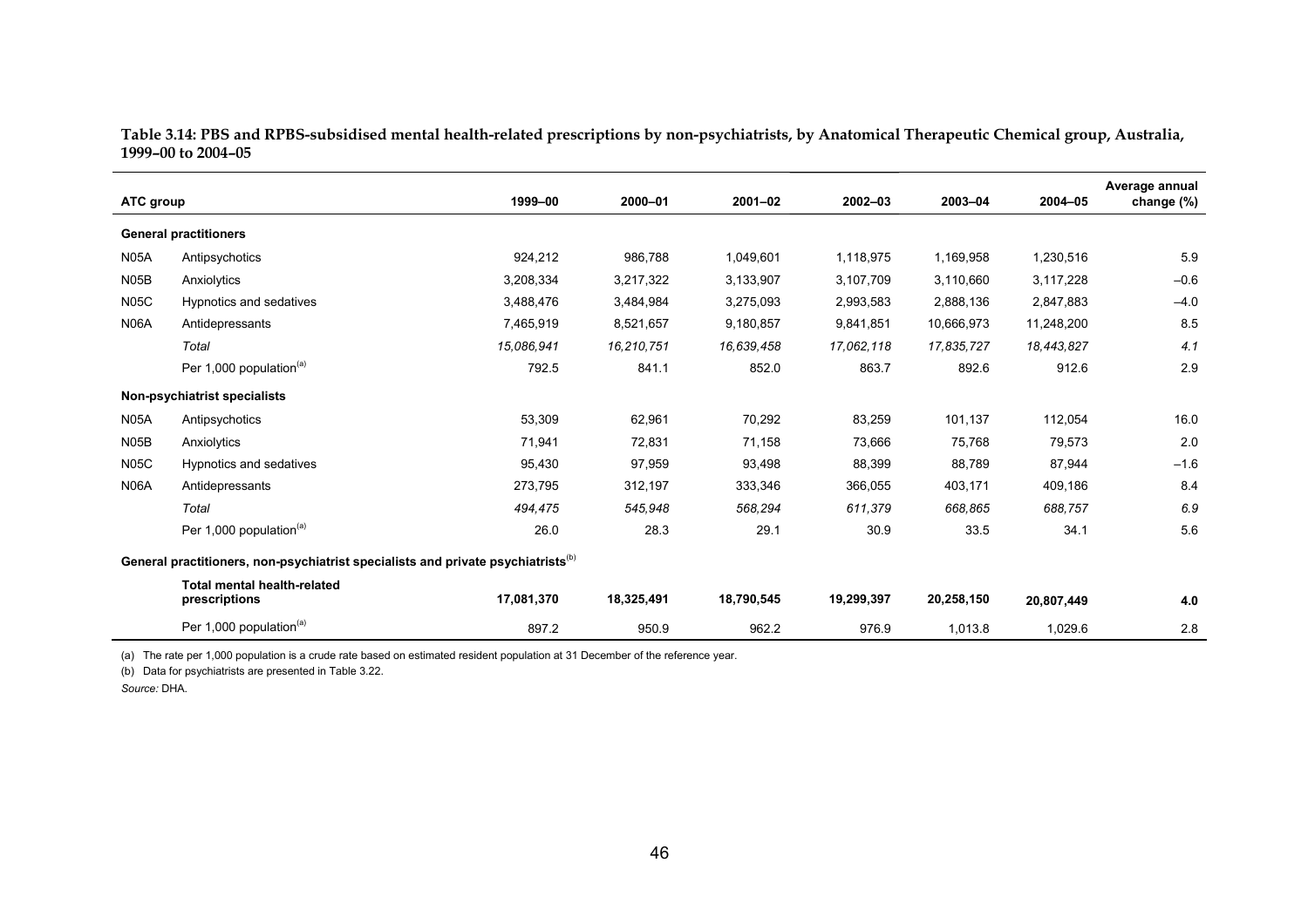**Table 3.14: PBS and RPBS-subsidised mental health-related prescriptions by non-psychiatrists, by Anatomical Therapeutic Chemical group, Australia, 1999–00 to 2004–05**

| ATC group | | 1999–00 | 2000–01 | 2001–02 | 2002–03 | 2003–04 | 2004–05 | Average annual change (%) |
|---|---|---|---|---|---|---|---|---|
| **General practitioners** | | | | | | | | |
| N05A | Antipsychotics | 924,212 | 986,788 | 1,049,601 | 1,118,975 | 1,169,958 | 1,230,516 | 5.9 |
| N05B | Anxiolytics | 3,208,334 | 3,217,322 | 3,133,907 | 3,107,709 | 3,110,660 | 3,117,228 | –0.6 |
| N05C | Hypnotics and sedatives | 3,488,476 | 3,484,984 | 3,275,093 | 2,993,583 | 2,888,136 | 2,847,883 | –4.0 |
| N06A | Antidepressants | 7,465,919 | 8,521,657 | 9,180,857 | 9,841,851 | 10,666,973 | 11,248,200 | 8.5 |
| | *Total* | *15,086,941* | *16,210,751* | *16,639,458* | *17,062,118* | *17,835,727* | *18,443,827* | *4.1* |
| | Per 1,000 population[(a)] | 792.5 | 841.1 | 852.0 | 863.7 | 892.6 | 912.6 | 2.9 |
| **Non-psychiatrist specialists** | | | | | | | | |
| N05A | Antipsychotics | 53,309 | 62,961 | 70,292 | 83,259 | 101,137 | 112,054 | 16.0 |
| N05B | Anxiolytics | 71,941 | 72,831 | 71,158 | 73,666 | 75,768 | 79,573 | 2.0 |
| N05C | Hypnotics and sedatives | 95,430 | 97,959 | 93,498 | 88,399 | 88,789 | 87,944 | –1.6 |
| N06A | Antidepressants | 273,795 | 312,197 | 333,346 | 366,055 | 403,171 | 409,186 | 8.4 |
| | *Total* | *494,475* | *545,948* | *568,294* | *611,379* | *668,865* | *688,757* | *6.9* |
| | Per 1,000 population[(a)] | 26.0 | 28.3 | 29.1 | 30.9 | 33.5 | 34.1 | 5.6 |
| **General practitioners, non-psychiatrist specialists and private psychiatrists[(b)]** | | | | | | | | |
| | **Total mental health-related prescriptions** | **17,081,370** | **18,325,491** | **18,790,545** | **19,299,397** | **20,258,150** | **20,807,449** | **4.0** |
| | Per 1,000 population[(a)] | 897.2 | 950.9 | 962.2 | 976.9 | 1,013.8 | 1,029.6 | 2.8 |

(a) The rate per 1,000 population is a crude rate based on estimated resident population at 31 December of the reference year.

(b) Data for psychiatrists are presented in Table 3.22.

*Source:* DHA.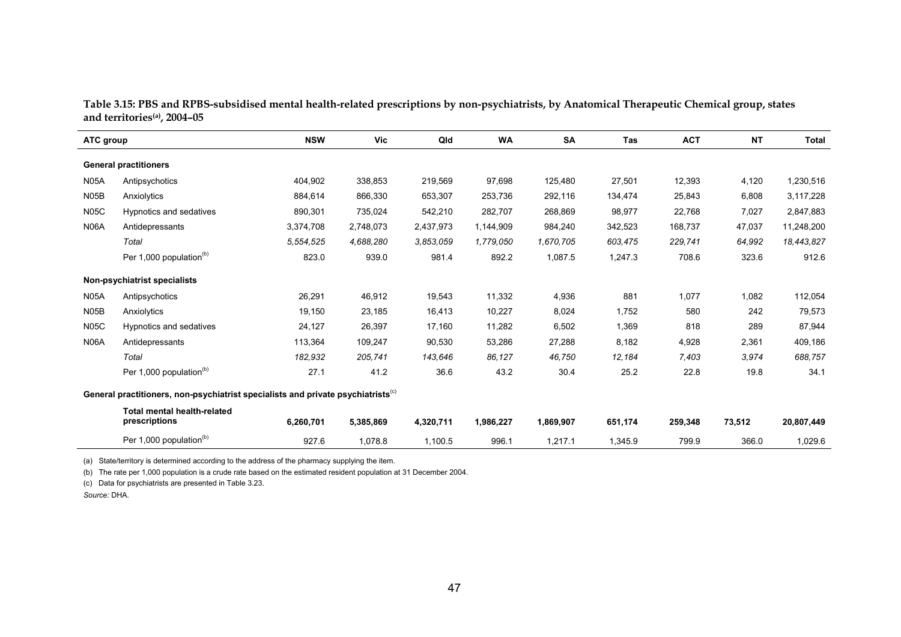**Table 3.15: PBS and RPBS-subsidised mental health-related prescriptions by non-psychiatrists, by Anatomical Therapeutic Chemical group, states and territories[(a)], 2004–05**

| ATC group | | NSW | Vic | Qld | WA | SA | Tas | ACT | NT | Total |
|---|---|---|---|---|---|---|---|---|---|---|
| **General practitioners** | | | | | | | | | | |
| N05A | Antipsychotics | 404,902 | 338,853 | 219,569 | 97,698 | 125,480 | 27,501 | 12,393 | 4,120 | 1,230,516 |
| N05B | Anxiolytics | 884,614 | 866,330 | 653,307 | 253,736 | 292,116 | 134,474 | 25,843 | 6,808 | 3,117,228 |
| N05C | Hypnotics and sedatives | 890,301 | 735,024 | 542,210 | 282,707 | 268,869 | 98,977 | 22,768 | 7,027 | 2,847,883 |
| N06A | Antidepressants | 3,374,708 | 2,748,073 | 2,437,973 | 1,144,909 | 984,240 | 342,523 | 168,737 | 47,037 | 11,248,200 |
| | *Total* | *5,554,525* | *4,688,280* | *3,853,059* | *1,779,050* | *1,670,705* | *603,475* | *229,741* | *64,992* | *18,443,827* |
| | Per 1,000 population[(b)] | 823.0 | 939.0 | 981.4 | 892.2 | 1,087.5 | 1,247.3 | 708.6 | 323.6 | 912.6 |
| **Non-psychiatrist specialists** | | | | | | | | | | |
| N05A | Antipsychotics | 26,291 | 46,912 | 19,543 | 11,332 | 4,936 | 881 | 1,077 | 1,082 | 112,054 |
| N05B | Anxiolytics | 19,150 | 23,185 | 16,413 | 10,227 | 8,024 | 1,752 | 580 | 242 | 79,573 |
| N05C | Hypnotics and sedatives | 24,127 | 26,397 | 17,160 | 11,282 | 6,502 | 1,369 | 818 | 289 | 87,944 |
| N06A | Antidepressants | 113,364 | 109,247 | 90,530 | 53,286 | 27,288 | 8,182 | 4,928 | 2,361 | 409,186 |
| | *Total* | *182,932* | *205,741* | *143,646* | *86,127* | *46,750* | *12,184* | *7,403* | *3,974* | *688,757* |
| | Per 1,000 population[(b)] | 27.1 | 41.2 | 36.6 | 43.2 | 30.4 | 25.2 | 22.8 | 19.8 | 34.1 |
| **General practitioners, non-psychiatrist specialists and private psychiatrists[(c)]** | | | | | | | | | | |
| | **Total mental health-related prescriptions** | **6,260,701** | **5,385,869** | **4,320,711** | **1,986,227** | **1,869,907** | **651,174** | **259,348** | **73,512** | **20,807,449** |
| | Per 1,000 population[(b)] | 927.6 | 1,078.8 | 1,100.5 | 996.1 | 1,217.1 | 1,345.9 | 799.9 | 366.0 | 1,029.6 |

(a) State/territory is determined according to the address of the pharmacy supplying the item.

(b) The rate per 1,000 population is a crude rate based on the estimated resident population at 31 December 2004.

(c) Data for psychiatrists are presented in Table 3.23.

*Source:* DHA.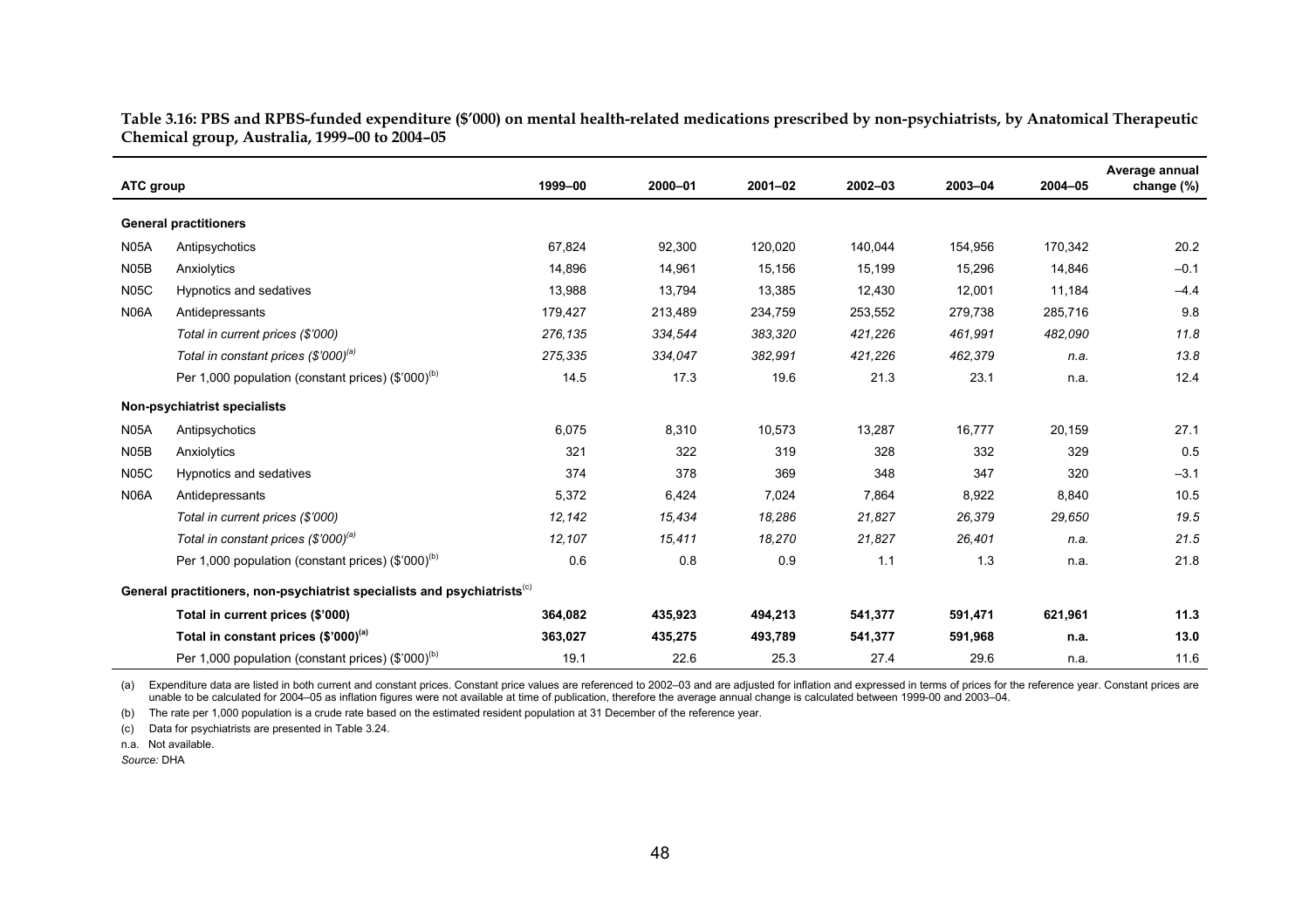**Table 3.16: PBS and RPBS-funded expenditure ($'000) on mental health-related medications prescribed by non-psychiatrists, by Anatomical Therapeutic Chemical group, Australia, 1999–00 to 2004–05**

| ATC group | | 1999–00 | 2000–01 | 2001–02 | 2002–03 | 2003–04 | 2004–05 | Average annual change (%) |
|---|---|---|---|---|---|---|---|---|
| **General practitioners** | | | | | | | | |
| N05A | Antipsychotics | 67,824 | 92,300 | 120,020 | 140,044 | 154,956 | 170,342 | 20.2 |
| N05B | Anxiolytics | 14,896 | 14,961 | 15,156 | 15,199 | 15,296 | 14,846 | –0.1 |
| N05C | Hypnotics and sedatives | 13,988 | 13,794 | 13,385 | 12,430 | 12,001 | 11,184 | –4.4 |
| N06A | Antidepressants | 179,427 | 213,489 | 234,759 | 253,552 | 279,738 | 285,716 | 9.8 |
| | *Total in current prices ($'000)* | *276,135* | *334,544* | *383,320* | *421,226* | *461,991* | *482,090* | *11.8* |
| | *Total in constant prices ($'000)[(a)]* | *275,335* | *334,047* | *382,991* | *421,226* | *462,379* | *n.a.* | *13.8* |
| | Per 1,000 population (constant prices) ($'000)[(b)] | 14.5 | 17.3 | 19.6 | 21.3 | 23.1 | n.a. | 12.4 |
| **Non-psychiatrist specialists** | | | | | | | | |
| N05A | Antipsychotics | 6,075 | 8,310 | 10,573 | 13,287 | 16,777 | 20,159 | 27.1 |
| N05B | Anxiolytics | 321 | 322 | 319 | 328 | 332 | 329 | 0.5 |
| N05C | Hypnotics and sedatives | 374 | 378 | 369 | 348 | 347 | 320 | –3.1 |
| N06A | Antidepressants | 5,372 | 6,424 | 7,024 | 7,864 | 8,922 | 8,840 | 10.5 |
| | *Total in current prices ($'000)* | *12,142* | *15,434* | *18,286* | *21,827* | *26,379* | *29,650* | *19.5* |
| | *Total in constant prices ($'000)[(a)]* | *12,107* | *15,411* | *18,270* | *21,827* | *26,401* | *n.a.* | *21.5* |
| | Per 1,000 population (constant prices) ($'000)[(b)] | 0.6 | 0.8 | 0.9 | 1.1 | 1.3 | n.a. | 21.8 |
| **General practitioners, non-psychiatrist specialists and psychiatrists[(c)]** | | | | | | | | |
| | **Total in current prices ($'000)** | **364,082** | **435,923** | **494,213** | **541,377** | **591,471** | **621,961** | **11.3** |
| | **Total in constant prices ($'000)[(a)]** | **363,027** | **435,275** | **493,789** | **541,377** | **591,968** | **n.a.** | **13.0** |
| | Per 1,000 population (constant prices) ($'000)[(b)] | 19.1 | 22.6 | 25.3 | 27.4 | 29.6 | n.a. | 11.6 |

(a) Expenditure data are listed in both current and constant prices. Constant price values are referenced to 2002–03 and are adjusted for inflation and expressed in terms of prices for the reference year. Constant prices are unable to be calculated for 2004–05 as inflation figures were not available at time of publication, therefore the average annual change is calculated between 1999-00 and 2003–04.

(b) The rate per 1,000 population is a crude rate based on the estimated resident population at 31 December of the reference year.

(c) Data for psychiatrists are presented in Table 3.24.

n.a. Not available.

*Source:* DHA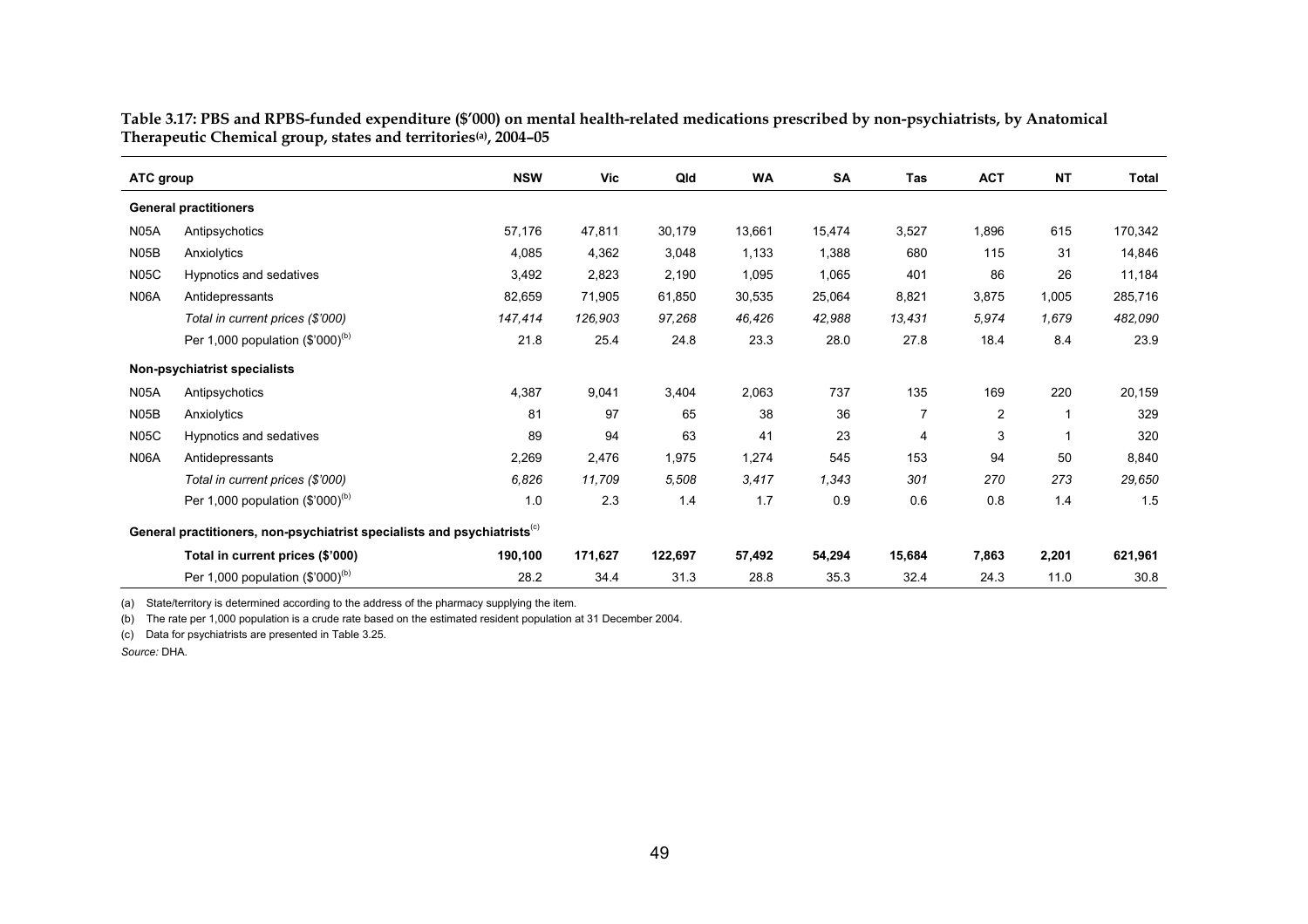**Table 3.17: PBS and RPBS-funded expenditure ($'000) on mental health-related medications prescribed by non-psychiatrists, by Anatomical Therapeutic Chemical group, states and territories[(a)], 2004–05**

| ATC group | | NSW | Vic | Qld | WA | SA | Tas | ACT | NT | Total |
|---|---|---|---|---|---|---|---|---|---|---|
| **General practitioners** | | | | | | | | | | |
| N05A | Antipsychotics | 57,176 | 47,811 | 30,179 | 13,661 | 15,474 | 3,527 | 1,896 | 615 | 170,342 |
| N05B | Anxiolytics | 4,085 | 4,362 | 3,048 | 1,133 | 1,388 | 680 | 115 | 31 | 14,846 |
| N05C | Hypnotics and sedatives | 3,492 | 2,823 | 2,190 | 1,095 | 1,065 | 401 | 86 | 26 | 11,184 |
| N06A | Antidepressants | 82,659 | 71,905 | 61,850 | 30,535 | 25,064 | 8,821 | 3,875 | 1,005 | 285,716 |
| | *Total in current prices ($'000)* | *147,414* | *126,903* | *97,268* | *46,426* | *42,988* | *13,431* | *5,974* | *1,679* | *482,090* |
| | Per 1,000 population ($'000)[(b)] | 21.8 | 25.4 | 24.8 | 23.3 | 28.0 | 27.8 | 18.4 | 8.4 | 23.9 |
| **Non-psychiatrist specialists** | | | | | | | | | | |
| N05A | Antipsychotics | 4,387 | 9,041 | 3,404 | 2,063 | 737 | 135 | 169 | 220 | 20,159 |
| N05B | Anxiolytics | 81 | 97 | 65 | 38 | 36 | 7 | 2 | 1 | 329 |
| N05C | Hypnotics and sedatives | 89 | 94 | 63 | 41 | 23 | 4 | 3 | 1 | 320 |
| N06A | Antidepressants | 2,269 | 2,476 | 1,975 | 1,274 | 545 | 153 | 94 | 50 | 8,840 |
| | *Total in current prices ($'000)* | *6,826* | *11,709* | *5,508* | *3,417* | *1,343* | *301* | *270* | *273* | *29,650* |
| | Per 1,000 population ($'000)[(b)] | 1.0 | 2.3 | 1.4 | 1.7 | 0.9 | 0.6 | 0.8 | 1.4 | 1.5 |
| **General practitioners, non-psychiatrist specialists and psychiatrists[(c)]** | | | | | | | | | | |
| | **Total in current prices ($'000)** | **190,100** | **171,627** | **122,697** | **57,492** | **54,294** | **15,684** | **7,863** | **2,201** | **621,961** |
| | Per 1,000 population ($'000)[(b)] | 28.2 | 34.4 | 31.3 | 28.8 | 35.3 | 32.4 | 24.3 | 11.0 | 30.8 |

(a) State/territory is determined according to the address of the pharmacy supplying the item.

(b) The rate per 1,000 population is a crude rate based on the estimated resident population at 31 December 2004.

(c) Data for psychiatrists are presented in Table 3.25.

*Source:* DHA.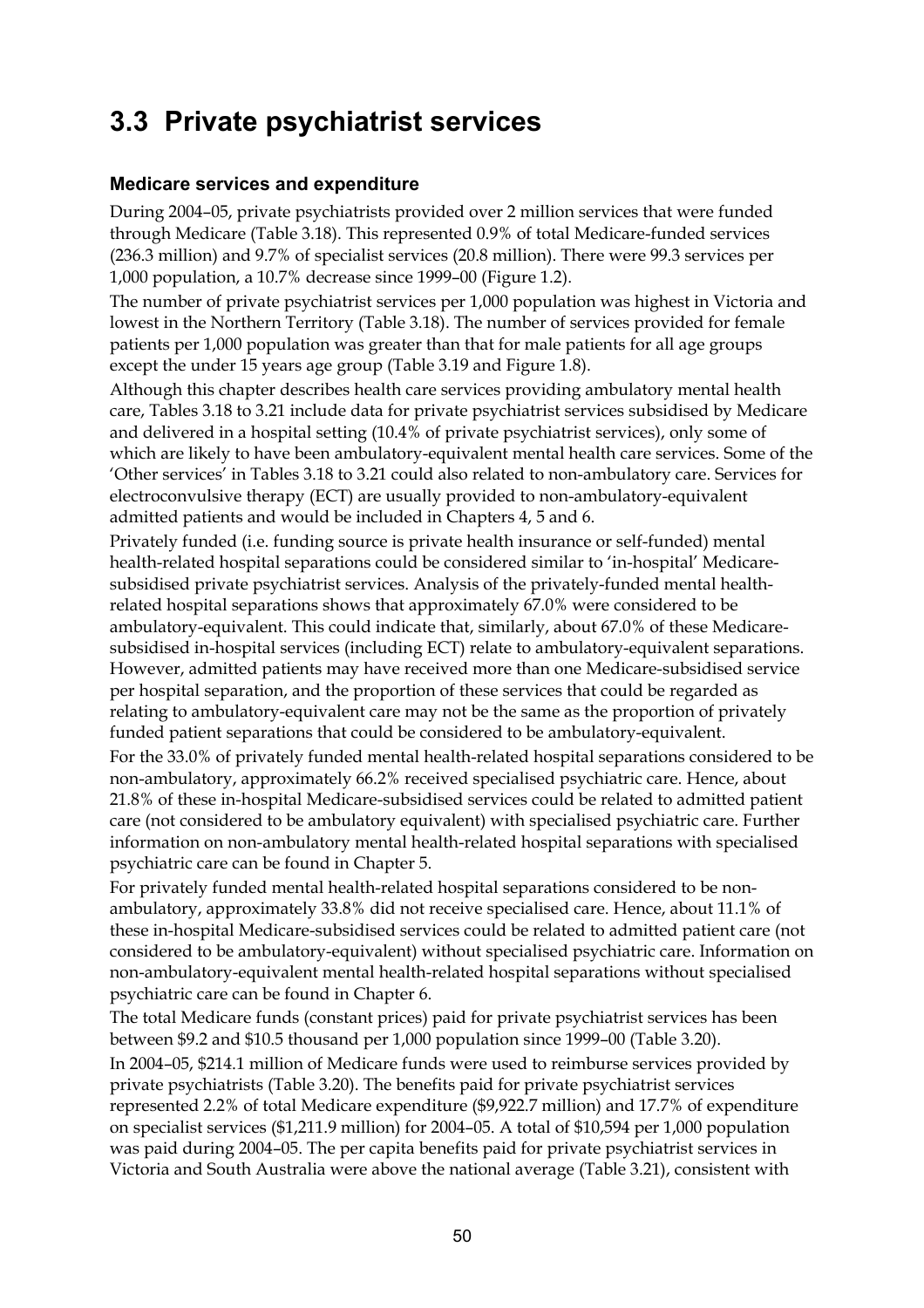## 3.3 Private psychiatrist services

### Medicare services and expenditure

During 2004–05, private psychiatrists provided over 2 million services that were funded through Medicare (Table 3.18). This represented 0.9% of total Medicare-funded services (236.3 million) and 9.7% of specialist services (20.8 million). There were 99.3 services per 1,000 population, a 10.7% decrease since 1999–00 (Figure 1.2).

The number of private psychiatrist services per 1,000 population was highest in Victoria and lowest in the Northern Territory (Table 3.18). The number of services provided for female patients per 1,000 population was greater than that for male patients for all age groups except the under 15 years age group (Table 3.19 and Figure 1.8).

Although this chapter describes health care services providing ambulatory mental health care, Tables 3.18 to 3.21 include data for private psychiatrist services subsidised by Medicare and delivered in a hospital setting (10.4% of private psychiatrist services), only some of which are likely to have been ambulatory-equivalent mental health care services. Some of the 'Other services' in Tables 3.18 to 3.21 could also related to non-ambulatory care. Services for electroconvulsive therapy (ECT) are usually provided to non-ambulatory-equivalent admitted patients and would be included in Chapters 4, 5 and 6.

Privately funded (i.e. funding source is private health insurance or self-funded) mental health-related hospital separations could be considered similar to 'in-hospital' Medicare-subsidised private psychiatrist services. Analysis of the privately-funded mental health-related hospital separations shows that approximately 67.0% were considered to be ambulatory-equivalent. This could indicate that, similarly, about 67.0% of these Medicare-subsidised in-hospital services (including ECT) relate to ambulatory-equivalent separations. However, admitted patients may have received more than one Medicare-subsidised service per hospital separation, and the proportion of these services that could be regarded as relating to ambulatory-equivalent care may not be the same as the proportion of privately funded patient separations that could be considered to be ambulatory-equivalent.

For the 33.0% of privately funded mental health-related hospital separations considered to be non-ambulatory, approximately 66.2% received specialised psychiatric care. Hence, about 21.8% of these in-hospital Medicare-subsidised services could be related to admitted patient care (not considered to be ambulatory equivalent) with specialised psychiatric care. Further information on non-ambulatory mental health-related hospital separations with specialised psychiatric care can be found in Chapter 5.

For privately funded mental health-related hospital separations considered to be non-ambulatory, approximately 33.8% did not receive specialised care. Hence, about 11.1% of these in-hospital Medicare-subsidised services could be related to admitted patient care (not considered to be ambulatory-equivalent) without specialised psychiatric care. Information on non-ambulatory-equivalent mental health-related hospital separations without specialised psychiatric care can be found in Chapter 6.

The total Medicare funds (constant prices) paid for private psychiatrist services has been between $9.2 and $10.5 thousand per 1,000 population since 1999–00 (Table 3.20).

In 2004–05, $214.1 million of Medicare funds were used to reimburse services provided by private psychiatrists (Table 3.20). The benefits paid for private psychiatrist services represented 2.2% of total Medicare expenditure ($9,922.7 million) and 17.7% of expenditure on specialist services ($1,211.9 million) for 2004–05. A total of $10,594 per 1,000 population was paid during 2004–05. The per capita benefits paid for private psychiatrist services in Victoria and South Australia were above the national average (Table 3.21), consistent with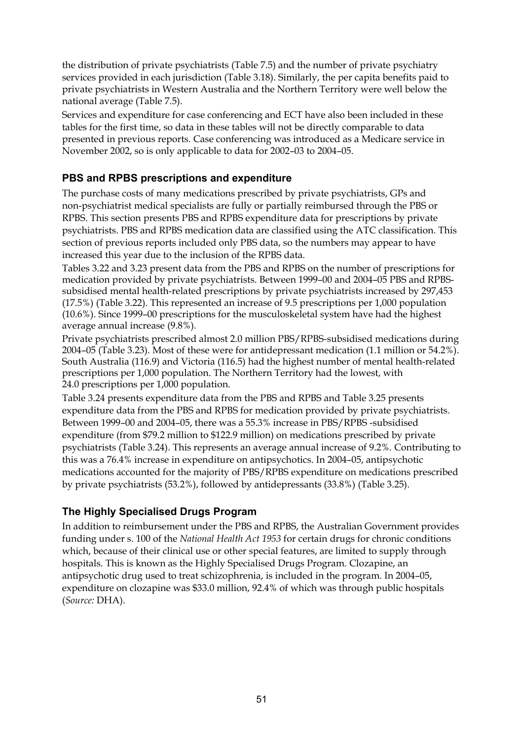the distribution of private psychiatrists (Table 7.5) and the number of private psychiatry services provided in each jurisdiction (Table 3.18). Similarly, the per capita benefits paid to private psychiatrists in Western Australia and the Northern Territory were well below the national average (Table 7.5).

Services and expenditure for case conferencing and ECT have also been included in these tables for the first time, so data in these tables will not be directly comparable to data presented in previous reports. Case conferencing was introduced as a Medicare service in November 2002, so is only applicable to data for 2002–03 to 2004–05.

### PBS and RPBS prescriptions and expenditure

The purchase costs of many medications prescribed by private psychiatrists, GPs and non-psychiatrist medical specialists are fully or partially reimbursed through the PBS or RPBS. This section presents PBS and RPBS expenditure data for prescriptions by private psychiatrists. PBS and RPBS medication data are classified using the ATC classification. This section of previous reports included only PBS data, so the numbers may appear to have increased this year due to the inclusion of the RPBS data.

Tables 3.22 and 3.23 present data from the PBS and RPBS on the number of prescriptions for medication provided by private psychiatrists. Between 1999–00 and 2004–05 PBS and RPBS-subsidised mental health-related prescriptions by private psychiatrists increased by 297,453 (17.5%) (Table 3.22). This represented an increase of 9.5 prescriptions per 1,000 population (10.6%). Since 1999–00 prescriptions for the musculoskeletal system have had the highest average annual increase (9.8%).

Private psychiatrists prescribed almost 2.0 million PBS/RPBS-subsidised medications during 2004–05 (Table 3.23). Most of these were for antidepressant medication (1.1 million or 54.2%). South Australia (116.9) and Victoria (116.5) had the highest number of mental health-related prescriptions per 1,000 population. The Northern Territory had the lowest, with 24.0 prescriptions per 1,000 population.

Table 3.24 presents expenditure data from the PBS and RPBS and Table 3.25 presents expenditure data from the PBS and RPBS for medication provided by private psychiatrists. Between 1999–00 and 2004–05, there was a 55.3% increase in PBS/RPBS -subsidised expenditure (from $79.2 million to $122.9 million) on medications prescribed by private psychiatrists (Table 3.24). This represents an average annual increase of 9.2%. Contributing to this was a 76.4% increase in expenditure on antipsychotics. In 2004–05, antipsychotic medications accounted for the majority of PBS/RPBS expenditure on medications prescribed by private psychiatrists (53.2%), followed by antidepressants (33.8%) (Table 3.25).

### The Highly Specialised Drugs Program

In addition to reimbursement under the PBS and RPBS, the Australian Government provides funding under s. 100 of the *National Health Act 1953* for certain drugs for chronic conditions which, because of their clinical use or other special features, are limited to supply through hospitals. This is known as the Highly Specialised Drugs Program. Clozapine, an antipsychotic drug used to treat schizophrenia, is included in the program. In 2004–05, expenditure on clozapine was $33.0 million, 92.4% of which was through public hospitals (*Source:* DHA).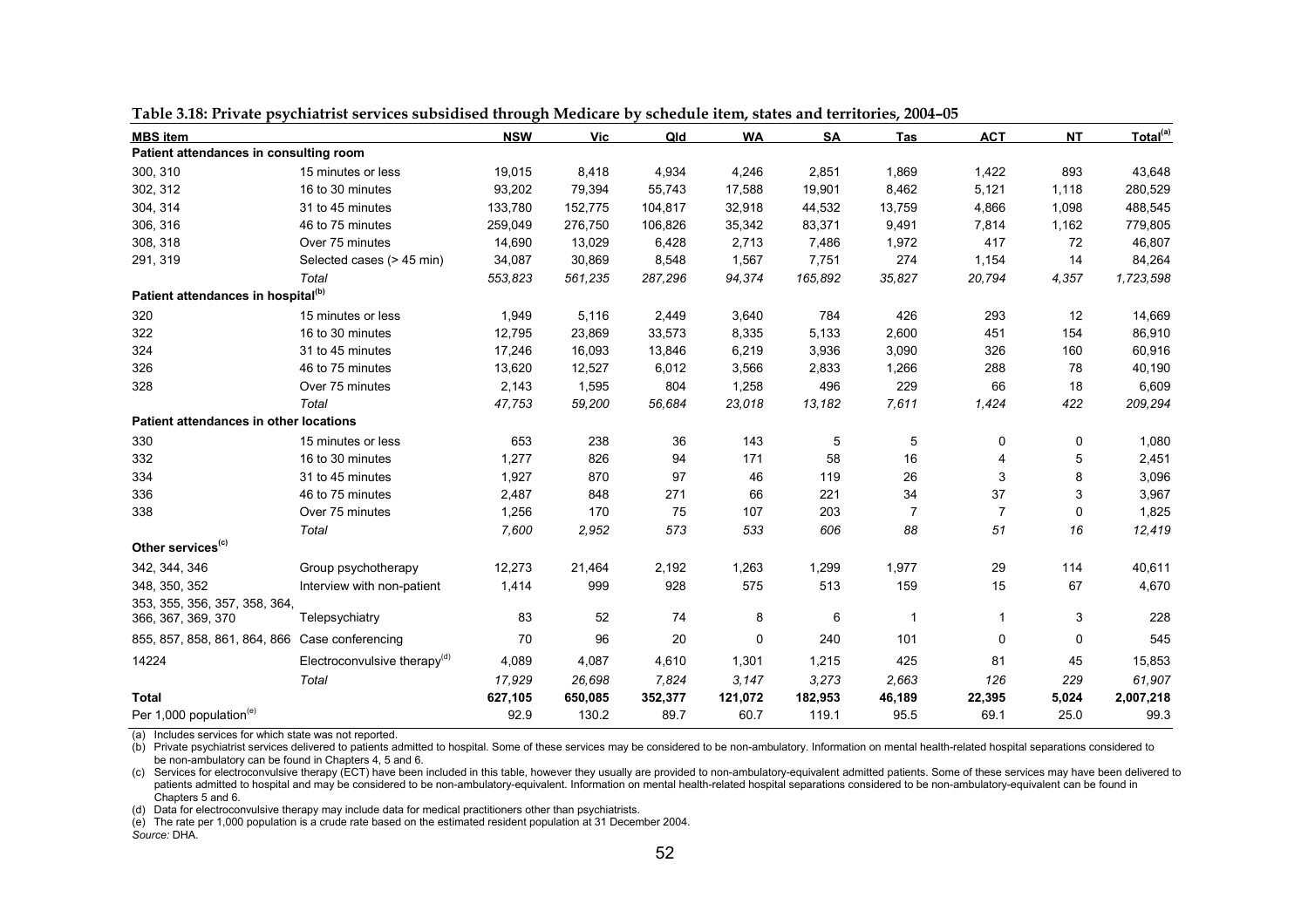**Table 3.18: Private psychiatrist services subsidised through Medicare by schedule item, states and territories, 2004–05**

| MBS item | | NSW | Vic | Qld | WA | SA | Tas | ACT | NT | Total[(a)] |
|---|---|---|---|---|---|---|---|---|---|---|
| **Patient attendances in consulting room** | | | | | | | | | | |
| 300, 310 | 15 minutes or less | 19,015 | 8,418 | 4,934 | 4,246 | 2,851 | 1,869 | 1,422 | 893 | 43,648 |
| 302, 312 | 16 to 30 minutes | 93,202 | 79,394 | 55,743 | 17,588 | 19,901 | 8,462 | 5,121 | 1,118 | 280,529 |
| 304, 314 | 31 to 45 minutes | 133,780 | 152,775 | 104,817 | 32,918 | 44,532 | 13,759 | 4,866 | 1,098 | 488,545 |
| 306, 316 | 46 to 75 minutes | 259,049 | 276,750 | 106,826 | 35,342 | 83,371 | 9,491 | 7,814 | 1,162 | 779,805 |
| 308, 318 | Over 75 minutes | 14,690 | 13,029 | 6,428 | 2,713 | 7,486 | 1,972 | 417 | 72 | 46,807 |
| 291, 319 | Selected cases (> 45 min) | 34,087 | 30,869 | 8,548 | 1,567 | 7,751 | 274 | 1,154 | 14 | 84,264 |
| | *Total* | *553,823* | *561,235* | *287,296* | *94,374* | *165,892* | *35,827* | *20,794* | *4,357* | *1,723,598* |
| **Patient attendances in hospital[(b)]** | | | | | | | | | | |
| 320 | 15 minutes or less | 1,949 | 5,116 | 2,449 | 3,640 | 784 | 426 | 293 | 12 | 14,669 |
| 322 | 16 to 30 minutes | 12,795 | 23,869 | 33,573 | 8,335 | 5,133 | 2,600 | 451 | 154 | 86,910 |
| 324 | 31 to 45 minutes | 17,246 | 16,093 | 13,846 | 6,219 | 3,936 | 3,090 | 326 | 160 | 60,916 |
| 326 | 46 to 75 minutes | 13,620 | 12,527 | 6,012 | 3,566 | 2,833 | 1,266 | 288 | 78 | 40,190 |
| 328 | Over 75 minutes | 2,143 | 1,595 | 804 | 1,258 | 496 | 229 | 66 | 18 | 6,609 |
| | *Total* | *47,753* | *59,200* | *56,684* | *23,018* | *13,182* | *7,611* | *1,424* | *422* | *209,294* |
| **Patient attendances in other locations** | | | | | | | | | | |
| 330 | 15 minutes or less | 653 | 238 | 36 | 143 | 5 | 5 | 0 | 0 | 1,080 |
| 332 | 16 to 30 minutes | 1,277 | 826 | 94 | 171 | 58 | 16 | 4 | 5 | 2,451 |
| 334 | 31 to 45 minutes | 1,927 | 870 | 97 | 46 | 119 | 26 | 3 | 8 | 3,096 |
| 336 | 46 to 75 minutes | 2,487 | 848 | 271 | 66 | 221 | 34 | 37 | 3 | 3,967 |
| 338 | Over 75 minutes | 1,256 | 170 | 75 | 107 | 203 | 7 | 7 | 0 | 1,825 |
| | *Total* | *7,600* | *2,952* | *573* | *533* | *606* | *88* | *51* | *16* | *12,419* |
| **Other services[(c)]** | | | | | | | | | | |
| 342, 344, 346 | Group psychotherapy | 12,273 | 21,464 | 2,192 | 1,263 | 1,299 | 1,977 | 29 | 114 | 40,611 |
| 348, 350, 352 | Interview with non-patient | 1,414 | 999 | 928 | 575 | 513 | 159 | 15 | 67 | 4,670 |
| 353, 355, 356, 357, 358, 364, 366, 367, 369, 370 | Telepsychiatry | 83 | 52 | 74 | 8 | 6 | 1 | 1 | 3 | 228 |
| 855, 857, 858, 861, 864, 866 | Case conferencing | 70 | 96 | 20 | 0 | 240 | 101 | 0 | 0 | 545 |
| 14224 | Electroconvulsive therapy[(d)] | 4,089 | 4,087 | 4,610 | 1,301 | 1,215 | 425 | 81 | 45 | 15,853 |
| | *Total* | *17,929* | *26,698* | *7,824* | *3,147* | *3,273* | *2,663* | *126* | *229* | *61,907* |
| **Total** | | **627,105** | **650,085** | **352,377** | **121,072** | **182,953** | **46,189** | **22,395** | **5,024** | **2,007,218** |
| Per 1,000 population[(e)] | | 92.9 | 130.2 | 89.7 | 60.7 | 119.1 | 95.5 | 69.1 | 25.0 | 99.3 |

(a) Includes services for which state was not reported.

(b) Private psychiatrist services delivered to patients admitted to hospital. Some of these services may be considered to be non-ambulatory. Information on mental health-related hospital separations considered to be non-ambulatory can be found in Chapters 4, 5 and 6.

(c) Services for electroconvulsive therapy (ECT) have been included in this table, however they usually are provided to non-ambulatory-equivalent admitted patients. Some of these services may have been delivered to patients admitted to hospital and may be considered to be non-ambulatory-equivalent. Information on mental health-related hospital separations considered to be non-ambulatory-equivalent can be found in Chapters 5 and 6.

(d) Data for electroconvulsive therapy may include data for medical practitioners other than psychiatrists.

(e) The rate per 1,000 population is a crude rate based on the estimated resident population at 31 December 2004.

*Source:* DHA.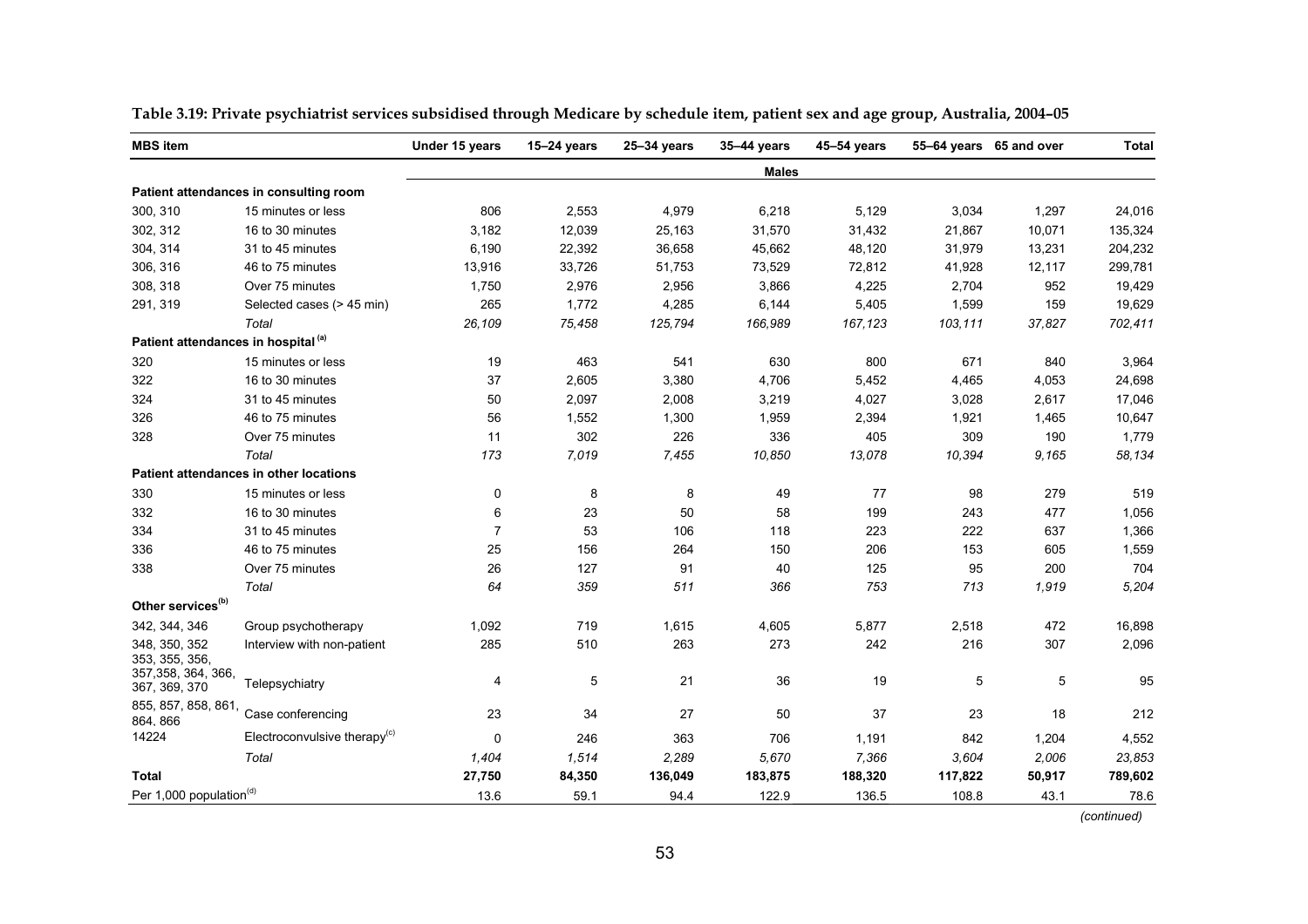**Table 3.19: Private psychiatrist services subsidised through Medicare by schedule item, patient sex and age group, Australia, 2004–05**

| MBS item | | Under 15 years | 15–24 years | 25–34 years | 35–44 years | 45–54 years | 55–64 years | 65 and over | Total |
|---|---|---|---|---|---|---|---|---|---|
| | | | | | **Males** | | | | |
| **Patient attendances in consulting room** | | | | | | | | | |
| 300, 310 | 15 minutes or less | 806 | 2,553 | 4,979 | 6,218 | 5,129 | 3,034 | 1,297 | 24,016 |
| 302, 312 | 16 to 30 minutes | 3,182 | 12,039 | 25,163 | 31,570 | 31,432 | 21,867 | 10,071 | 135,324 |
| 304, 314 | 31 to 45 minutes | 6,190 | 22,392 | 36,658 | 45,662 | 48,120 | 31,979 | 13,231 | 204,232 |
| 306, 316 | 46 to 75 minutes | 13,916 | 33,726 | 51,753 | 73,529 | 72,812 | 41,928 | 12,117 | 299,781 |
| 308, 318 | Over 75 minutes | 1,750 | 2,976 | 2,956 | 3,866 | 4,225 | 2,704 | 952 | 19,429 |
| 291, 319 | Selected cases (> 45 min) | 265 | 1,772 | 4,285 | 6,144 | 5,405 | 1,599 | 159 | 19,629 |
| | *Total* | *26,109* | *75,458* | *125,794* | *166,989* | *167,123* | *103,111* | *37,827* | *702,411* |
| **Patient attendances in hospital [a]** | | | | | | | | | |
| 320 | 15 minutes or less | 19 | 463 | 541 | 630 | 800 | 671 | 840 | 3,964 |
| 322 | 16 to 30 minutes | 37 | 2,605 | 3,380 | 4,706 | 5,452 | 4,465 | 4,053 | 24,698 |
| 324 | 31 to 45 minutes | 50 | 2,097 | 2,008 | 3,219 | 4,027 | 3,028 | 2,617 | 17,046 |
| 326 | 46 to 75 minutes | 56 | 1,552 | 1,300 | 1,959 | 2,394 | 1,921 | 1,465 | 10,647 |
| 328 | Over 75 minutes | 11 | 302 | 226 | 336 | 405 | 309 | 190 | 1,779 |
| | *Total* | *173* | *7,019* | *7,455* | *10,850* | *13,078* | *10,394* | *9,165* | *58,134* |
| **Patient attendances in other locations** | | | | | | | | | |
| 330 | 15 minutes or less | 0 | 8 | 8 | 49 | 77 | 98 | 279 | 519 |
| 332 | 16 to 30 minutes | 6 | 23 | 50 | 58 | 199 | 243 | 477 | 1,056 |
| 334 | 31 to 45 minutes | 7 | 53 | 106 | 118 | 223 | 222 | 637 | 1,366 |
| 336 | 46 to 75 minutes | 25 | 156 | 264 | 150 | 206 | 153 | 605 | 1,559 |
| 338 | Over 75 minutes | 26 | 127 | 91 | 40 | 125 | 95 | 200 | 704 |
| | *Total* | *64* | *359* | *511* | *366* | *753* | *713* | *1,919* | *5,204* |
| **Other services[b]** | | | | | | | | | |
| 342, 344, 346 | Group psychotherapy | 1,092 | 719 | 1,615 | 4,605 | 5,877 | 2,518 | 472 | 16,898 |
| 348, 350, 352 | Interview with non-patient | 285 | 510 | 263 | 273 | 242 | 216 | 307 | 2,096 |
| 353, 355, 356, 357,358, 364, 366, 367, 369, 370 | Telepsychiatry | 4 | 5 | 21 | 36 | 19 | 5 | 5 | 95 |
| 855, 857, 858, 861, 864, 866 | Case conferencing | 23 | 34 | 27 | 50 | 37 | 23 | 18 | 212 |
| 14224 | Electroconvulsive therapy[c] | 0 | 246 | 363 | 706 | 1,191 | 842 | 1,204 | 4,552 |
| | *Total* | *1,404* | *1,514* | *2,289* | *5,670* | *7,366* | *3,604* | *2,006* | *23,853* |
| **Total** | | **27,750** | **84,350** | **136,049** | **183,875** | **188,320** | **117,822** | **50,917** | **789,602** |
| Per 1,000 population[d] | | 13.6 | 59.1 | 94.4 | 122.9 | 136.5 | 108.8 | 43.1 | 78.6 |

*(continued)*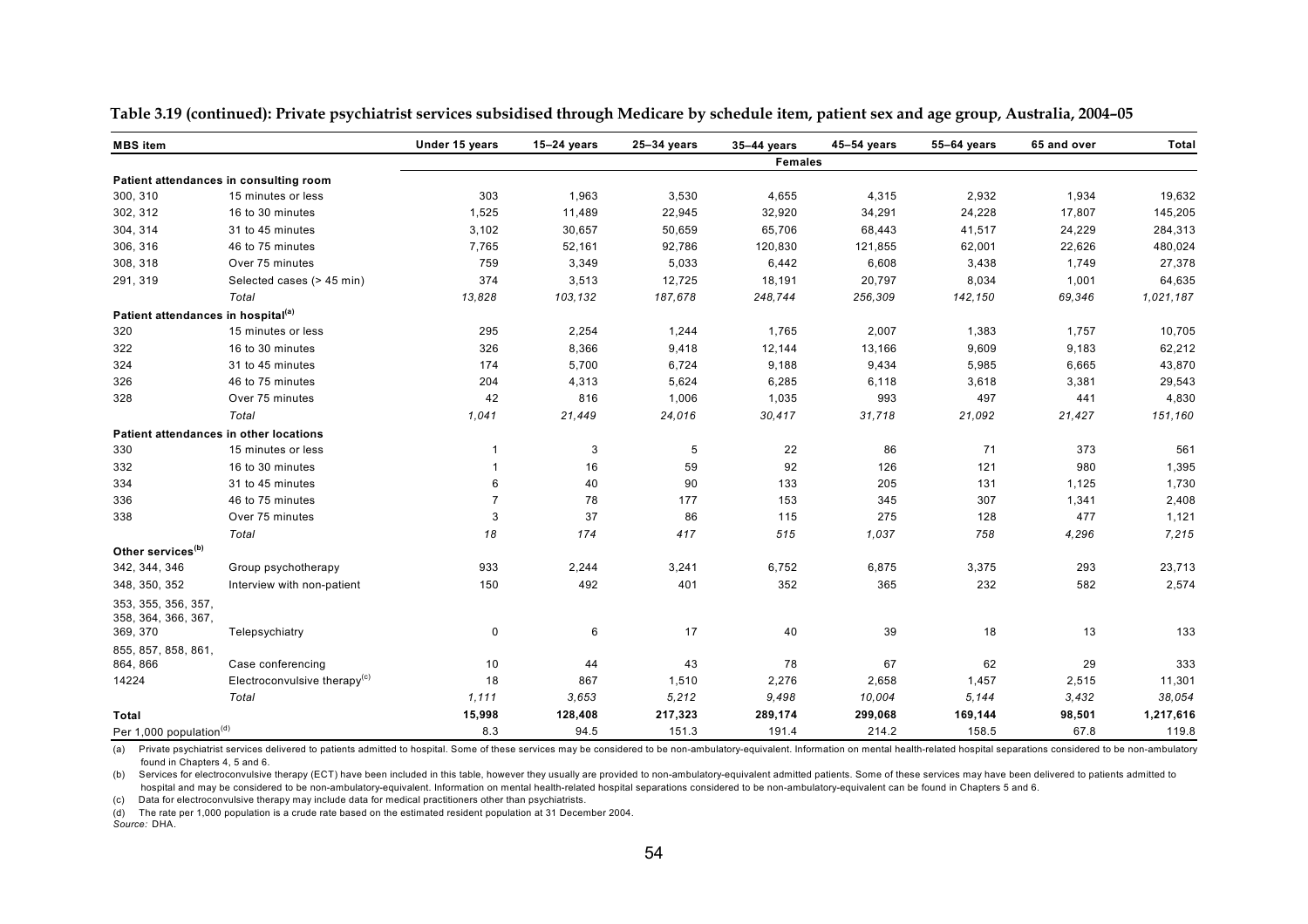**Table 3.19 (continued): Private psychiatrist services subsidised through Medicare by schedule item, patient sex and age group, Australia, 2004–05**

| MBS item | | Under 15 years | 15–24 years | 25–34 years | 35–44 years | 45–54 years | 55–64 years | 65 and over | Total |
|---|---|---|---|---|---|---|---|---|---|
| | | | | | **Females** | | | | |
| **Patient attendances in consulting room** | | | | | | | | | |
| 300, 310 | 15 minutes or less | 303 | 1,963 | 3,530 | 4,655 | 4,315 | 2,932 | 1,934 | 19,632 |
| 302, 312 | 16 to 30 minutes | 1,525 | 11,489 | 22,945 | 32,920 | 34,291 | 24,228 | 17,807 | 145,205 |
| 304, 314 | 31 to 45 minutes | 3,102 | 30,657 | 50,659 | 65,706 | 68,443 | 41,517 | 24,229 | 284,313 |
| 306, 316 | 46 to 75 minutes | 7,765 | 52,161 | 92,786 | 120,830 | 121,855 | 62,001 | 22,626 | 480,024 |
| 308, 318 | Over 75 minutes | 759 | 3,349 | 5,033 | 6,442 | 6,608 | 3,438 | 1,749 | 27,378 |
| 291, 319 | Selected cases (> 45 min) | 374 | 3,513 | 12,725 | 18,191 | 20,797 | 8,034 | 1,001 | 64,635 |
| | *Total* | *13,828* | *103,132* | *187,678* | *248,744* | *256,309* | *142,150* | *69,346* | *1,021,187* |
| **Patient attendances in hospital[(a)]** | | | | | | | | | |
| 320 | 15 minutes or less | 295 | 2,254 | 1,244 | 1,765 | 2,007 | 1,383 | 1,757 | 10,705 |
| 322 | 16 to 30 minutes | 326 | 8,366 | 9,418 | 12,144 | 13,166 | 9,609 | 9,183 | 62,212 |
| 324 | 31 to 45 minutes | 174 | 5,700 | 6,724 | 9,188 | 9,434 | 5,985 | 6,665 | 43,870 |
| 326 | 46 to 75 minutes | 204 | 4,313 | 5,624 | 6,285 | 6,118 | 3,618 | 3,381 | 29,543 |
| 328 | Over 75 minutes | 42 | 816 | 1,006 | 1,035 | 993 | 497 | 441 | 4,830 |
| | *Total* | *1,041* | *21,449* | *24,016* | *30,417* | *31,718* | *21,092* | *21,427* | *151,160* |
| **Patient attendances in other locations** | | | | | | | | | |
| 330 | 15 minutes or less | 1 | 3 | 5 | 22 | 86 | 71 | 373 | 561 |
| 332 | 16 to 30 minutes | 1 | 16 | 59 | 92 | 126 | 121 | 980 | 1,395 |
| 334 | 31 to 45 minutes | 6 | 40 | 90 | 133 | 205 | 131 | 1,125 | 1,730 |
| 336 | 46 to 75 minutes | 7 | 78 | 177 | 153 | 345 | 307 | 1,341 | 2,408 |
| 338 | Over 75 minutes | 3 | 37 | 86 | 115 | 275 | 128 | 477 | 1,121 |
| | *Total* | *18* | *174* | *417* | *515* | *1,037* | *758* | *4,296* | *7,215* |
| **Other services[(b)]** | | | | | | | | | |
| 342, 344, 346 | Group psychotherapy | 933 | 2,244 | 3,241 | 6,752 | 6,875 | 3,375 | 293 | 23,713 |
| 348, 350, 352 | Interview with non-patient | 150 | 492 | 401 | 352 | 365 | 232 | 582 | 2,574 |
| 353, 355, 356, 357, 358, 364, 366, 367, 369, 370 | Telepsychiatry | 0 | 6 | 17 | 40 | 39 | 18 | 13 | 133 |
| 855, 857, 858, 861, 864, 866 | Case conferencing | 10 | 44 | 43 | 78 | 67 | 62 | 29 | 333 |
| 14224 | Electroconvulsive therapy[(c)] | 18 | 867 | 1,510 | 2,276 | 2,658 | 1,457 | 2,515 | 11,301 |
| | *Total* | *1,111* | *3,653* | *5,212* | *9,498* | *10,004* | *5,144* | *3,432* | *38,054* |
| **Total** | | **15,998** | **128,408** | **217,323** | **289,174** | **299,068** | **169,144** | **98,501** | **1,217,616** |
| Per 1,000 population[(d)] | | 8.3 | 94.5 | 151.3 | 191.4 | 214.2 | 158.5 | 67.8 | 119.8 |

(a) Private psychiatrist services delivered to patients admitted to hospital. Some of these services may be considered to be non-ambulatory-equivalent. Information on mental health-related hospital separations considered to be non-ambulatory found in Chapters 4, 5 and 6.

(b) Services for electroconvulsive therapy (ECT) have been included in this table, however they usually are provided to non-ambulatory-equivalent admitted patients. Some of these services may have been delivered to patients admitted to hospital and may be considered to be non-ambulatory-equivalent. Information on mental health-related hospital separations considered to be non-ambulatory-equivalent can be found in Chapters 5 and 6.

(c) Data for electroconvulsive therapy may include data for medical practitioners other than psychiatrists.

(d) The rate per 1,000 population is a crude rate based on the estimated resident population at 31 December 2004.

*Source:* DHA.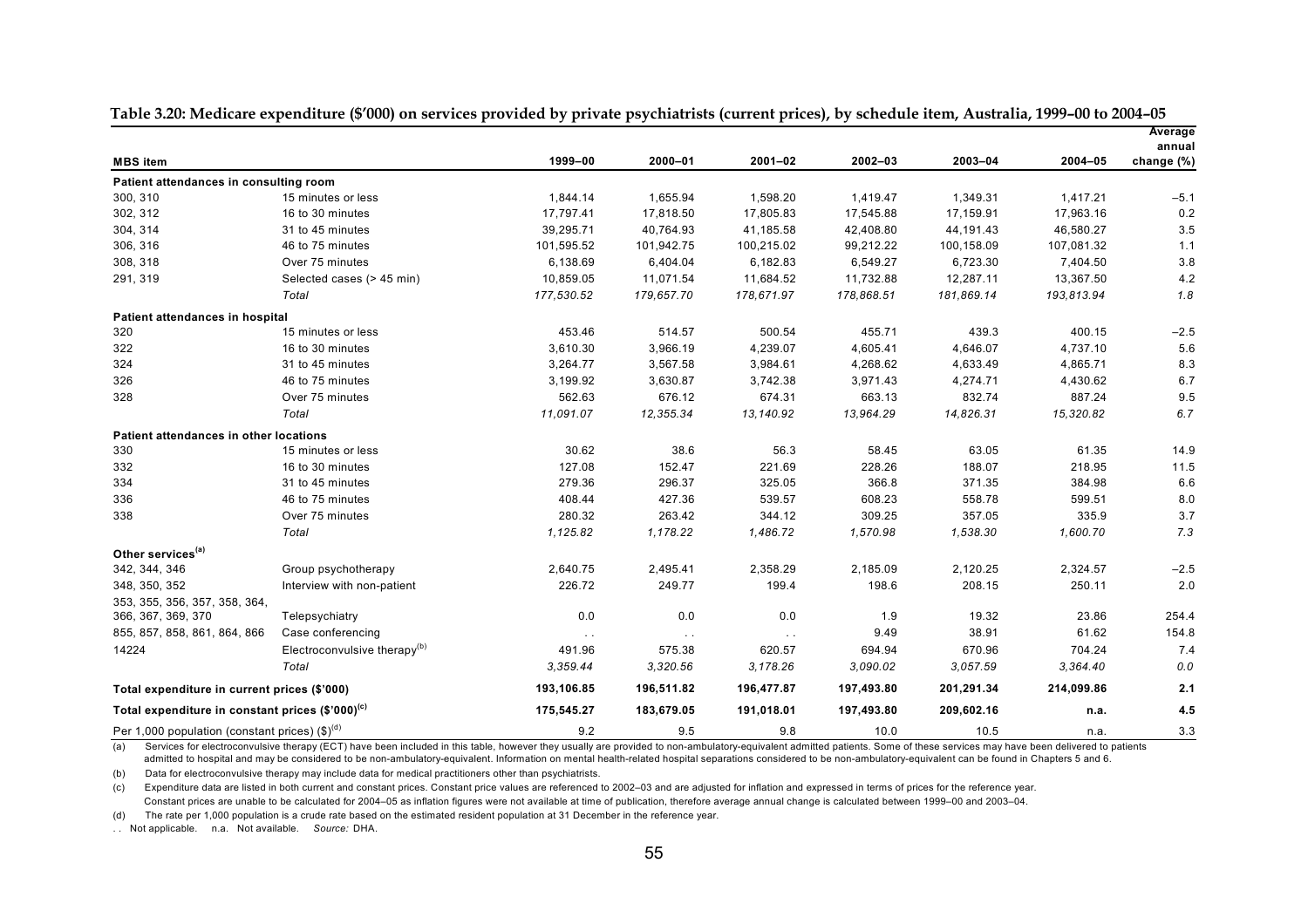**Table 3.20: Medicare expenditure ($'000) on services provided by private psychiatrists (current prices), by schedule item, Australia, 1999–00 to 2004–05**

| MBS item | | 1999–00 | 2000–01 | 2001–02 | 2002–03 | 2003–04 | 2004–05 | Average annual change (%) |
|---|---|---|---|---|---|---|---|---|
| **Patient attendances in consulting room** | | | | | | | | |
| 300, 310 | 15 minutes or less | 1,844.14 | 1,655.94 | 1,598.20 | 1,419.47 | 1,349.31 | 1,417.21 | –5.1 |
| 302, 312 | 16 to 30 minutes | 17,797.41 | 17,818.50 | 17,805.83 | 17,545.88 | 17,159.91 | 17,963.16 | 0.2 |
| 304, 314 | 31 to 45 minutes | 39,295.71 | 40,764.93 | 41,185.58 | 42,408.80 | 44,191.43 | 46,580.27 | 3.5 |
| 306, 316 | 46 to 75 minutes | 101,595.52 | 101,942.75 | 100,215.02 | 99,212.22 | 100,158.09 | 107,081.32 | 1.1 |
| 308, 318 | Over 75 minutes | 6,138.69 | 6,404.04 | 6,182.83 | 6,549.27 | 6,723.30 | 7,404.50 | 3.8 |
| 291, 319 | Selected cases (> 45 min) | 10,859.05 | 11,071.54 | 11,684.52 | 11,732.88 | 12,287.11 | 13,367.50 | 4.2 |
| | *Total* | *177,530.52* | *179,657.70* | *178,671.97* | *178,868.51* | *181,869.14* | *193,813.94* | *1.8* |
| **Patient attendances in hospital** | | | | | | | | |
| 320 | 15 minutes or less | 453.46 | 514.57 | 500.54 | 455.71 | 439.3 | 400.15 | –2.5 |
| 322 | 16 to 30 minutes | 3,610.30 | 3,966.19 | 4,239.07 | 4,605.41 | 4,646.07 | 4,737.10 | 5.6 |
| 324 | 31 to 45 minutes | 3,264.77 | 3,567.58 | 3,984.61 | 4,268.62 | 4,633.49 | 4,865.71 | 8.3 |
| 326 | 46 to 75 minutes | 3,199.92 | 3,630.87 | 3,742.38 | 3,971.43 | 4,274.71 | 4,430.62 | 6.7 |
| 328 | Over 75 minutes | 562.63 | 676.12 | 674.31 | 663.13 | 832.74 | 887.24 | 9.5 |
| | *Total* | *11,091.07* | *12,355.34* | *13,140.92* | *13,964.29* | *14,826.31* | *15,320.82* | *6.7* |
| **Patient attendances in other locations** | | | | | | | | |
| 330 | 15 minutes or less | 30.62 | 38.6 | 56.3 | 58.45 | 63.05 | 61.35 | 14.9 |
| 332 | 16 to 30 minutes | 127.08 | 152.47 | 221.69 | 228.26 | 188.07 | 218.95 | 11.5 |
| 334 | 31 to 45 minutes | 279.36 | 296.37 | 325.05 | 366.8 | 371.35 | 384.98 | 6.6 |
| 336 | 46 to 75 minutes | 408.44 | 427.36 | 539.57 | 608.23 | 558.78 | 599.51 | 8.0 |
| 338 | Over 75 minutes | 280.32 | 263.42 | 344.12 | 309.25 | 357.05 | 335.9 | 3.7 |
| | *Total* | *1,125.82* | *1,178.22* | *1,486.72* | *1,570.98* | *1,538.30* | *1,600.70* | *7.3* |
| **Other services**[(a)] | | | | | | | | |
| 342, 344, 346 | Group psychotherapy | 2,640.75 | 2,495.41 | 2,358.29 | 2,185.09 | 2,120.25 | 2,324.57 | –2.5 |
| 348, 350, 352 | Interview with non-patient | 226.72 | 249.77 | 199.4 | 198.6 | 208.15 | 250.11 | 2.0 |
| 353, 355, 356, 357, 358, 364, 366, 367, 369, 370 | Telepsychiatry | 0.0 | 0.0 | 0.0 | 1.9 | 19.32 | 23.86 | 254.4 |
| 855, 857, 858, 861, 864, 866 | Case conferencing | . . | . . | . . | 9.49 | 38.91 | 61.62 | 154.8 |
| 14224 | Electroconvulsive therapy[(b)] | 491.96 | 575.38 | 620.57 | 694.94 | 670.96 | 704.24 | 7.4 |
| | *Total* | *3,359.44* | *3,320.56* | *3,178.26* | *3,090.02* | *3,057.59* | *3,364.40* | *0.0* |
| **Total expenditure in current prices ($'000)** | | **193,106.85** | **196,511.82** | **196,477.87** | **197,493.80** | **201,291.34** | **214,099.86** | **2.1** |
| **Total expenditure in constant prices ($'000)**[(c)] | | **175,545.27** | **183,679.05** | **191,018.01** | **197,493.80** | **209,602.16** | **n.a.** | **4.5** |
| Per 1,000 population (constant prices) ($)[(d)] | | 9.2 | 9.5 | 9.8 | 10.0 | 10.5 | n.a. | 3.3 |

(a) Services for electroconvulsive therapy (ECT) have been included in this table, however they usually are provided to non-ambulatory-equivalent admitted patients. Some of these services may have been delivered to patients admitted to hospital and may be considered to be non-ambulatory-equivalent. Information on mental health-related hospital separations considered to be non-ambulatory-equivalent can be found in Chapters 5 and 6.

(b) Data for electroconvulsive therapy may include data for medical practitioners other than psychiatrists.

(c) Expenditure data are listed in both current and constant prices. Constant price values are referenced to 2002–03 and are adjusted for inflation and expressed in terms of prices for the reference year. Constant prices are unable to be calculated for 2004–05 as inflation figures were not available at time of publication, therefore average annual change is calculated between 1999–00 and 2003–04.

(d) The rate per 1,000 population is a crude rate based on the estimated resident population at 31 December in the reference year.

. . Not applicable. n.a. Not available. *Source:* DHA.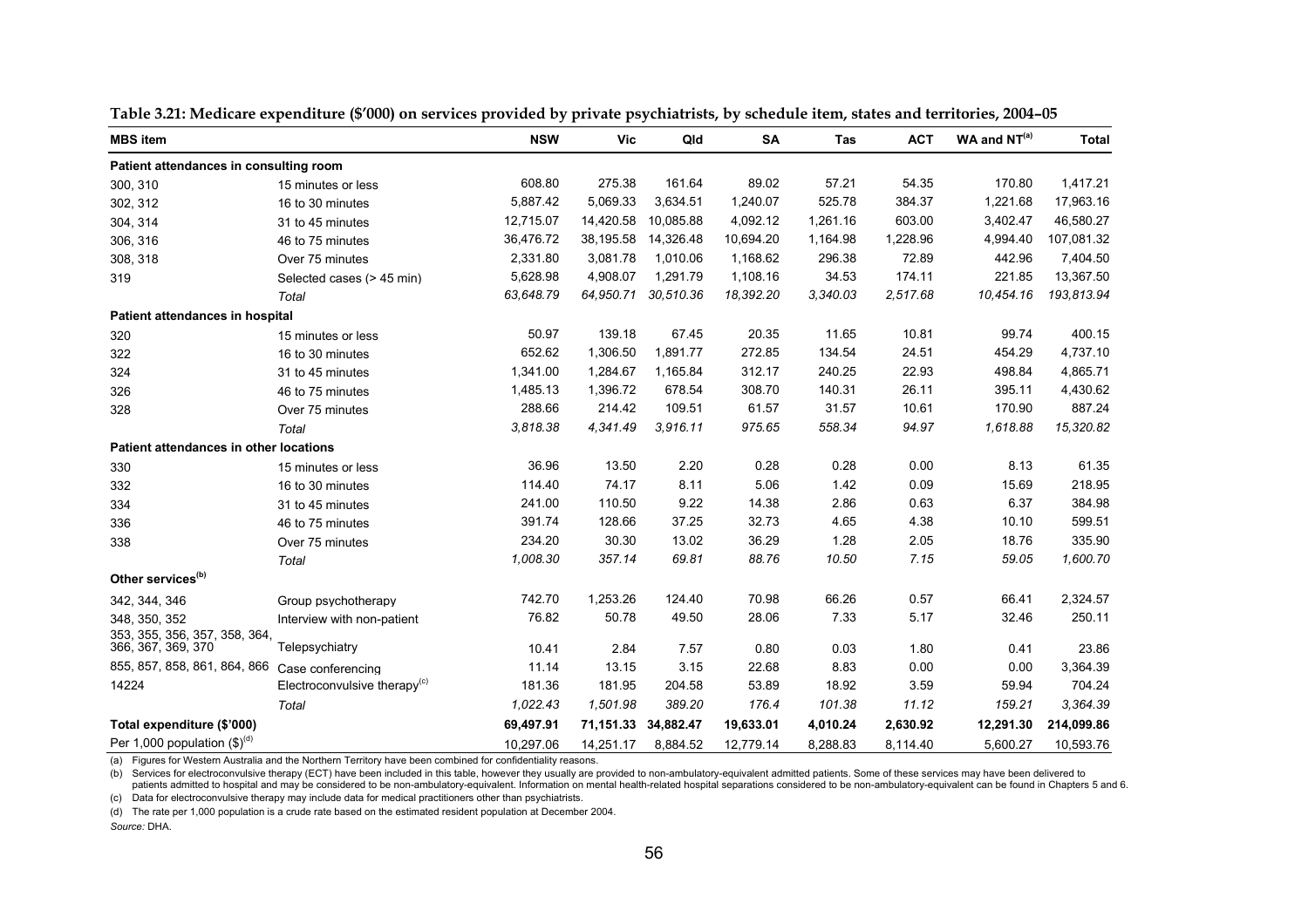**Table 3.21: Medicare expenditure ($'000) on services provided by private psychiatrists, by schedule item, states and territories, 2004–05**

| MBS item | | NSW | Vic | Qld | SA | Tas | ACT | WA and NT[(a)] | Total |
|---|---|---|---|---|---|---|---|---|---|
| **Patient attendances in consulting room** | | | | | | | | | |
| 300, 310 | 15 minutes or less | 608.80 | 275.38 | 161.64 | 89.02 | 57.21 | 54.35 | 170.80 | 1,417.21 |
| 302, 312 | 16 to 30 minutes | 5,887.42 | 5,069.33 | 3,634.51 | 1,240.07 | 525.78 | 384.37 | 1,221.68 | 17,963.16 |
| 304, 314 | 31 to 45 minutes | 12,715.07 | 14,420.58 | 10,085.88 | 4,092.12 | 1,261.16 | 603.00 | 3,402.47 | 46,580.27 |
| 306, 316 | 46 to 75 minutes | 36,476.72 | 38,195.58 | 14,326.48 | 10,694.20 | 1,164.98 | 1,228.96 | 4,994.40 | 107,081.32 |
| 308, 318 | Over 75 minutes | 2,331.80 | 3,081.78 | 1,010.06 | 1,168.62 | 296.38 | 72.89 | 442.96 | 7,404.50 |
| 319 | Selected cases (> 45 min) | 5,628.98 | 4,908.07 | 1,291.79 | 1,108.16 | 34.53 | 174.11 | 221.85 | 13,367.50 |
| | *Total* | *63,648.79* | *64,950.71* | *30,510.36* | *18,392.20* | *3,340.03* | *2,517.68* | *10,454.16* | *193,813.94* |
| **Patient attendances in hospital** | | | | | | | | | |
| 320 | 15 minutes or less | 50.97 | 139.18 | 67.45 | 20.35 | 11.65 | 10.81 | 99.74 | 400.15 |
| 322 | 16 to 30 minutes | 652.62 | 1,306.50 | 1,891.77 | 272.85 | 134.54 | 24.51 | 454.29 | 4,737.10 |
| 324 | 31 to 45 minutes | 1,341.00 | 1,284.67 | 1,165.84 | 312.17 | 240.25 | 22.93 | 498.84 | 4,865.71 |
| 326 | 46 to 75 minutes | 1,485.13 | 1,396.72 | 678.54 | 308.70 | 140.31 | 26.11 | 395.11 | 4,430.62 |
| 328 | Over 75 minutes | 288.66 | 214.42 | 109.51 | 61.57 | 31.57 | 10.61 | 170.90 | 887.24 |
| | *Total* | *3,818.38* | *4,341.49* | *3,916.11* | *975.65* | *558.34* | *94.97* | *1,618.88* | *15,320.82* |
| **Patient attendances in other locations** | | | | | | | | | |
| 330 | 15 minutes or less | 36.96 | 13.50 | 2.20 | 0.28 | 0.28 | 0.00 | 8.13 | 61.35 |
| 332 | 16 to 30 minutes | 114.40 | 74.17 | 8.11 | 5.06 | 1.42 | 0.09 | 15.69 | 218.95 |
| 334 | 31 to 45 minutes | 241.00 | 110.50 | 9.22 | 14.38 | 2.86 | 0.63 | 6.37 | 384.98 |
| 336 | 46 to 75 minutes | 391.74 | 128.66 | 37.25 | 32.73 | 4.65 | 4.38 | 10.10 | 599.51 |
| 338 | Over 75 minutes | 234.20 | 30.30 | 13.02 | 36.29 | 1.28 | 2.05 | 18.76 | 335.90 |
| | *Total* | *1,008.30* | *357.14* | *69.81* | *88.76* | *10.50* | *7.15* | *59.05* | *1,600.70* |
| **Other services[(b)]** | | | | | | | | | |
| 342, 344, 346 | Group psychotherapy | 742.70 | 1,253.26 | 124.40 | 70.98 | 66.26 | 0.57 | 66.41 | 2,324.57 |
| 348, 350, 352 | Interview with non-patient | 76.82 | 50.78 | 49.50 | 28.06 | 7.33 | 5.17 | 32.46 | 250.11 |
| 353, 355, 356, 357, 358, 364, 366, 367, 369, 370 | Telepsychiatry | 10.41 | 2.84 | 7.57 | 0.80 | 0.03 | 1.80 | 0.41 | 23.86 |
| 855, 857, 858, 861, 864, 866 | Case conferencing | 11.14 | 13.15 | 3.15 | 22.68 | 8.83 | 0.00 | 0.00 | 3,364.39 |
| 14224 | Electroconvulsive therapy[(c)] | 181.36 | 181.95 | 204.58 | 53.89 | 18.92 | 3.59 | 59.94 | 704.24 |
| | *Total* | *1,022.43* | *1,501.98* | *389.20* | *176.4* | *101.38* | *11.12* | *159.21* | *3,364.39* |
| **Total expenditure ($'000)** | | **69,497.91** | **71,151.33** | **34,882.47** | **19,633.01** | **4,010.24** | **2,630.92** | **12,291.30** | **214,099.86** |
| Per 1,000 population ($)[(d)] | | 10,297.06 | 14,251.17 | 8,884.52 | 12,779.14 | 8,288.83 | 8,114.40 | 5,600.27 | 10,593.76 |

(a) Figures for Western Australia and the Northern Territory have been combined for confidentiality reasons.

(b) Services for electroconvulsive therapy (ECT) have been included in this table, however they usually are provided to non-ambulatory-equivalent admitted patients. Some of these services may have been delivered to patients admitted to hospital and may be considered to be non-ambulatory-equivalent. Information on mental health-related hospital separations considered to be non-ambulatory-equivalent can be found in Chapters 5 and 6.

(c) Data for electroconvulsive therapy may include data for medical practitioners other than psychiatrists.

(d) The rate per 1,000 population is a crude rate based on the estimated resident population at December 2004.

*Source:* DHA.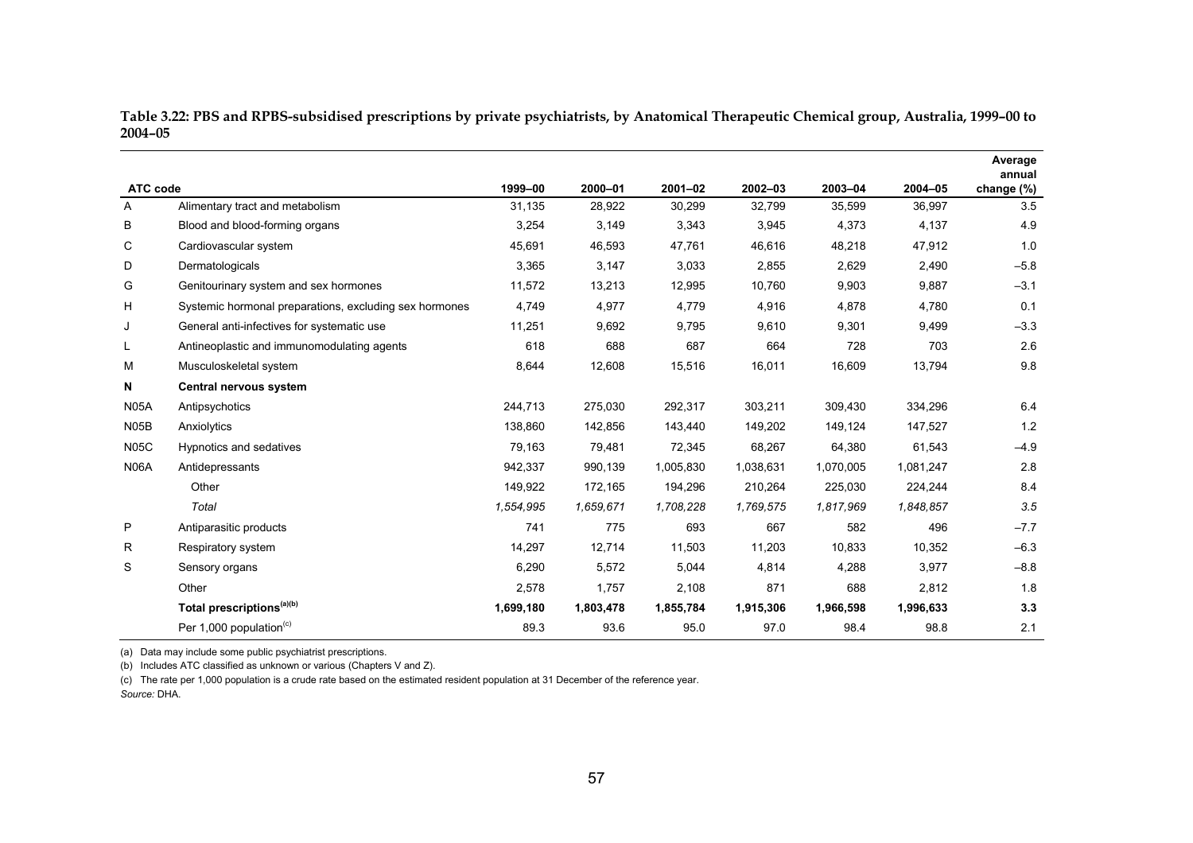**Table 3.22: PBS and RPBS-subsidised prescriptions by private psychiatrists, by Anatomical Therapeutic Chemical group, Australia, 1999–00 to 2004–05**

| ATC code | | 1999–00 | 2000–01 | 2001–02 | 2002–03 | 2003–04 | 2004–05 | Average annual change (%) |
|---|---|---|---|---|---|---|---|---|
| A | Alimentary tract and metabolism | 31,135 | 28,922 | 30,299 | 32,799 | 35,599 | 36,997 | 3.5 |
| B | Blood and blood-forming organs | 3,254 | 3,149 | 3,343 | 3,945 | 4,373 | 4,137 | 4.9 |
| C | Cardiovascular system | 45,691 | 46,593 | 47,761 | 46,616 | 48,218 | 47,912 | 1.0 |
| D | Dermatologicals | 3,365 | 3,147 | 3,033 | 2,855 | 2,629 | 2,490 | –5.8 |
| G | Genitourinary system and sex hormones | 11,572 | 13,213 | 12,995 | 10,760 | 9,903 | 9,887 | –3.1 |
| H | Systemic hormonal preparations, excluding sex hormones | 4,749 | 4,977 | 4,779 | 4,916 | 4,878 | 4,780 | 0.1 |
| J | General anti-infectives for systematic use | 11,251 | 9,692 | 9,795 | 9,610 | 9,301 | 9,499 | –3.3 |
| L | Antineoplastic and immunomodulating agents | 618 | 688 | 687 | 664 | 728 | 703 | 2.6 |
| M | Musculoskeletal system | 8,644 | 12,608 | 15,516 | 16,011 | 16,609 | 13,794 | 9.8 |
| **N** | **Central nervous system** | | | | | | | |
| N05A | Antipsychotics | 244,713 | 275,030 | 292,317 | 303,211 | 309,430 | 334,296 | 6.4 |
| N05B | Anxiolytics | 138,860 | 142,856 | 143,440 | 149,202 | 149,124 | 147,527 | 1.2 |
| N05C | Hypnotics and sedatives | 79,163 | 79,481 | 72,345 | 68,267 | 64,380 | 61,543 | –4.9 |
| N06A | Antidepressants | 942,337 | 990,139 | 1,005,830 | 1,038,631 | 1,070,005 | 1,081,247 | 2.8 |
| | Other | 149,922 | 172,165 | 194,296 | 210,264 | 225,030 | 224,244 | 8.4 |
| | *Total* | *1,554,995* | *1,659,671* | *1,708,228* | *1,769,575* | *1,817,969* | *1,848,857* | *3.5* |
| P | Antiparasitic products | 741 | 775 | 693 | 667 | 582 | 496 | –7.7 |
| R | Respiratory system | 14,297 | 12,714 | 11,503 | 11,203 | 10,833 | 10,352 | –6.3 |
| S | Sensory organs | 6,290 | 5,572 | 5,044 | 4,814 | 4,288 | 3,977 | –8.8 |
| | Other | 2,578 | 1,757 | 2,108 | 871 | 688 | 2,812 | 1.8 |
| | **Total prescriptions[(a)(b)]** | **1,699,180** | **1,803,478** | **1,855,784** | **1,915,306** | **1,966,598** | **1,996,633** | **3.3** |
| | Per 1,000 population[(c)] | 89.3 | 93.6 | 95.0 | 97.0 | 98.4 | 98.8 | 2.1 |

(a) Data may include some public psychiatrist prescriptions.

(b) Includes ATC classified as unknown or various (Chapters V and Z).

(c) The rate per 1,000 population is a crude rate based on the estimated resident population at 31 December of the reference year.

*Source:* DHA.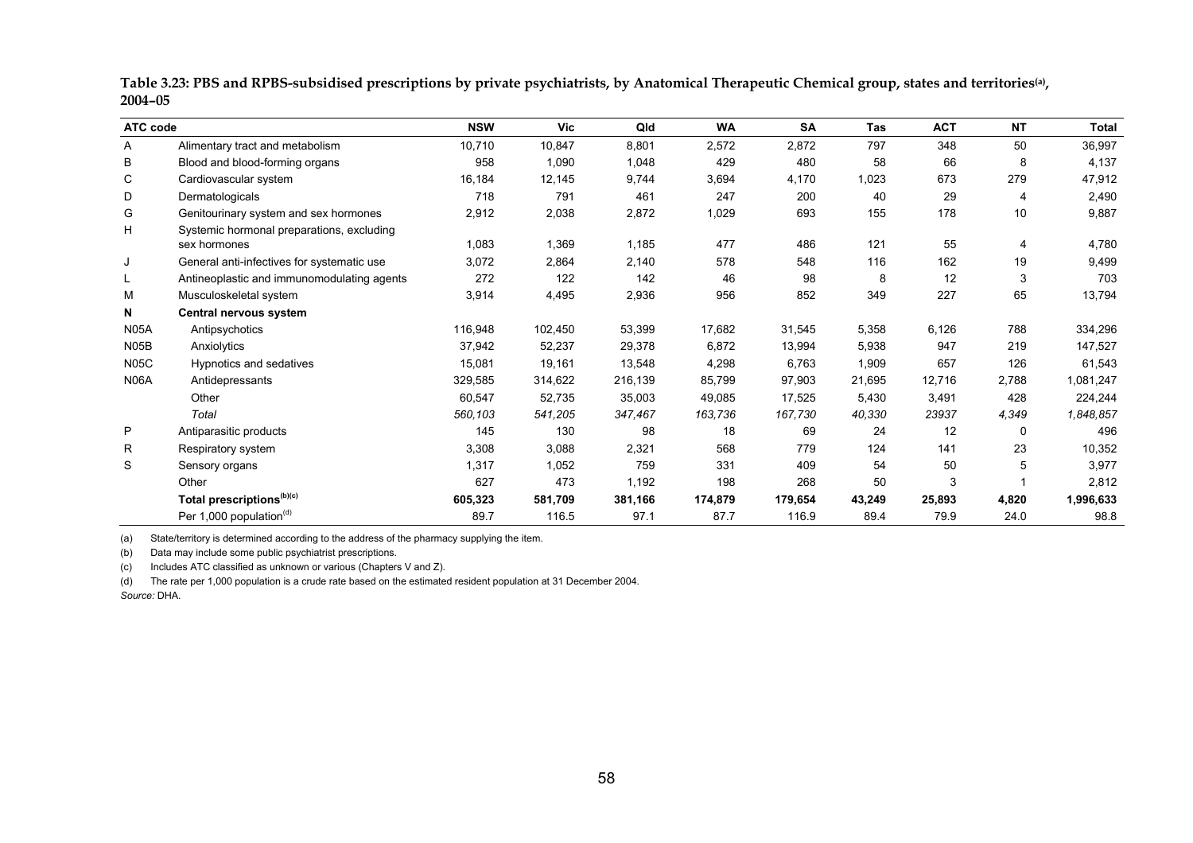**Table 3.23: PBS and RPBS-subsidised prescriptions by private psychiatrists, by Anatomical Therapeutic Chemical group, states and territories[(a)], 2004–05**

| ATC code | | NSW | Vic | Qld | WA | SA | Tas | ACT | NT | Total |
|---|---|---|---|---|---|---|---|---|---|---|
| A | Alimentary tract and metabolism | 10,710 | 10,847 | 8,801 | 2,572 | 2,872 | 797 | 348 | 50 | 36,997 |
| B | Blood and blood-forming organs | 958 | 1,090 | 1,048 | 429 | 480 | 58 | 66 | 8 | 4,137 |
| C | Cardiovascular system | 16,184 | 12,145 | 9,744 | 3,694 | 4,170 | 1,023 | 673 | 279 | 47,912 |
| D | Dermatologicals | 718 | 791 | 461 | 247 | 200 | 40 | 29 | 4 | 2,490 |
| G | Genitourinary system and sex hormones | 2,912 | 2,038 | 2,872 | 1,029 | 693 | 155 | 178 | 10 | 9,887 |
| H | Systemic hormonal preparations, excluding sex hormones | 1,083 | 1,369 | 1,185 | 477 | 486 | 121 | 55 | 4 | 4,780 |
| J | General anti-infectives for systematic use | 3,072 | 2,864 | 2,140 | 578 | 548 | 116 | 162 | 19 | 9,499 |
| L | Antineoplastic and immunomodulating agents | 272 | 122 | 142 | 46 | 98 | 8 | 12 | 3 | 703 |
| M | Musculoskeletal system | 3,914 | 4,495 | 2,936 | 956 | 852 | 349 | 227 | 65 | 13,794 |
| **N** | **Central nervous system** | | | | | | | | | |
| N05A | Antipsychotics | 116,948 | 102,450 | 53,399 | 17,682 | 31,545 | 5,358 | 6,126 | 788 | 334,296 |
| N05B | Anxiolytics | 37,942 | 52,237 | 29,378 | 6,872 | 13,994 | 5,938 | 947 | 219 | 147,527 |
| N05C | Hypnotics and sedatives | 15,081 | 19,161 | 13,548 | 4,298 | 6,763 | 1,909 | 657 | 126 | 61,543 |
| N06A | Antidepressants | 329,585 | 314,622 | 216,139 | 85,799 | 97,903 | 21,695 | 12,716 | 2,788 | 1,081,247 |
| | Other | 60,547 | 52,735 | 35,003 | 49,085 | 17,525 | 5,430 | 3,491 | 428 | 224,244 |
| | *Total* | *560,103* | *541,205* | *347,467* | *163,736* | *167,730* | *40,330* | *23937* | *4,349* | *1,848,857* |
| P | Antiparasitic products | 145 | 130 | 98 | 18 | 69 | 24 | 12 | 0 | 496 |
| R | Respiratory system | 3,308 | 3,088 | 2,321 | 568 | 779 | 124 | 141 | 23 | 10,352 |
| S | Sensory organs | 1,317 | 1,052 | 759 | 331 | 409 | 54 | 50 | 5 | 3,977 |
| | Other | 627 | 473 | 1,192 | 198 | 268 | 50 | 3 | 1 | 2,812 |
| | **Total prescriptions[(b)(c)]** | **605,323** | **581,709** | **381,166** | **174,879** | **179,654** | **43,249** | **25,893** | **4,820** | **1,996,633** |
| | Per 1,000 population[(d)] | 89.7 | 116.5 | 97.1 | 87.7 | 116.9 | 89.4 | 79.9 | 24.0 | 98.8 |

(a) State/territory is determined according to the address of the pharmacy supplying the item.

(b) Data may include some public psychiatrist prescriptions.

(c) Includes ATC classified as unknown or various (Chapters V and Z).

(d) The rate per 1,000 population is a crude rate based on the estimated resident population at 31 December 2004.

*Source:* DHA.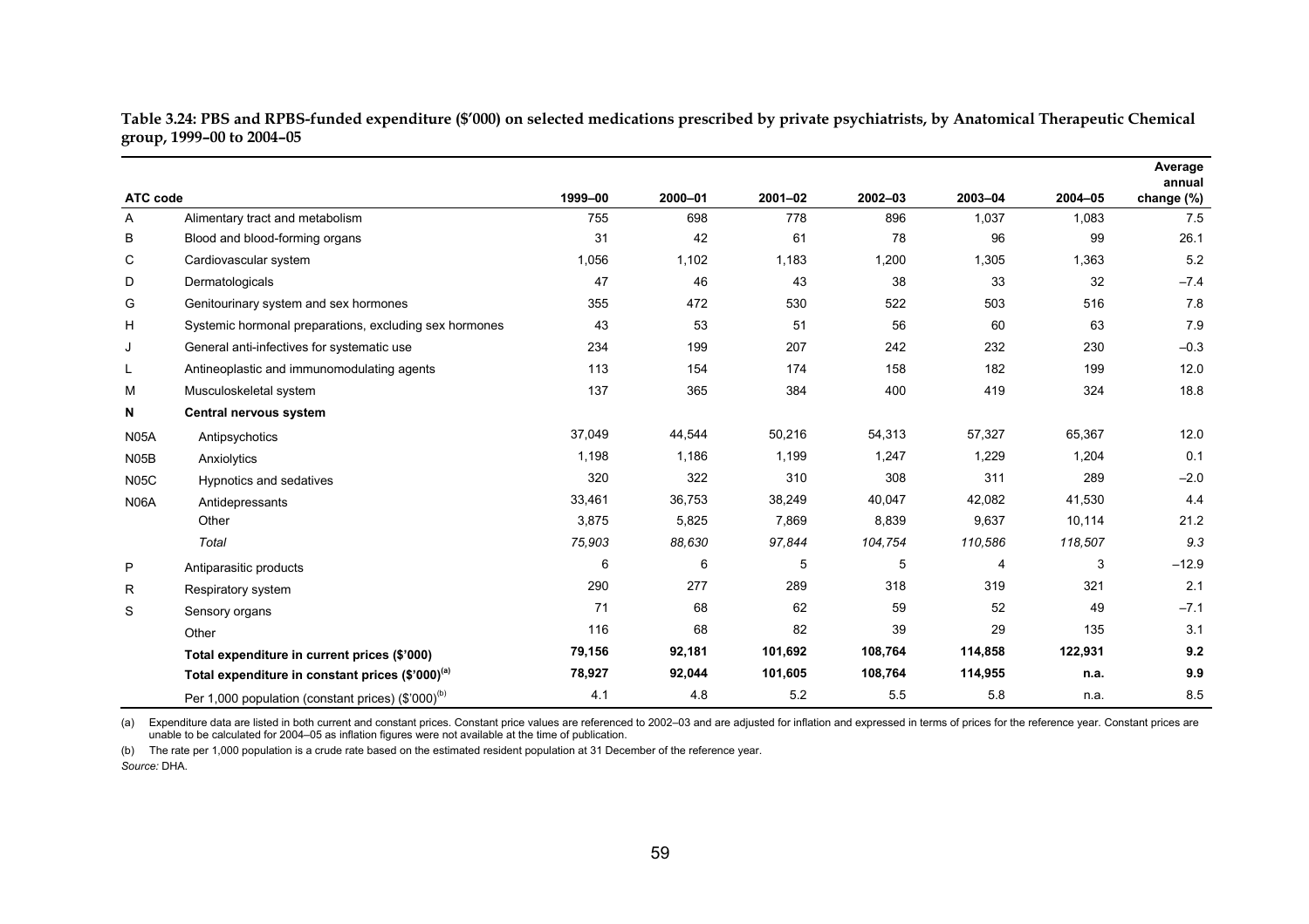**Table 3.24: PBS and RPBS-funded expenditure ($'000) on selected medications prescribed by private psychiatrists, by Anatomical Therapeutic Chemical group, 1999–00 to 2004–05**

| ATC code | | 1999–00 | 2000–01 | 2001–02 | 2002–03 | 2003–04 | 2004–05 | Average annual change (%) |
|---|---|---|---|---|---|---|---|---|
| A | Alimentary tract and metabolism | 755 | 698 | 778 | 896 | 1,037 | 1,083 | 7.5 |
| B | Blood and blood-forming organs | 31 | 42 | 61 | 78 | 96 | 99 | 26.1 |
| C | Cardiovascular system | 1,056 | 1,102 | 1,183 | 1,200 | 1,305 | 1,363 | 5.2 |
| D | Dermatologicals | 47 | 46 | 43 | 38 | 33 | 32 | –7.4 |
| G | Genitourinary system and sex hormones | 355 | 472 | 530 | 522 | 503 | 516 | 7.8 |
| H | Systemic hormonal preparations, excluding sex hormones | 43 | 53 | 51 | 56 | 60 | 63 | 7.9 |
| J | General anti-infectives for systematic use | 234 | 199 | 207 | 242 | 232 | 230 | –0.3 |
| L | Antineoplastic and immunomodulating agents | 113 | 154 | 174 | 158 | 182 | 199 | 12.0 |
| M | Musculoskeletal system | 137 | 365 | 384 | 400 | 419 | 324 | 18.8 |
| **N** | **Central nervous system** | | | | | | | |
| N05A | Antipsychotics | 37,049 | 44,544 | 50,216 | 54,313 | 57,327 | 65,367 | 12.0 |
| N05B | Anxiolytics | 1,198 | 1,186 | 1,199 | 1,247 | 1,229 | 1,204 | 0.1 |
| N05C | Hypnotics and sedatives | 320 | 322 | 310 | 308 | 311 | 289 | –2.0 |
| N06A | Antidepressants | 33,461 | 36,753 | 38,249 | 40,047 | 42,082 | 41,530 | 4.4 |
| | Other | 3,875 | 5,825 | 7,869 | 8,839 | 9,637 | 10,114 | 21.2 |
| | *Total* | *75,903* | *88,630* | *97,844* | *104,754* | *110,586* | *118,507* | *9.3* |
| P | Antiparasitic products | 6 | 6 | 5 | 5 | 4 | 3 | –12.9 |
| R | Respiratory system | 290 | 277 | 289 | 318 | 319 | 321 | 2.1 |
| S | Sensory organs | 71 | 68 | 62 | 59 | 52 | 49 | –7.1 |
| | Other | 116 | 68 | 82 | 39 | 29 | 135 | 3.1 |
| | **Total expenditure in current prices ($'000)** | **79,156** | **92,181** | **101,692** | **108,764** | **114,858** | **122,931** | **9.2** |
| | **Total expenditure in constant prices ($'000)[(a)]** | **78,927** | **92,044** | **101,605** | **108,764** | **114,955** | **n.a.** | **9.9** |
| | Per 1,000 population (constant prices) ($'000)[(b)] | 4.1 | 4.8 | 5.2 | 5.5 | 5.8 | n.a. | 8.5 |

(a) Expenditure data are listed in both current and constant prices. Constant price values are referenced to 2002–03 and are adjusted for inflation and expressed in terms of prices for the reference year. Constant prices are unable to be calculated for 2004–05 as inflation figures were not available at the time of publication.

(b) The rate per 1,000 population is a crude rate based on the estimated resident population at 31 December of the reference year.

*Source:* DHA.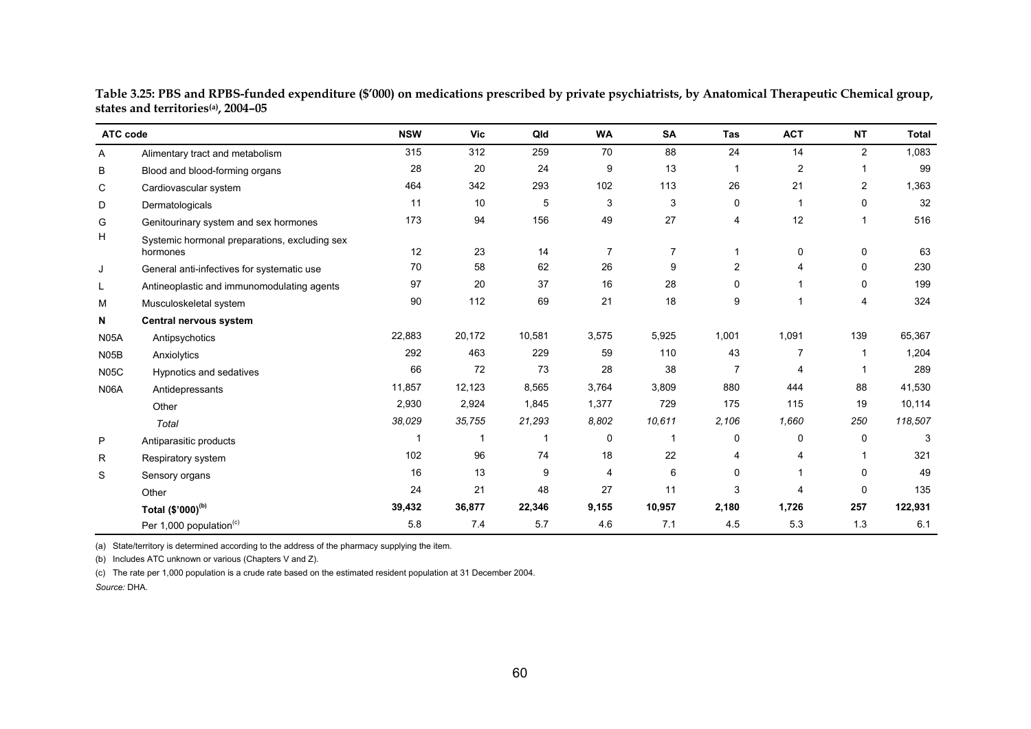**Table 3.25: PBS and RPBS-funded expenditure ($'000) on medications prescribed by private psychiatrists, by Anatomical Therapeutic Chemical group, states and territories[(a)], 2004–05**

| ATC code | | NSW | Vic | Qld | WA | SA | Tas | ACT | NT | Total |
|---|---|---|---|---|---|---|---|---|---|---|
| A | Alimentary tract and metabolism | 315 | 312 | 259 | 70 | 88 | 24 | 14 | 2 | 1,083 |
| B | Blood and blood-forming organs | 28 | 20 | 24 | 9 | 13 | 1 | 2 | 1 | 99 |
| C | Cardiovascular system | 464 | 342 | 293 | 102 | 113 | 26 | 21 | 2 | 1,363 |
| D | Dermatologicals | 11 | 10 | 5 | 3 | 3 | 0 | 1 | 0 | 32 |
| G | Genitourinary system and sex hormones | 173 | 94 | 156 | 49 | 27 | 4 | 12 | 1 | 516 |
| H | Systemic hormonal preparations, excluding sex hormones | 12 | 23 | 14 | 7 | 7 | 1 | 0 | 0 | 63 |
| J | General anti-infectives for systematic use | 70 | 58 | 62 | 26 | 9 | 2 | 4 | 0 | 230 |
| L | Antineoplastic and immunomodulating agents | 97 | 20 | 37 | 16 | 28 | 0 | 1 | 0 | 199 |
| M | Musculoskeletal system | 90 | 112 | 69 | 21 | 18 | 9 | 1 | 4 | 324 |
| **N** | **Central nervous system** | | | | | | | | | |
| N05A | Antipsychotics | 22,883 | 20,172 | 10,581 | 3,575 | 5,925 | 1,001 | 1,091 | 139 | 65,367 |
| N05B | Anxiolytics | 292 | 463 | 229 | 59 | 110 | 43 | 7 | 1 | 1,204 |
| N05C | Hypnotics and sedatives | 66 | 72 | 73 | 28 | 38 | 7 | 4 | 1 | 289 |
| N06A | Antidepressants | 11,857 | 12,123 | 8,565 | 3,764 | 3,809 | 880 | 444 | 88 | 41,530 |
| | Other | 2,930 | 2,924 | 1,845 | 1,377 | 729 | 175 | 115 | 19 | 10,114 |
| | *Total* | *38,029* | *35,755* | *21,293* | *8,802* | *10,611* | *2,106* | *1,660* | *250* | *118,507* |
| P | Antiparasitic products | 1 | 1 | 1 | 0 | 1 | 0 | 0 | 0 | 3 |
| R | Respiratory system | 102 | 96 | 74 | 18 | 22 | 4 | 4 | 1 | 321 |
| S | Sensory organs | 16 | 13 | 9 | 4 | 6 | 0 | 1 | 0 | 49 |
| | Other | 24 | 21 | 48 | 27 | 11 | 3 | 4 | 0 | 135 |
| | **Total ($'000)[(b)]** | **39,432** | **36,877** | **22,346** | **9,155** | **10,957** | **2,180** | **1,726** | **257** | **122,931** |
| | Per 1,000 population[(c)] | 5.8 | 7.4 | 5.7 | 4.6 | 7.1 | 4.5 | 5.3 | 1.3 | 6.1 |

(a) State/territory is determined according to the address of the pharmacy supplying the item.

(b) Includes ATC unknown or various (Chapters V and Z).

(c) The rate per 1,000 population is a crude rate based on the estimated resident population at 31 December 2004.

*Source:* DHA.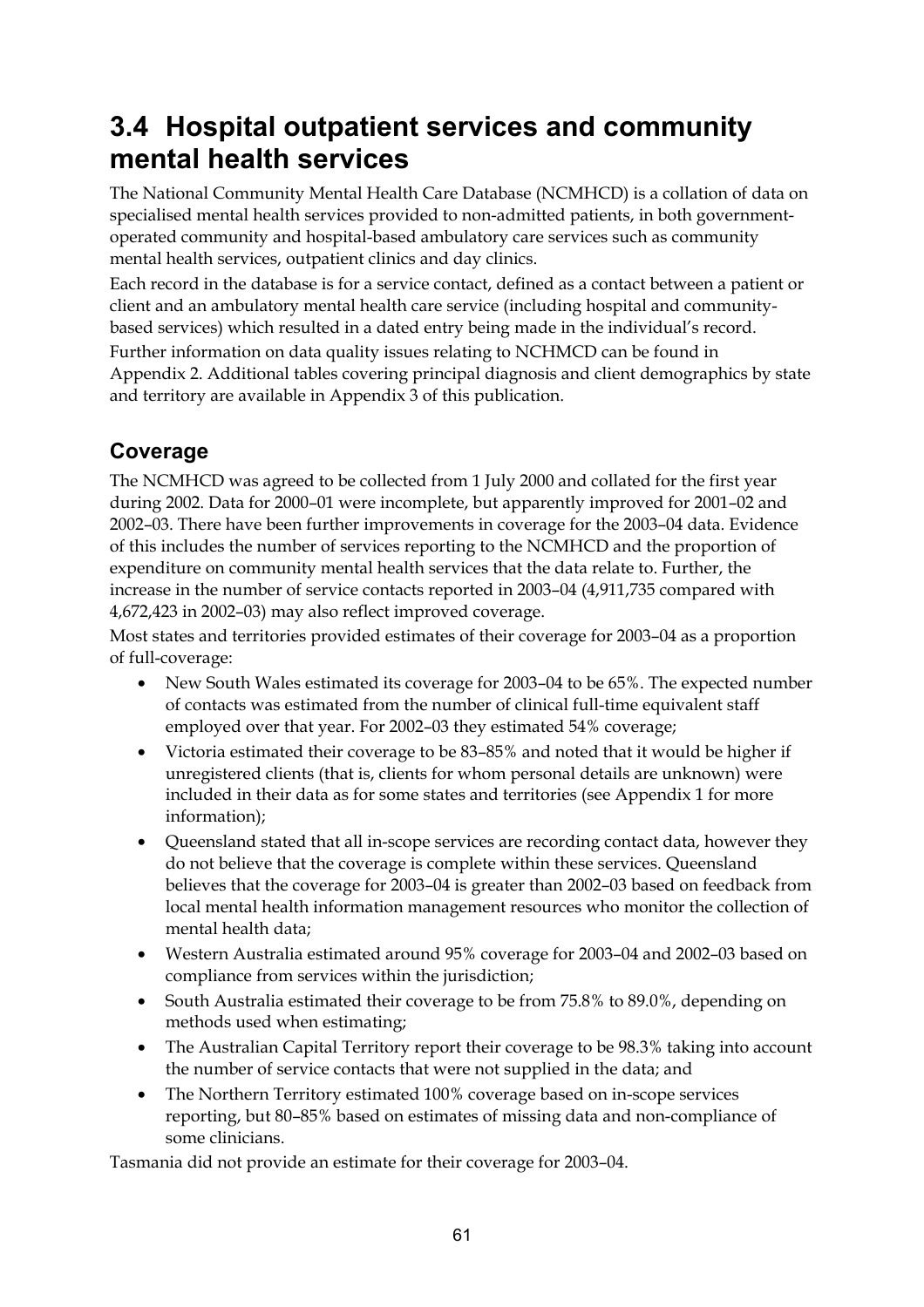# 3.4 Hospital outpatient services and community mental health services

The National Community Mental Health Care Database (NCMHCD) is a collation of data on specialised mental health services provided to non-admitted patients, in both government-operated community and hospital-based ambulatory care services such as community mental health services, outpatient clinics and day clinics.

Each record in the database is for a service contact, defined as a contact between a patient or client and an ambulatory mental health care service (including hospital and community-based services) which resulted in a dated entry being made in the individual's record.

Further information on data quality issues relating to NCHMCD can be found in Appendix 2. Additional tables covering principal diagnosis and client demographics by state and territory are available in Appendix 3 of this publication.

## Coverage

The NCMHCD was agreed to be collected from 1 July 2000 and collated for the first year during 2002. Data for 2000–01 were incomplete, but apparently improved for 2001–02 and 2002–03. There have been further improvements in coverage for the 2003–04 data. Evidence of this includes the number of services reporting to the NCMHCD and the proportion of expenditure on community mental health services that the data relate to. Further, the increase in the number of service contacts reported in 2003–04 (4,911,735 compared with 4,672,423 in 2002–03) may also reflect improved coverage.

Most states and territories provided estimates of their coverage for 2003–04 as a proportion of full-coverage:

- New South Wales estimated its coverage for 2003–04 to be 65%. The expected number of contacts was estimated from the number of clinical full-time equivalent staff employed over that year. For 2002–03 they estimated 54% coverage;
- Victoria estimated their coverage to be 83–85% and noted that it would be higher if unregistered clients (that is, clients for whom personal details are unknown) were included in their data as for some states and territories (see Appendix 1 for more information);
- Queensland stated that all in-scope services are recording contact data, however they do not believe that the coverage is complete within these services. Queensland believes that the coverage for 2003–04 is greater than 2002–03 based on feedback from local mental health information management resources who monitor the collection of mental health data;
- Western Australia estimated around 95% coverage for 2003–04 and 2002–03 based on compliance from services within the jurisdiction;
- South Australia estimated their coverage to be from 75.8% to 89.0%, depending on methods used when estimating;
- The Australian Capital Territory report their coverage to be 98.3% taking into account the number of service contacts that were not supplied in the data; and
- The Northern Territory estimated 100% coverage based on in-scope services reporting, but 80–85% based on estimates of missing data and non-compliance of some clinicians.

Tasmania did not provide an estimate for their coverage for 2003–04.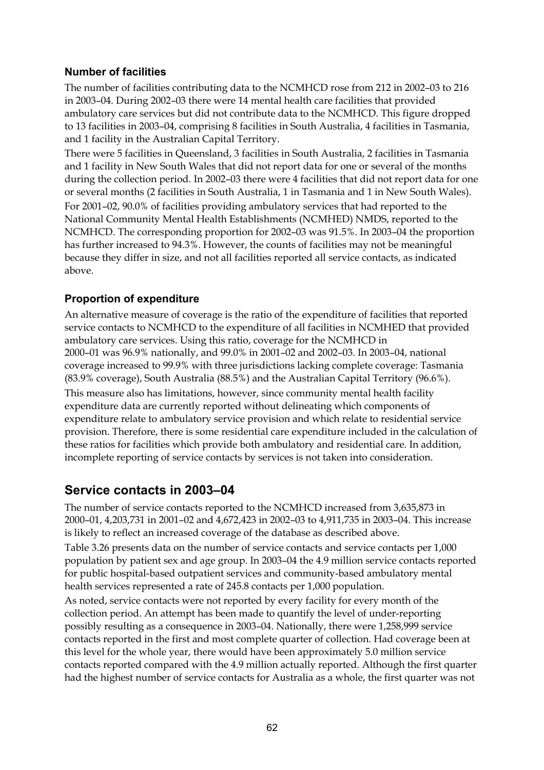### Number of facilities

The number of facilities contributing data to the NCMHCD rose from 212 in 2002–03 to 216 in 2003–04. During 2002–03 there were 14 mental health care facilities that provided ambulatory care services but did not contribute data to the NCMHCD. This figure dropped to 13 facilities in 2003–04, comprising 8 facilities in South Australia, 4 facilities in Tasmania, and 1 facility in the Australian Capital Territory.

There were 5 facilities in Queensland, 3 facilities in South Australia, 2 facilities in Tasmania and 1 facility in New South Wales that did not report data for one or several of the months during the collection period. In 2002–03 there were 4 facilities that did not report data for one or several months (2 facilities in South Australia, 1 in Tasmania and 1 in New South Wales).

For 2001–02, 90.0% of facilities providing ambulatory services that had reported to the National Community Mental Health Establishments (NCMHED) NMDS, reported to the NCMHCD. The corresponding proportion for 2002–03 was 91.5%. In 2003–04 the proportion has further increased to 94.3%. However, the counts of facilities may not be meaningful because they differ in size, and not all facilities reported all service contacts, as indicated above.

### Proportion of expenditure

An alternative measure of coverage is the ratio of the expenditure of facilities that reported service contacts to NCMHCD to the expenditure of all facilities in NCMHED that provided ambulatory care services. Using this ratio, coverage for the NCMHCD in 2000–01 was 96.9% nationally, and 99.0% in 2001–02 and 2002–03. In 2003–04, national coverage increased to 99.9% with three jurisdictions lacking complete coverage: Tasmania (83.9% coverage), South Australia (88.5%) and the Australian Capital Territory (96.6%).

This measure also has limitations, however, since community mental health facility expenditure data are currently reported without delineating which components of expenditure relate to ambulatory service provision and which relate to residential service provision. Therefore, there is some residential care expenditure included in the calculation of these ratios for facilities which provide both ambulatory and residential care. In addition, incomplete reporting of service contacts by services is not taken into consideration.

## Service contacts in 2003–04

The number of service contacts reported to the NCMHCD increased from 3,635,873 in 2000–01, 4,203,731 in 2001–02 and 4,672,423 in 2002–03 to 4,911,735 in 2003–04. This increase is likely to reflect an increased coverage of the database as described above.

Table 3.26 presents data on the number of service contacts and service contacts per 1,000 population by patient sex and age group. In 2003–04 the 4.9 million service contacts reported for public hospital-based outpatient services and community-based ambulatory mental health services represented a rate of 245.8 contacts per 1,000 population.

As noted, service contacts were not reported by every facility for every month of the collection period. An attempt has been made to quantify the level of under-reporting possibly resulting as a consequence in 2003–04. Nationally, there were 1,258,999 service contacts reported in the first and most complete quarter of collection. Had coverage been at this level for the whole year, there would have been approximately 5.0 million service contacts reported compared with the 4.9 million actually reported. Although the first quarter had the highest number of service contacts for Australia as a whole, the first quarter was not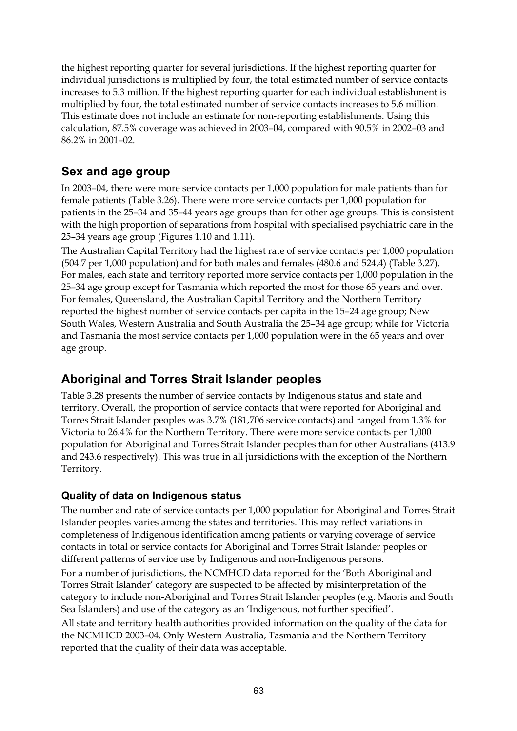the highest reporting quarter for several jurisdictions. If the highest reporting quarter for individual jurisdictions is multiplied by four, the total estimated number of service contacts increases to 5.3 million. If the highest reporting quarter for each individual establishment is multiplied by four, the total estimated number of service contacts increases to 5.6 million. This estimate does not include an estimate for non-reporting establishments. Using this calculation, 87.5% coverage was achieved in 2003–04, compared with 90.5% in 2002–03 and 86.2% in 2001–02.

## Sex and age group

In 2003–04, there were more service contacts per 1,000 population for male patients than for female patients (Table 3.26). There were more service contacts per 1,000 population for patients in the 25–34 and 35–44 years age groups than for other age groups. This is consistent with the high proportion of separations from hospital with specialised psychiatric care in the 25–34 years age group (Figures 1.10 and 1.11).

The Australian Capital Territory had the highest rate of service contacts per 1,000 population (504.7 per 1,000 population) and for both males and females (480.6 and 524.4) (Table 3.27). For males, each state and territory reported more service contacts per 1,000 population in the 25–34 age group except for Tasmania which reported the most for those 65 years and over. For females, Queensland, the Australian Capital Territory and the Northern Territory reported the highest number of service contacts per capita in the 15–24 age group; New South Wales, Western Australia and South Australia the 25–34 age group; while for Victoria and Tasmania the most service contacts per 1,000 population were in the 65 years and over age group.

## Aboriginal and Torres Strait Islander peoples

Table 3.28 presents the number of service contacts by Indigenous status and state and territory. Overall, the proportion of service contacts that were reported for Aboriginal and Torres Strait Islander peoples was 3.7% (181,706 service contacts) and ranged from 1.3% for Victoria to 26.4% for the Northern Territory. There were more service contacts per 1,000 population for Aboriginal and Torres Strait Islander peoples than for other Australians (413.9 and 243.6 respectively). This was true in all jursidictions with the exception of the Northern Territory.

### Quality of data on Indigenous status

The number and rate of service contacts per 1,000 population for Aboriginal and Torres Strait Islander peoples varies among the states and territories. This may reflect variations in completeness of Indigenous identification among patients or varying coverage of service contacts in total or service contacts for Aboriginal and Torres Strait Islander peoples or different patterns of service use by Indigenous and non-Indigenous persons.

For a number of jurisdictions, the NCMHCD data reported for the 'Both Aboriginal and Torres Strait Islander' category are suspected to be affected by misinterpretation of the category to include non-Aboriginal and Torres Strait Islander peoples (e.g. Maoris and South Sea Islanders) and use of the category as an 'Indigenous, not further specified'.

All state and territory health authorities provided information on the quality of the data for the NCMHCD 2003–04. Only Western Australia, Tasmania and the Northern Territory reported that the quality of their data was acceptable.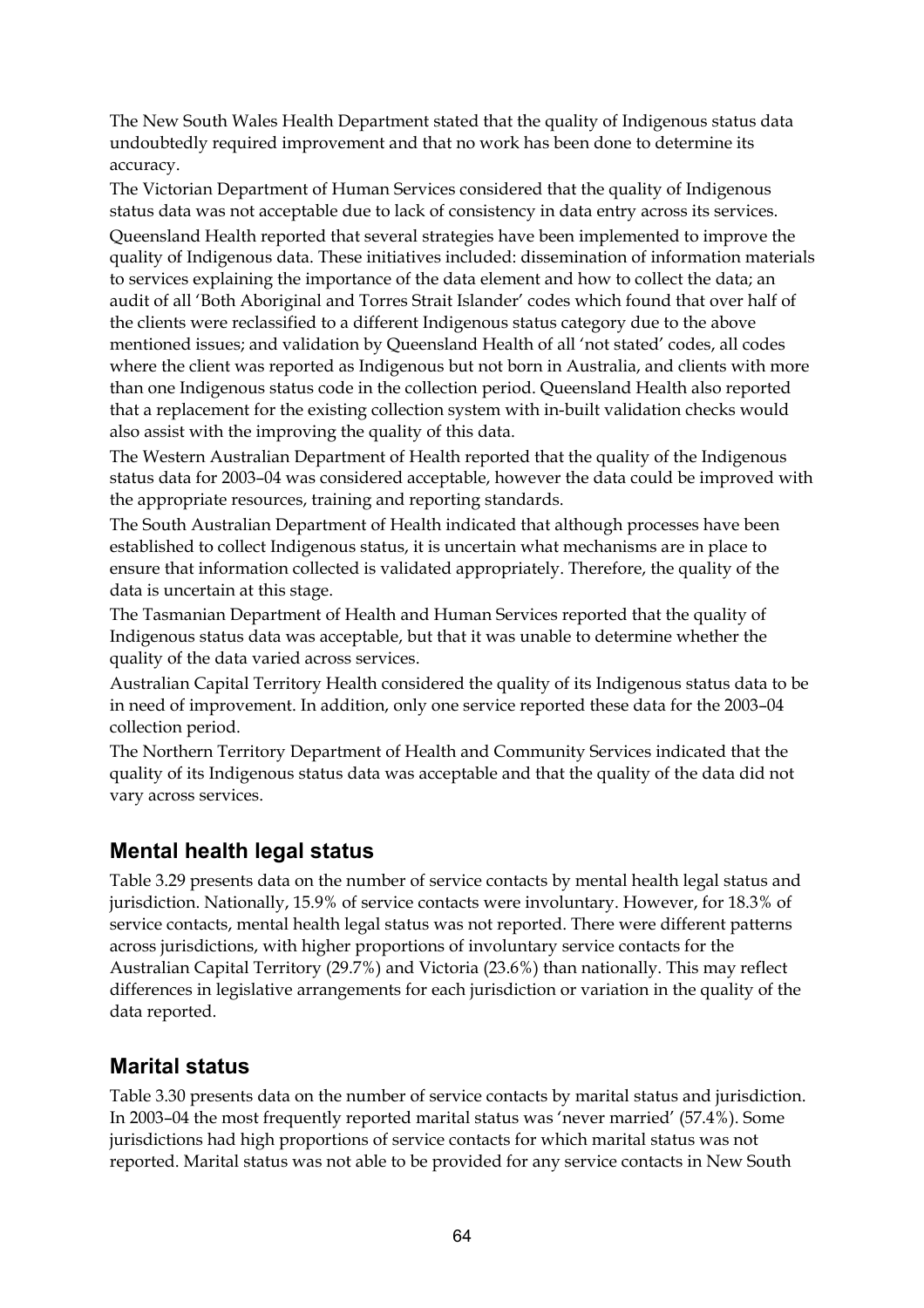The New South Wales Health Department stated that the quality of Indigenous status data undoubtedly required improvement and that no work has been done to determine its accuracy.

The Victorian Department of Human Services considered that the quality of Indigenous status data was not acceptable due to lack of consistency in data entry across its services.

Queensland Health reported that several strategies have been implemented to improve the quality of Indigenous data. These initiatives included: dissemination of information materials to services explaining the importance of the data element and how to collect the data; an audit of all 'Both Aboriginal and Torres Strait Islander' codes which found that over half of the clients were reclassified to a different Indigenous status category due to the above mentioned issues; and validation by Queensland Health of all 'not stated' codes, all codes where the client was reported as Indigenous but not born in Australia, and clients with more than one Indigenous status code in the collection period. Queensland Health also reported that a replacement for the existing collection system with in-built validation checks would also assist with the improving the quality of this data.

The Western Australian Department of Health reported that the quality of the Indigenous status data for 2003–04 was considered acceptable, however the data could be improved with the appropriate resources, training and reporting standards.

The South Australian Department of Health indicated that although processes have been established to collect Indigenous status, it is uncertain what mechanisms are in place to ensure that information collected is validated appropriately. Therefore, the quality of the data is uncertain at this stage.

The Tasmanian Department of Health and Human Services reported that the quality of Indigenous status data was acceptable, but that it was unable to determine whether the quality of the data varied across services.

Australian Capital Territory Health considered the quality of its Indigenous status data to be in need of improvement. In addition, only one service reported these data for the 2003–04 collection period.

The Northern Territory Department of Health and Community Services indicated that the quality of its Indigenous status data was acceptable and that the quality of the data did not vary across services.

## Mental health legal status

Table 3.29 presents data on the number of service contacts by mental health legal status and jurisdiction. Nationally, 15.9% of service contacts were involuntary. However, for 18.3% of service contacts, mental health legal status was not reported. There were different patterns across jurisdictions, with higher proportions of involuntary service contacts for the Australian Capital Territory (29.7%) and Victoria (23.6%) than nationally. This may reflect differences in legislative arrangements for each jurisdiction or variation in the quality of the data reported.

## Marital status

Table 3.30 presents data on the number of service contacts by marital status and jurisdiction. In 2003–04 the most frequently reported marital status was 'never married' (57.4%). Some jurisdictions had high proportions of service contacts for which marital status was not reported. Marital status was not able to be provided for any service contacts in New South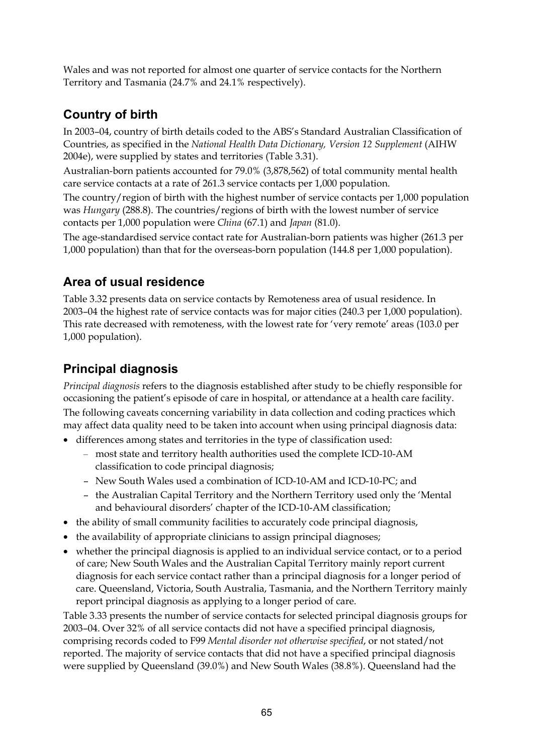Wales and was not reported for almost one quarter of service contacts for the Northern Territory and Tasmania (24.7% and 24.1% respectively).

## Country of birth

In 2003–04, country of birth details coded to the ABS's Standard Australian Classification of Countries, as specified in the *National Health Data Dictionary, Version 12 Supplement* (AIHW 2004e), were supplied by states and territories (Table 3.31).

Australian-born patients accounted for 79.0% (3,878,562) of total community mental health care service contacts at a rate of 261.3 service contacts per 1,000 population.

The country/region of birth with the highest number of service contacts per 1,000 population was *Hungary* (288.8). The countries/regions of birth with the lowest number of service contacts per 1,000 population were *China* (67.1) and *Japan* (81.0).

The age-standardised service contact rate for Australian-born patients was higher (261.3 per 1,000 population) than that for the overseas-born population (144.8 per 1,000 population).

## Area of usual residence

Table 3.32 presents data on service contacts by Remoteness area of usual residence. In 2003–04 the highest rate of service contacts was for major cities (240.3 per 1,000 population). This rate decreased with remoteness, with the lowest rate for 'very remote' areas (103.0 per 1,000 population).

## Principal diagnosis

*Principal diagnosis* refers to the diagnosis established after study to be chiefly responsible for occasioning the patient's episode of care in hospital, or attendance at a health care facility.

The following caveats concerning variability in data collection and coding practices which may affect data quality need to be taken into account when using principal diagnosis data:

- differences among states and territories in the type of classification used:
  - most state and territory health authorities used the complete ICD-10-AM classification to code principal diagnosis;
  - New South Wales used a combination of ICD-10-AM and ICD-10-PC; and
  - the Australian Capital Territory and the Northern Territory used only the 'Mental and behavioural disorders' chapter of the ICD-10-AM classification;
- the ability of small community facilities to accurately code principal diagnosis,
- the availability of appropriate clinicians to assign principal diagnoses;
- whether the principal diagnosis is applied to an individual service contact, or to a period of care; New South Wales and the Australian Capital Territory mainly report current diagnosis for each service contact rather than a principal diagnosis for a longer period of care. Queensland, Victoria, South Australia, Tasmania, and the Northern Territory mainly report principal diagnosis as applying to a longer period of care.

Table 3.33 presents the number of service contacts for selected principal diagnosis groups for 2003–04. Over 32% of all service contacts did not have a specified principal diagnosis, comprising records coded to F99 *Mental disorder not otherwise specified*, or not stated/not reported. The majority of service contacts that did not have a specified principal diagnosis were supplied by Queensland (39.0%) and New South Wales (38.8%). Queensland had the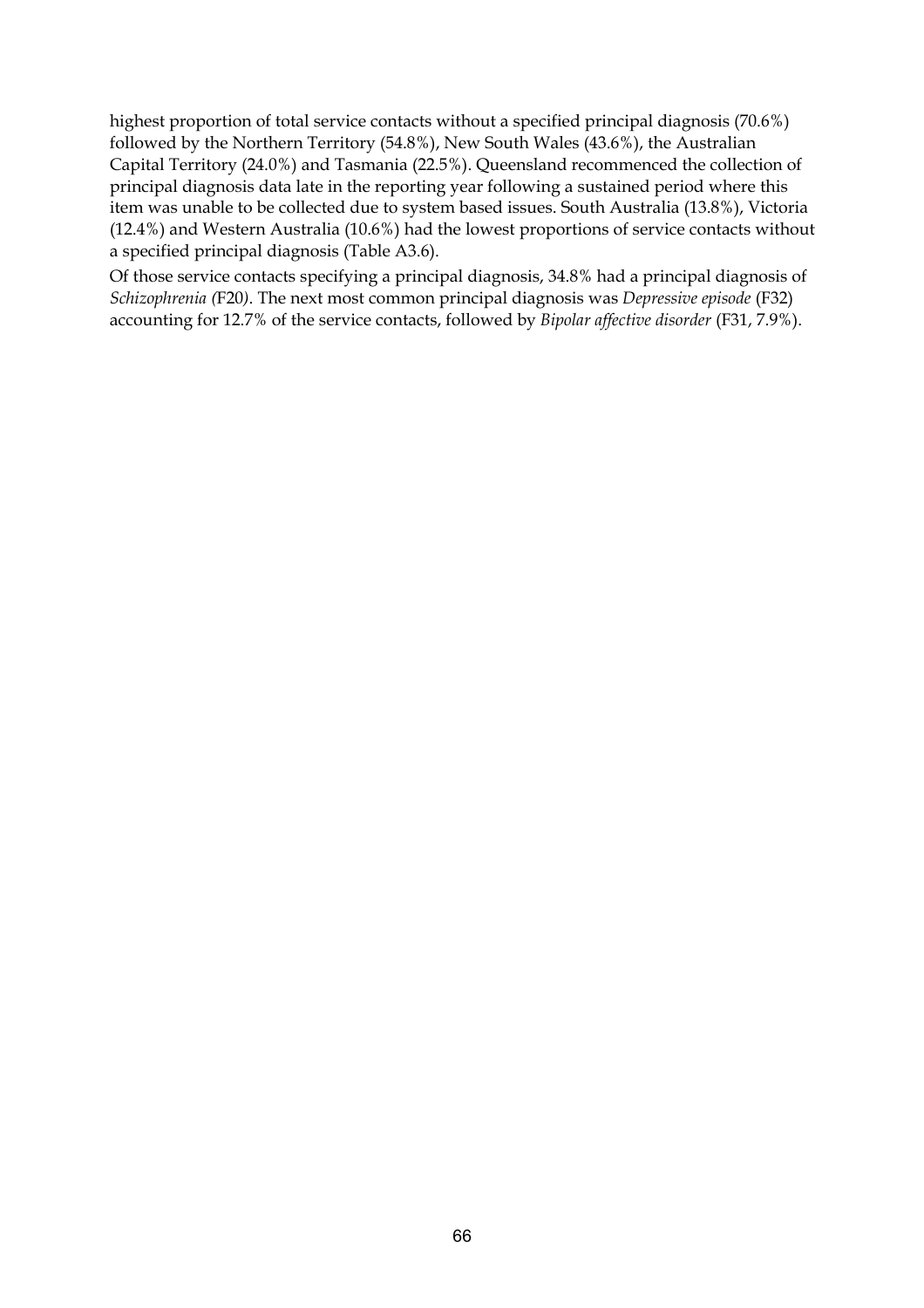highest proportion of total service contacts without a specified principal diagnosis (70.6%) followed by the Northern Territory (54.8%), New South Wales (43.6%), the Australian Capital Territory (24.0%) and Tasmania (22.5%). Queensland recommenced the collection of principal diagnosis data late in the reporting year following a sustained period where this item was unable to be collected due to system based issues. South Australia (13.8%), Victoria (12.4%) and Western Australia (10.6%) had the lowest proportions of service contacts without a specified principal diagnosis (Table A3.6).

Of those service contacts specifying a principal diagnosis, 34.8% had a principal diagnosis of *Schizophrenia (*F20*)*. The next most common principal diagnosis was *Depressive episode* (F32) accounting for 12.7% of the service contacts, followed by *Bipolar affective disorder* (F31, 7.9%).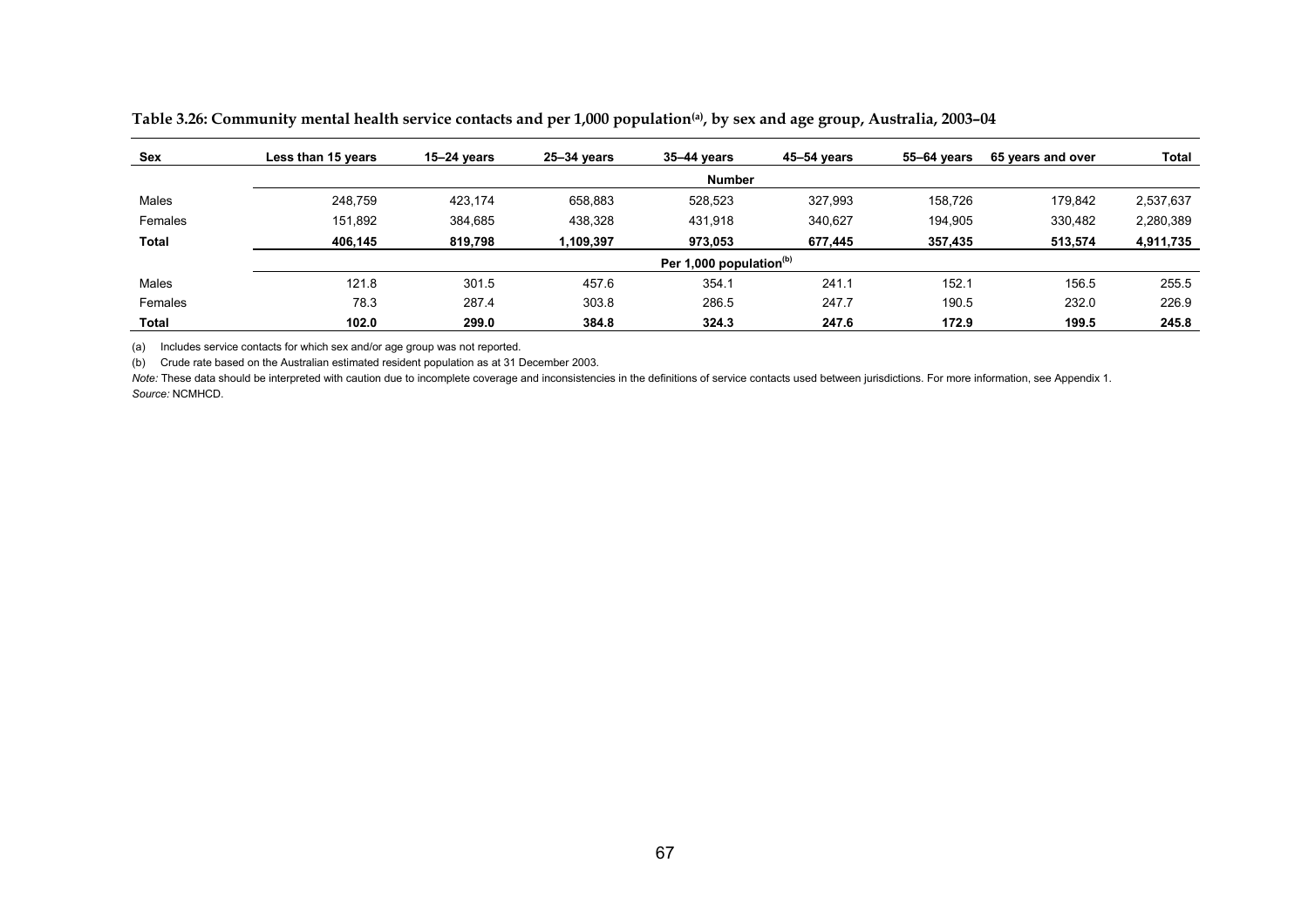**Table 3.26: Community mental health service contacts and per 1,000 population[(a)], by sex and age group, Australia, 2003–04**

| Sex | Less than 15 years | 15–24 years | 25–34 years | 35–44 years | 45–54 years | 55–64 years | 65 years and over | Total |
|---|---|---|---|---|---|---|---|---|
| | | | | **Number** | | | | |
| Males | 248,759 | 423,174 | 658,883 | 528,523 | 327,993 | 158,726 | 179,842 | 2,537,637 |
| Females | 151,892 | 384,685 | 438,328 | 431,918 | 340,627 | 194,905 | 330,482 | 2,280,389 |
| **Total** | **406,145** | **819,798** | **1,109,397** | **973,053** | **677,445** | **357,435** | **513,574** | **4,911,735** |
| | | | | **Per 1,000 population[(b)]** | | | | |
| Males | 121.8 | 301.5 | 457.6 | 354.1 | 241.1 | 152.1 | 156.5 | 255.5 |
| Females | 78.3 | 287.4 | 303.8 | 286.5 | 247.7 | 190.5 | 232.0 | 226.9 |
| **Total** | **102.0** | **299.0** | **384.8** | **324.3** | **247.6** | **172.9** | **199.5** | **245.8** |

(a) Includes service contacts for which sex and/or age group was not reported.

(b) Crude rate based on the Australian estimated resident population as at 31 December 2003.

*Note:* These data should be interpreted with caution due to incomplete coverage and inconsistencies in the definitions of service contacts used between jurisdictions. For more information, see Appendix 1.

*Source:* NCMHCD.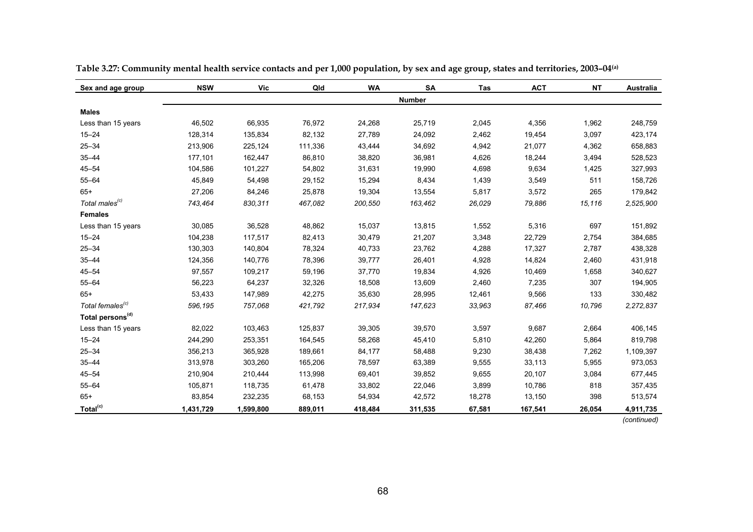**Table 3.27: Community mental health service contacts and per 1,000 population, by sex and age group, states and territories, 2003–04[(a)]**

| Sex and age group | NSW | Vic | Qld | WA | SA | Tas | ACT | NT | Australia |
|---|---|---|---|---|---|---|---|---|---|
| | | | | | Number | | | | |
| **Males** | | | | | | | | | |
| Less than 15 years | 46,502 | 66,935 | 76,972 | 24,268 | 25,719 | 2,045 | 4,356 | 1,962 | 248,759 |
| 15–24 | 128,314 | 135,834 | 82,132 | 27,789 | 24,092 | 2,462 | 19,454 | 3,097 | 423,174 |
| 25–34 | 213,906 | 225,124 | 111,336 | 43,444 | 34,692 | 4,942 | 21,077 | 4,362 | 658,883 |
| 35–44 | 177,101 | 162,447 | 86,810 | 38,820 | 36,981 | 4,626 | 18,244 | 3,494 | 528,523 |
| 45–54 | 104,586 | 101,227 | 54,802 | 31,631 | 19,990 | 4,698 | 9,634 | 1,425 | 327,993 |
| 55–64 | 45,849 | 54,498 | 29,152 | 15,294 | 8,434 | 1,439 | 3,549 | 511 | 158,726 |
| 65+ | 27,206 | 84,246 | 25,878 | 19,304 | 13,554 | 5,817 | 3,572 | 265 | 179,842 |
| *Total males[(c)]* | *743,464* | *830,311* | *467,082* | *200,550* | *163,462* | *26,029* | *79,886* | *15,116* | *2,525,900* |
| **Females** | | | | | | | | | |
| Less than 15 years | 30,085 | 36,528 | 48,862 | 15,037 | 13,815 | 1,552 | 5,316 | 697 | 151,892 |
| 15–24 | 104,238 | 117,517 | 82,413 | 30,479 | 21,207 | 3,348 | 22,729 | 2,754 | 384,685 |
| 25–34 | 130,303 | 140,804 | 78,324 | 40,733 | 23,762 | 4,288 | 17,327 | 2,787 | 438,328 |
| 35–44 | 124,356 | 140,776 | 78,396 | 39,777 | 26,401 | 4,928 | 14,824 | 2,460 | 431,918 |
| 45–54 | 97,557 | 109,217 | 59,196 | 37,770 | 19,834 | 4,926 | 10,469 | 1,658 | 340,627 |
| 55–64 | 56,223 | 64,237 | 32,326 | 18,508 | 13,609 | 2,460 | 7,235 | 307 | 194,905 |
| 65+ | 53,433 | 147,989 | 42,275 | 35,630 | 28,995 | 12,461 | 9,566 | 133 | 330,482 |
| *Total females[(c)]* | *596,195* | *757,068* | *421,792* | *217,934* | *147,623* | *33,963* | *87,466* | *10,796* | *2,272,837* |
| **Total persons[(d)]** | | | | | | | | | |
| Less than 15 years | 82,022 | 103,463 | 125,837 | 39,305 | 39,570 | 3,597 | 9,687 | 2,664 | 406,145 |
| 15–24 | 244,290 | 253,351 | 164,545 | 58,268 | 45,410 | 5,810 | 42,260 | 5,864 | 819,798 |
| 25–34 | 356,213 | 365,928 | 189,661 | 84,177 | 58,488 | 9,230 | 38,438 | 7,262 | 1,109,397 |
| 35–44 | 313,978 | 303,260 | 165,206 | 78,597 | 63,389 | 9,555 | 33,113 | 5,955 | 973,053 |
| 45–54 | 210,904 | 210,444 | 113,998 | 69,401 | 39,852 | 9,655 | 20,107 | 3,084 | 677,445 |
| 55–64 | 105,871 | 118,735 | 61,478 | 33,802 | 22,046 | 3,899 | 10,786 | 818 | 357,435 |
| 65+ | 83,854 | 232,235 | 68,153 | 54,934 | 42,572 | 18,278 | 13,150 | 398 | 513,574 |
| **Total[(c)]** | **1,431,729** | **1,599,800** | **889,011** | **418,484** | **311,535** | **67,581** | **167,541** | **26,054** | **4,911,735** |

*(continued)*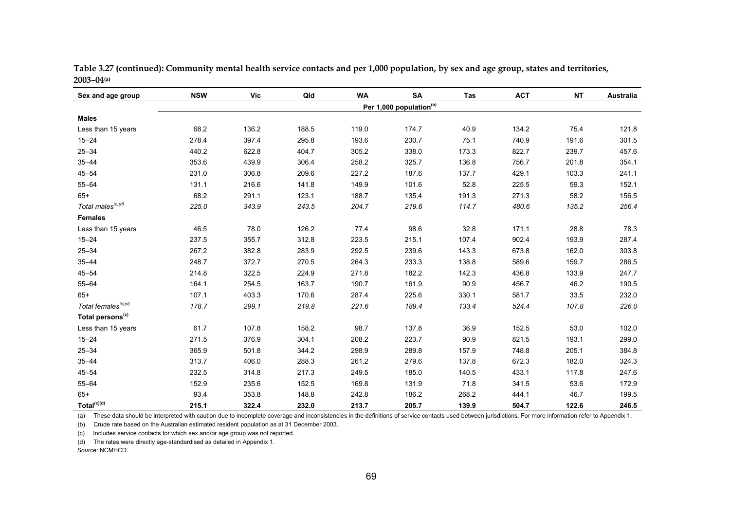**Table 3.27 (continued): Community mental health service contacts and per 1,000 population, by sex and age group, states and territories, 2003–04[(a)]**

| Sex and age group | NSW | Vic | Qld | WA | SA | Tas | ACT | NT | Australia |
|---|---|---|---|---|---|---|---|---|---|
| | Per 1,000 population[(b)] | | | | | | | | |
| **Males** | | | | | | | | | |
| Less than 15 years | 68.2 | 136.2 | 188.5 | 119.0 | 174.7 | 40.9 | 134.2 | 75.4 | 121.8 |
| 15–24 | 278.4 | 397.4 | 295.8 | 193.6 | 230.7 | 75.1 | 740.9 | 191.6 | 301.5 |
| 25–34 | 440.2 | 622.8 | 404.7 | 305.2 | 338.0 | 173.3 | 822.7 | 239.7 | 457.6 |
| 35–44 | 353.6 | 439.9 | 306.4 | 258.2 | 325.7 | 136.8 | 756.7 | 201.8 | 354.1 |
| 45–54 | 231.0 | 306.8 | 209.6 | 227.2 | 187.6 | 137.7 | 429.1 | 103.3 | 241.1 |
| 55–64 | 131.1 | 216.6 | 141.8 | 149.9 | 101.6 | 52.8 | 225.5 | 59.3 | 152.1 |
| 65+ | 68.2 | 291.1 | 123.1 | 188.7 | 135.4 | 191.3 | 271.3 | 58.2 | 156.5 |
| *Total males[(c)(d)]* | *225.0* | *343.9* | *243.5* | *204.7* | *219.6* | *114.7* | *480.6* | *135.2* | *256.4* |
| **Females** | | | | | | | | | |
| Less than 15 years | 46.5 | 78.0 | 126.2 | 77.4 | 98.6 | 32.8 | 171.1 | 28.8 | 78.3 |
| 15–24 | 237.5 | 355.7 | 312.8 | 223.5 | 215.1 | 107.4 | 902.4 | 193.9 | 287.4 |
| 25–34 | 267.2 | 382.8 | 283.9 | 292.5 | 239.6 | 143.3 | 673.8 | 162.0 | 303.8 |
| 35–44 | 248.7 | 372.7 | 270.5 | 264.3 | 233.3 | 138.8 | 589.6 | 159.7 | 286.5 |
| 45–54 | 214.8 | 322.5 | 224.9 | 271.8 | 182.2 | 142.3 | 436.8 | 133.9 | 247.7 |
| 55–64 | 164.1 | 254.5 | 163.7 | 190.7 | 161.9 | 90.9 | 456.7 | 46.2 | 190.5 |
| 65+ | 107.1 | 403.3 | 170.6 | 287.4 | 225.6 | 330.1 | 581.7 | 33.5 | 232.0 |
| *Total females[(c)(d)]* | *178.7* | *299.1* | *219.8* | *221.6* | *189.4* | *133.4* | *524.4* | *107.8* | *226.0* |
| **Total persons[(c)]** | | | | | | | | | |
| Less than 15 years | 61.7 | 107.8 | 158.2 | 98.7 | 137.8 | 36.9 | 152.5 | 53.0 | 102.0 |
| 15–24 | 271.5 | 376.9 | 304.1 | 208.2 | 223.7 | 90.9 | 821.5 | 193.1 | 299.0 |
| 25–34 | 365.9 | 501.8 | 344.2 | 298.9 | 289.8 | 157.9 | 748.8 | 205.1 | 384.8 |
| 35–44 | 313.7 | 406.0 | 288.3 | 261.2 | 279.6 | 137.8 | 672.3 | 182.0 | 324.3 |
| 45–54 | 232.5 | 314.8 | 217.3 | 249.5 | 185.0 | 140.5 | 433.1 | 117.8 | 247.6 |
| 55–64 | 152.9 | 235.6 | 152.5 | 169.8 | 131.9 | 71.8 | 341.5 | 53.6 | 172.9 |
| 65+ | 93.4 | 353.8 | 148.8 | 242.8 | 186.2 | 268.2 | 444.1 | 46.7 | 199.5 |
| **Total[(c)(d)]** | **215.1** | **322.4** | **232.0** | **213.7** | **205.7** | **139.9** | **504.7** | **122.6** | **246.5** |

(a) These data should be interpreted with caution due to incomplete coverage and inconsistencies in the definitions of service contacts used between jurisdictions. For more information refer to Appendix 1.

(b) Crude rate based on the Australian estimated resident population as at 31 December 2003.

(c) Includes service contacts for which sex and/or age group was not reported.

(d) The rates were directly age-standardised as detailed in Appendix 1.

*Source:* NCMHCD.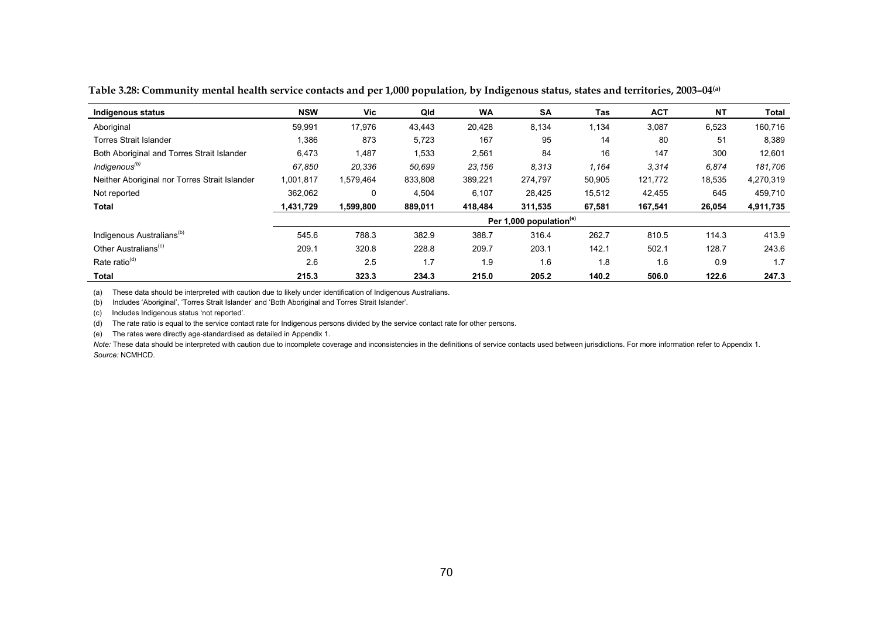**Table 3.28: Community mental health service contacts and per 1,000 population, by Indigenous status, states and territories, 2003–04[(a)]**

| Indigenous status | NSW | Vic | Qld | WA | SA | Tas | ACT | NT | Total |
|---|---|---|---|---|---|---|---|---|---|
| Aboriginal | 59,991 | 17,976 | 43,443 | 20,428 | 8,134 | 1,134 | 3,087 | 6,523 | 160,716 |
| Torres Strait Islander | 1,386 | 873 | 5,723 | 167 | 95 | 14 | 80 | 51 | 8,389 |
| Both Aboriginal and Torres Strait Islander | 6,473 | 1,487 | 1,533 | 2,561 | 84 | 16 | 147 | 300 | 12,601 |
| *Indigenous[(b)]* | *67,850* | *20,336* | *50,699* | *23,156* | *8,313* | *1,164* | *3,314* | *6,874* | *181,706* |
| Neither Aboriginal nor Torres Strait Islander | 1,001,817 | 1,579,464 | 833,808 | 389,221 | 274,797 | 50,905 | 121,772 | 18,535 | 4,270,319 |
| Not reported | 362,062 | 0 | 4,504 | 6,107 | 28,425 | 15,512 | 42,455 | 645 | 459,710 |
| **Total** | **1,431,729** | **1,599,800** | **889,011** | **418,484** | **311,535** | **67,581** | **167,541** | **26,054** | **4,911,735** |
| | | | | | **Per 1,000 population[(e)]** | | | | |
| Indigenous Australians[(b)] | 545.6 | 788.3 | 382.9 | 388.7 | 316.4 | 262.7 | 810.5 | 114.3 | 413.9 |
| Other Australians[(c)] | 209.1 | 320.8 | 228.8 | 209.7 | 203.1 | 142.1 | 502.1 | 128.7 | 243.6 |
| Rate ratio[(d)] | 2.6 | 2.5 | 1.7 | 1.9 | 1.6 | 1.8 | 1.6 | 0.9 | 1.7 |
| **Total** | **215.3** | **323.3** | **234.3** | **215.0** | **205.2** | **140.2** | **506.0** | **122.6** | **247.3** |

(a) These data should be interpreted with caution due to likely under identification of Indigenous Australians.

(b) Includes 'Aboriginal', 'Torres Strait Islander' and 'Both Aboriginal and Torres Strait Islander'.

(c) Includes Indigenous status 'not reported'.

(d) The rate ratio is equal to the service contact rate for Indigenous persons divided by the service contact rate for other persons.

(e) The rates were directly age-standardised as detailed in Appendix 1.

*Note:* These data should be interpreted with caution due to incomplete coverage and inconsistencies in the definitions of service contacts used between jurisdictions. For more information refer to Appendix 1.

*Source:* NCMHCD.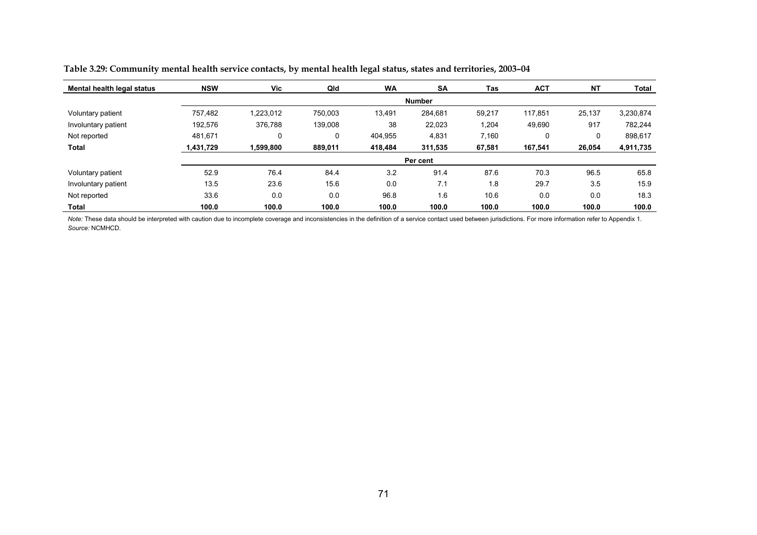**Table 3.29: Community mental health service contacts, by mental health legal status, states and territories, 2003–04**

| Mental health legal status | NSW | Vic | Qld | WA | SA | Tas | ACT | NT | Total |
|---|---|---|---|---|---|---|---|---|---|
| | | | | | **Number** | | | | |
| Voluntary patient | 757,482 | 1,223,012 | 750,003 | 13,491 | 284,681 | 59,217 | 117,851 | 25,137 | 3,230,874 |
| Involuntary patient | 192,576 | 376,788 | 139,008 | 38 | 22,023 | 1,204 | 49,690 | 917 | 782,244 |
| Not reported | 481,671 | 0 | 0 | 404,955 | 4,831 | 7,160 | 0 | 0 | 898,617 |
| **Total** | **1,431,729** | **1,599,800** | **889,011** | **418,484** | **311,535** | **67,581** | **167,541** | **26,054** | **4,911,735** |
| | | | | | **Per cent** | | | | |
| Voluntary patient | 52.9 | 76.4 | 84.4 | 3.2 | 91.4 | 87.6 | 70.3 | 96.5 | 65.8 |
| Involuntary patient | 13.5 | 23.6 | 15.6 | 0.0 | 7.1 | 1.8 | 29.7 | 3.5 | 15.9 |
| Not reported | 33.6 | 0.0 | 0.0 | 96.8 | 1.6 | 10.6 | 0.0 | 0.0 | 18.3 |
| **Total** | **100.0** | **100.0** | **100.0** | **100.0** | **100.0** | **100.0** | **100.0** | **100.0** | **100.0** |

*Note:* These data should be interpreted with caution due to incomplete coverage and inconsistencies in the definition of a service contact used between jurisdictions. For more information refer to Appendix 1.
*Source:* NCMHCD.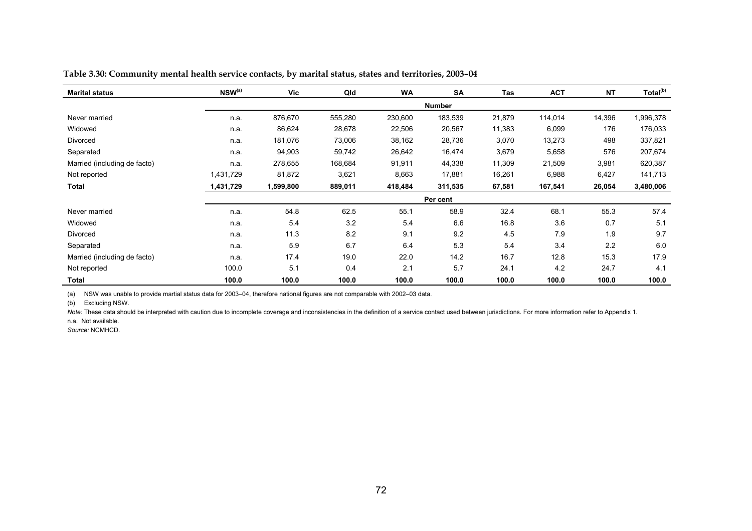**Table 3.30: Community mental health service contacts, by marital status, states and territories, 2003–04**

| Marital status | NSW[(a)] | Vic | Qld | WA | SA | Tas | ACT | NT | Total[(b)] |
|---|---|---|---|---|---|---|---|---|---|
| | | | | | **Number** | | | | |
| Never married | n.a. | 876,670 | 555,280 | 230,600 | 183,539 | 21,879 | 114,014 | 14,396 | 1,996,378 |
| Widowed | n.a. | 86,624 | 28,678 | 22,506 | 20,567 | 11,383 | 6,099 | 176 | 176,033 |
| Divorced | n.a. | 181,076 | 73,006 | 38,162 | 28,736 | 3,070 | 13,273 | 498 | 337,821 |
| Separated | n.a. | 94,903 | 59,742 | 26,642 | 16,474 | 3,679 | 5,658 | 576 | 207,674 |
| Married (including de facto) | n.a. | 278,655 | 168,684 | 91,911 | 44,338 | 11,309 | 21,509 | 3,981 | 620,387 |
| Not reported | 1,431,729 | 81,872 | 3,621 | 8,663 | 17,881 | 16,261 | 6,988 | 6,427 | 141,713 |
| **Total** | **1,431,729** | **1,599,800** | **889,011** | **418,484** | **311,535** | **67,581** | **167,541** | **26,054** | **3,480,006** |
| | | | | | **Per cent** | | | | |
| Never married | n.a. | 54.8 | 62.5 | 55.1 | 58.9 | 32.4 | 68.1 | 55.3 | 57.4 |
| Widowed | n.a. | 5.4 | 3.2 | 5.4 | 6.6 | 16.8 | 3.6 | 0.7 | 5.1 |
| Divorced | n.a. | 11.3 | 8.2 | 9.1 | 9.2 | 4.5 | 7.9 | 1.9 | 9.7 |
| Separated | n.a. | 5.9 | 6.7 | 6.4 | 5.3 | 5.4 | 3.4 | 2.2 | 6.0 |
| Married (including de facto) | n.a. | 17.4 | 19.0 | 22.0 | 14.2 | 16.7 | 12.8 | 15.3 | 17.9 |
| Not reported | 100.0 | 5.1 | 0.4 | 2.1 | 5.7 | 24.1 | 4.2 | 24.7 | 4.1 |
| **Total** | **100.0** | **100.0** | **100.0** | **100.0** | **100.0** | **100.0** | **100.0** | **100.0** | **100.0** |

(a) NSW was unable to provide martial status data for 2003–04, therefore national figures are not comparable with 2002–03 data.

(b) Excluding NSW.

*Note:* These data should be interpreted with caution due to incomplete coverage and inconsistencies in the definition of a service contact used between jurisdictions. For more information refer to Appendix 1.

n.a. Not available.

*Source:* NCMHCD.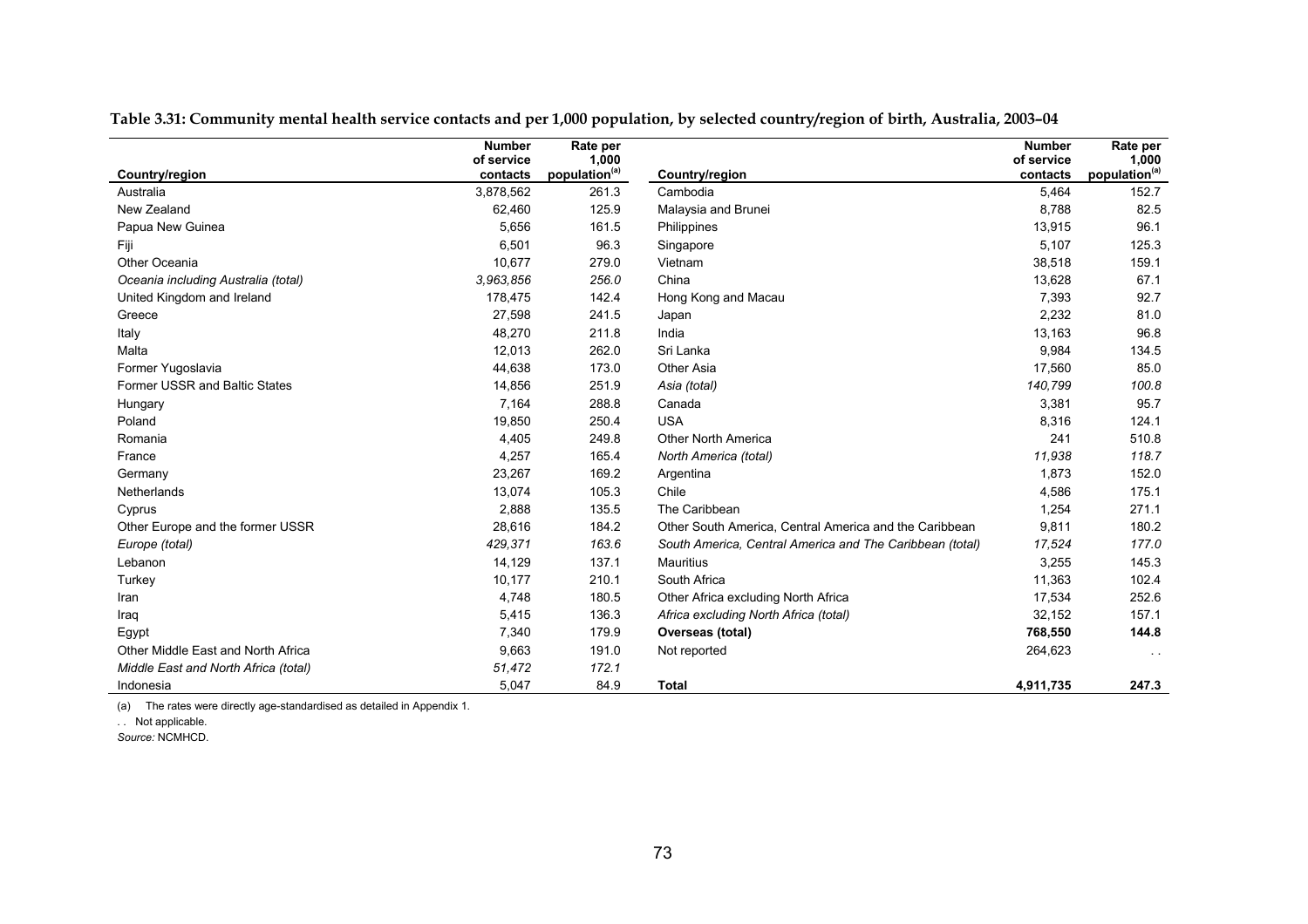**Table 3.31: Community mental health service contacts and per 1,000 population, by selected country/region of birth, Australia, 2003–04**

| Country/region | Number of service contacts | Rate per 1,000 population[(a)] | Country/region | Number of service contacts | Rate per 1,000 population[(a)] |
|---|---|---|---|---|---|
| Australia | 3,878,562 | 261.3 | Cambodia | 5,464 | 152.7 |
| New Zealand | 62,460 | 125.9 | Malaysia and Brunei | 8,788 | 82.5 |
| Papua New Guinea | 5,656 | 161.5 | Philippines | 13,915 | 96.1 |
| Fiji | 6,501 | 96.3 | Singapore | 5,107 | 125.3 |
| Other Oceania | 10,677 | 279.0 | Vietnam | 38,518 | 159.1 |
| *Oceania including Australia (total)* | *3,963,856* | *256.0* | China | 13,628 | 67.1 |
| United Kingdom and Ireland | 178,475 | 142.4 | Hong Kong and Macau | 7,393 | 92.7 |
| Greece | 27,598 | 241.5 | Japan | 2,232 | 81.0 |
| Italy | 48,270 | 211.8 | India | 13,163 | 96.8 |
| Malta | 12,013 | 262.0 | Sri Lanka | 9,984 | 134.5 |
| Former Yugoslavia | 44,638 | 173.0 | Other Asia | 17,560 | 85.0 |
| Former USSR and Baltic States | 14,856 | 251.9 | *Asia (total)* | *140,799* | *100.8* |
| Hungary | 7,164 | 288.8 | Canada | 3,381 | 95.7 |
| Poland | 19,850 | 250.4 | USA | 8,316 | 124.1 |
| Romania | 4,405 | 249.8 | Other North America | 241 | 510.8 |
| France | 4,257 | 165.4 | *North America (total)* | *11,938* | *118.7* |
| Germany | 23,267 | 169.2 | Argentina | 1,873 | 152.0 |
| Netherlands | 13,074 | 105.3 | Chile | 4,586 | 175.1 |
| Cyprus | 2,888 | 135.5 | The Caribbean | 1,254 | 271.1 |
| Other Europe and the former USSR | 28,616 | 184.2 | Other South America, Central America and the Caribbean | 9,811 | 180.2 |
| *Europe (total)* | *429,371* | *163.6* | *South America, Central America and The Caribbean (total)* | *17,524* | *177.0* |
| Lebanon | 14,129 | 137.1 | Mauritius | 3,255 | 145.3 |
| Turkey | 10,177 | 210.1 | South Africa | 11,363 | 102.4 |
| Iran | 4,748 | 180.5 | Other Africa excluding North Africa | 17,534 | 252.6 |
| Iraq | 5,415 | 136.3 | *Africa excluding North Africa (total)* | *32,152* | *157.1* |
| Egypt | 7,340 | 179.9 | **Overseas (total)** | **768,550** | **144.8** |
| Other Middle East and North Africa | 9,663 | 191.0 | Not reported | 264,623 | . . |
| *Middle East and North Africa (total)* | *51,472* | *172.1* | | | |
| Indonesia | 5,047 | 84.9 | **Total** | **4,911,735** | **247.3** |

(a) The rates were directly age-standardised as detailed in Appendix 1.

. . Not applicable.

*Source:* NCMHCD.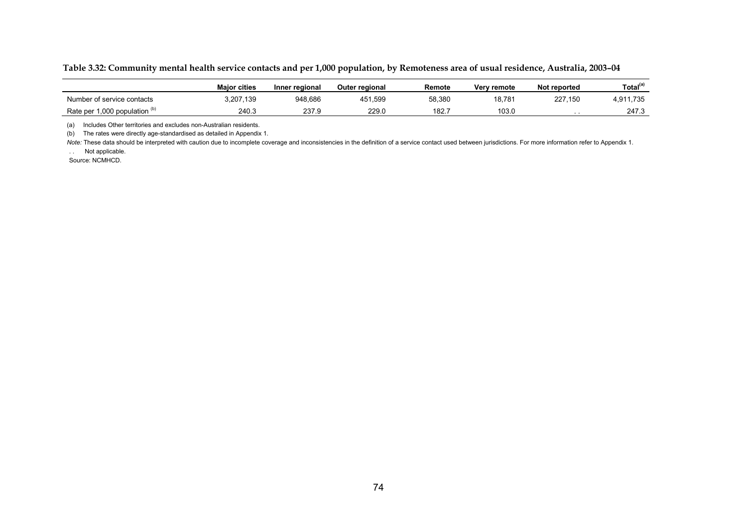**Table 3.32: Community mental health service contacts and per 1,000 population, by Remoteness area of usual residence, Australia, 2003–04**

| | Major cities | Inner regional | Outer regional | Remote | Very remote | Not reported | Total[(a)] |
|---|---|---|---|---|---|---|---|
| Number of service contacts | 3,207,139 | 948,686 | 451,599 | 58,380 | 18,781 | 227,150 | 4,911,735 |
| Rate per 1,000 population [(b)] | 240.3 | 237.9 | 229.0 | 182.7 | 103.0 | . . | 247.3 |

(a) Includes Other territories and excludes non-Australian residents.

(b) The rates were directly age-standardised as detailed in Appendix 1.

*Note:* These data should be interpreted with caution due to incomplete coverage and inconsistencies in the definition of a service contact used between jurisdictions. For more information refer to Appendix 1.

. . Not applicable.

Source: NCMHCD.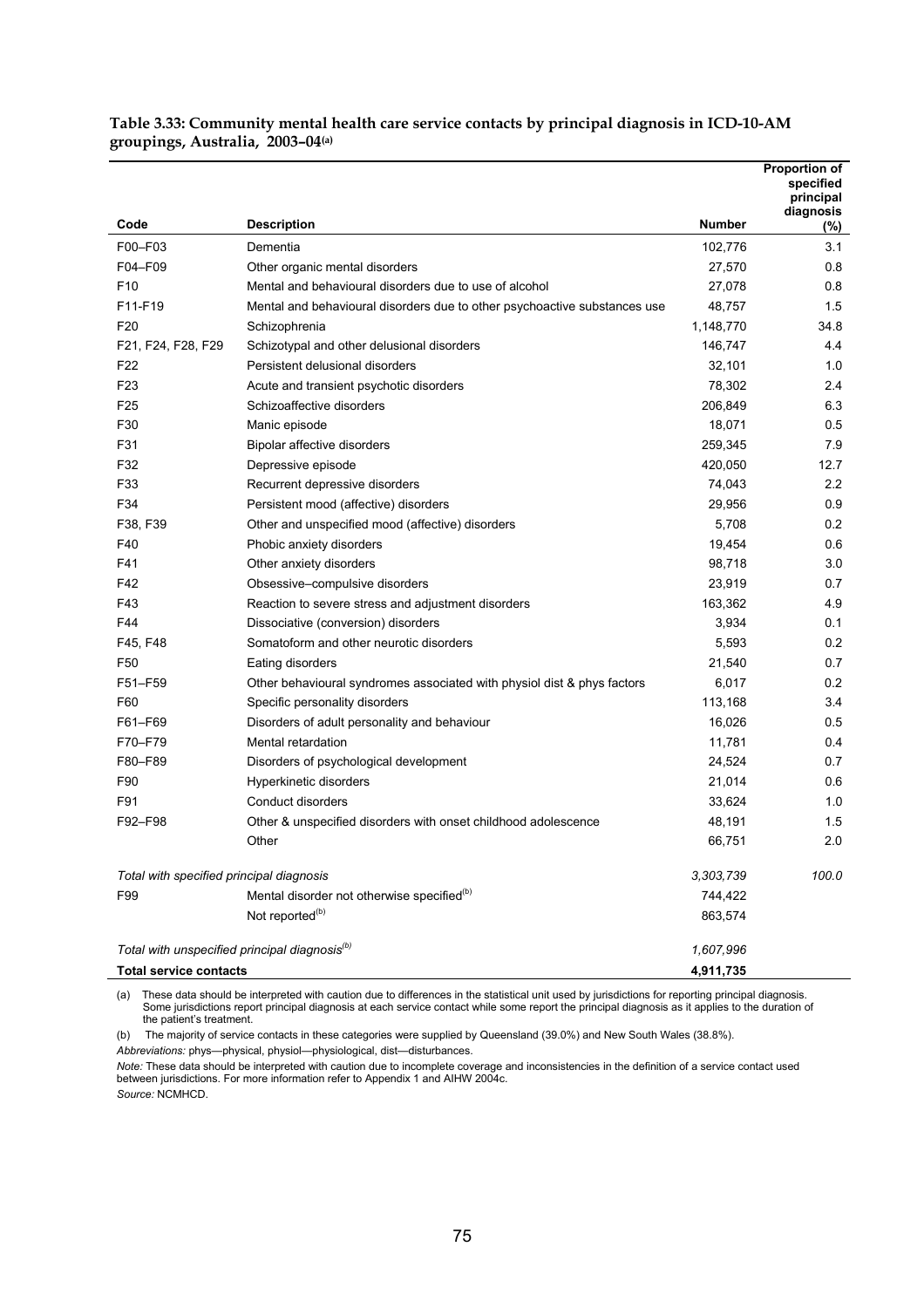**Table 3.33: Community mental health care service contacts by principal diagnosis in ICD-10-AM groupings, Australia, 2003–04[(a)]**

| Code | Description | Number | Proportion of specified principal diagnosis (%) |
|---|---|---|---|
| F00–F03 | Dementia | 102,776 | 3.1 |
| F04–F09 | Other organic mental disorders | 27,570 | 0.8 |
| F10 | Mental and behavioural disorders due to use of alcohol | 27,078 | 0.8 |
| F11-F19 | Mental and behavioural disorders due to other psychoactive substances use | 48,757 | 1.5 |
| F20 | Schizophrenia | 1,148,770 | 34.8 |
| F21, F24, F28, F29 | Schizotypal and other delusional disorders | 146,747 | 4.4 |
| F22 | Persistent delusional disorders | 32,101 | 1.0 |
| F23 | Acute and transient psychotic disorders | 78,302 | 2.4 |
| F25 | Schizoaffective disorders | 206,849 | 6.3 |
| F30 | Manic episode | 18,071 | 0.5 |
| F31 | Bipolar affective disorders | 259,345 | 7.9 |
| F32 | Depressive episode | 420,050 | 12.7 |
| F33 | Recurrent depressive disorders | 74,043 | 2.2 |
| F34 | Persistent mood (affective) disorders | 29,956 | 0.9 |
| F38, F39 | Other and unspecified mood (affective) disorders | 5,708 | 0.2 |
| F40 | Phobic anxiety disorders | 19,454 | 0.6 |
| F41 | Other anxiety disorders | 98,718 | 3.0 |
| F42 | Obsessive–compulsive disorders | 23,919 | 0.7 |
| F43 | Reaction to severe stress and adjustment disorders | 163,362 | 4.9 |
| F44 | Dissociative (conversion) disorders | 3,934 | 0.1 |
| F45, F48 | Somatoform and other neurotic disorders | 5,593 | 0.2 |
| F50 | Eating disorders | 21,540 | 0.7 |
| F51–F59 | Other behavioural syndromes associated with physiol dist & phys factors | 6,017 | 0.2 |
| F60 | Specific personality disorders | 113,168 | 3.4 |
| F61–F69 | Disorders of adult personality and behaviour | 16,026 | 0.5 |
| F70–F79 | Mental retardation | 11,781 | 0.4 |
| F80–F89 | Disorders of psychological development | 24,524 | 0.7 |
| F90 | Hyperkinetic disorders | 21,014 | 0.6 |
| F91 | Conduct disorders | 33,624 | 1.0 |
| F92–F98 | Other & unspecified disorders with onset childhood adolescence | 48,191 | 1.5 |
| | Other | 66,751 | 2.0 |
| *Total with specified principal diagnosis* | | *3,303,739* | *100.0* |
| F99 | Mental disorder not otherwise specified[(b)] | 744,422 | |
| | Not reported[(b)] | 863,574 | |
| *Total with unspecified principal diagnosis[(b)]* | | *1,607,996* | |
| **Total service contacts** | | **4,911,735** | |

(a) These data should be interpreted with caution due to differences in the statistical unit used by jurisdictions for reporting principal diagnosis. Some jurisdictions report principal diagnosis at each service contact while some report the principal diagnosis as it applies to the duration of the patient's treatment.

(b) The majority of service contacts in these categories were supplied by Queensland (39.0%) and New South Wales (38.8%).

*Abbreviations:* phys—physical, physiol—physiological, dist—disturbances.

*Note:* These data should be interpreted with caution due to incomplete coverage and inconsistencies in the definition of a service contact used between jurisdictions. For more information refer to Appendix 1 and AIHW 2004c.

*Source:* NCMHCD.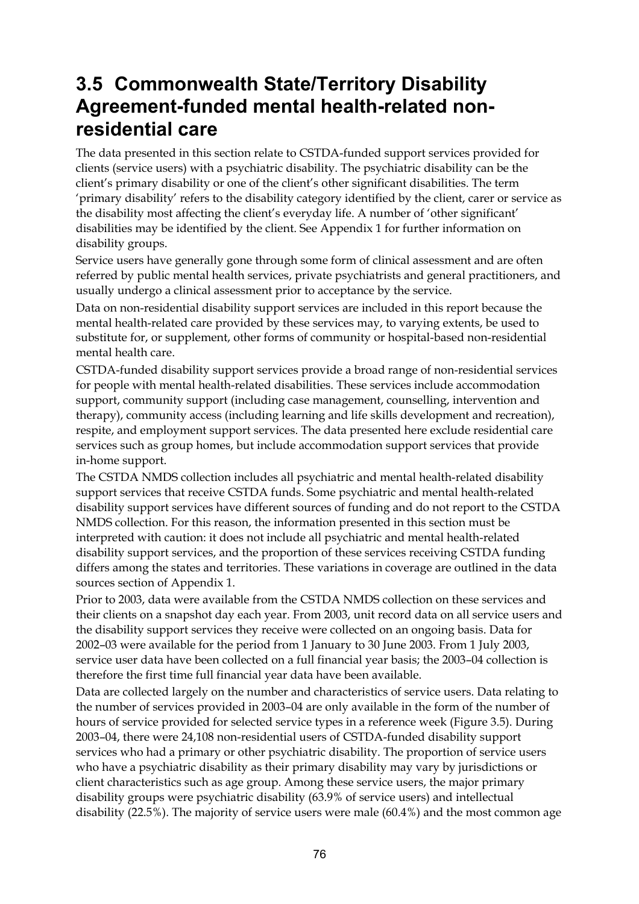## 3.5 Commonwealth State/Territory Disability Agreement-funded mental health-related non-residential care

The data presented in this section relate to CSTDA-funded support services provided for clients (service users) with a psychiatric disability. The psychiatric disability can be the client's primary disability or one of the client's other significant disabilities. The term 'primary disability' refers to the disability category identified by the client, carer or service as the disability most affecting the client's everyday life. A number of 'other significant' disabilities may be identified by the client. See Appendix 1 for further information on disability groups.

Service users have generally gone through some form of clinical assessment and are often referred by public mental health services, private psychiatrists and general practitioners, and usually undergo a clinical assessment prior to acceptance by the service.

Data on non-residential disability support services are included in this report because the mental health-related care provided by these services may, to varying extents, be used to substitute for, or supplement, other forms of community or hospital-based non-residential mental health care.

CSTDA-funded disability support services provide a broad range of non-residential services for people with mental health-related disabilities. These services include accommodation support, community support (including case management, counselling, intervention and therapy), community access (including learning and life skills development and recreation), respite, and employment support services. The data presented here exclude residential care services such as group homes, but include accommodation support services that provide in-home support.

The CSTDA NMDS collection includes all psychiatric and mental health-related disability support services that receive CSTDA funds. Some psychiatric and mental health-related disability support services have different sources of funding and do not report to the CSTDA NMDS collection. For this reason, the information presented in this section must be interpreted with caution: it does not include all psychiatric and mental health-related disability support services, and the proportion of these services receiving CSTDA funding differs among the states and territories. These variations in coverage are outlined in the data sources section of Appendix 1.

Prior to 2003, data were available from the CSTDA NMDS collection on these services and their clients on a snapshot day each year. From 2003, unit record data on all service users and the disability support services they receive were collected on an ongoing basis. Data for 2002–03 were available for the period from 1 January to 30 June 2003. From 1 July 2003, service user data have been collected on a full financial year basis; the 2003–04 collection is therefore the first time full financial year data have been available.

Data are collected largely on the number and characteristics of service users. Data relating to the number of services provided in 2003–04 are only available in the form of the number of hours of service provided for selected service types in a reference week (Figure 3.5). During 2003–04, there were 24,108 non-residential users of CSTDA-funded disability support services who had a primary or other psychiatric disability. The proportion of service users who have a psychiatric disability as their primary disability may vary by jurisdictions or client characteristics such as age group. Among these service users, the major primary disability groups were psychiatric disability (63.9% of service users) and intellectual disability (22.5%). The majority of service users were male (60.4%) and the most common age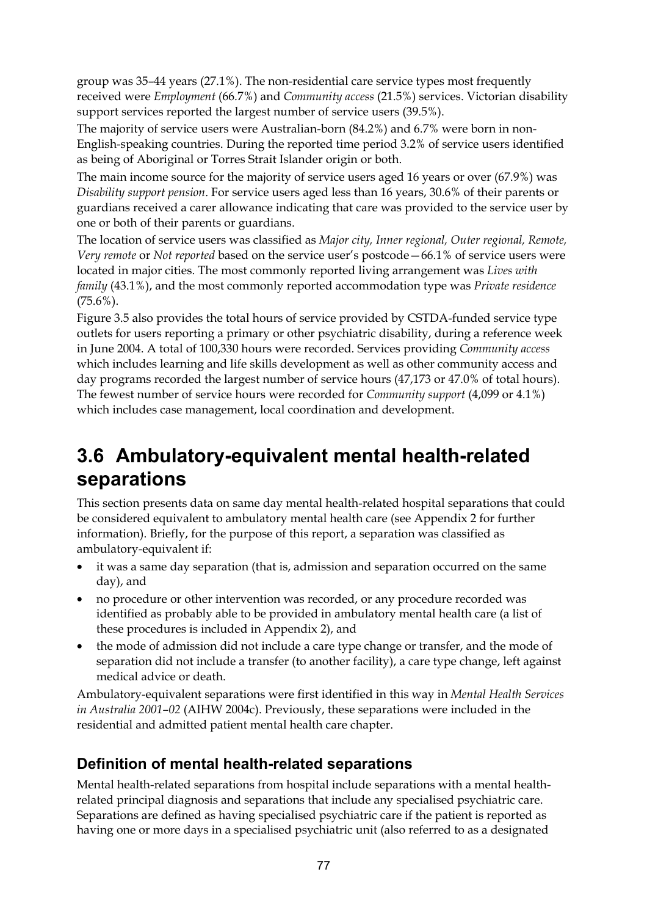group was 35–44 years (27.1%). The non-residential care service types most frequently received were *Employment* (66.7%) and *Community access* (21.5%) services. Victorian disability support services reported the largest number of service users (39.5%).

The majority of service users were Australian-born (84.2%) and 6.7% were born in non-English-speaking countries. During the reported time period 3.2% of service users identified as being of Aboriginal or Torres Strait Islander origin or both.

The main income source for the majority of service users aged 16 years or over (67.9%) was *Disability support pension*. For service users aged less than 16 years, 30.6% of their parents or guardians received a carer allowance indicating that care was provided to the service user by one or both of their parents or guardians.

The location of service users was classified as *Major city, Inner regional, Outer regional, Remote, Very remote* or *Not reported* based on the service user's postcode—66.1% of service users were located in major cities. The most commonly reported living arrangement was *Lives with family* (43.1%), and the most commonly reported accommodation type was *Private residence* (75.6%).

Figure 3.5 also provides the total hours of service provided by CSTDA-funded service type outlets for users reporting a primary or other psychiatric disability, during a reference week in June 2004. A total of 100,330 hours were recorded. Services providing *Community access* which includes learning and life skills development as well as other community access and day programs recorded the largest number of service hours (47,173 or 47.0% of total hours). The fewest number of service hours were recorded for *Community support* (4,099 or 4.1%) which includes case management, local coordination and development.

# 3.6 Ambulatory-equivalent mental health-related separations

This section presents data on same day mental health-related hospital separations that could be considered equivalent to ambulatory mental health care (see Appendix 2 for further information). Briefly, for the purpose of this report, a separation was classified as ambulatory-equivalent if:

- it was a same day separation (that is, admission and separation occurred on the same day), and
- no procedure or other intervention was recorded, or any procedure recorded was identified as probably able to be provided in ambulatory mental health care (a list of these procedures is included in Appendix 2), and
- the mode of admission did not include a care type change or transfer, and the mode of separation did not include a transfer (to another facility), a care type change, left against medical advice or death.

Ambulatory-equivalent separations were first identified in this way in *Mental Health Services in Australia 2001–02* (AIHW 2004c). Previously, these separations were included in the residential and admitted patient mental health care chapter.

## Definition of mental health-related separations

Mental health-related separations from hospital include separations with a mental health-related principal diagnosis and separations that include any specialised psychiatric care. Separations are defined as having specialised psychiatric care if the patient is reported as having one or more days in a specialised psychiatric unit (also referred to as a designated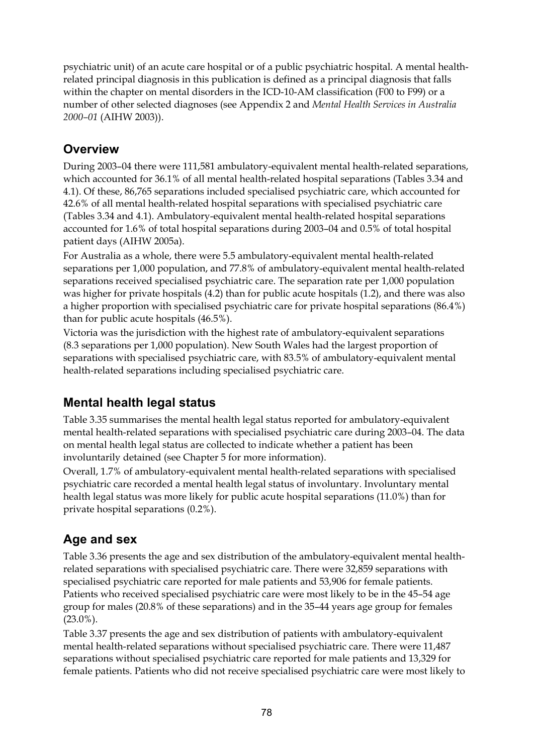psychiatric unit) of an acute care hospital or of a public psychiatric hospital. A mental health-related principal diagnosis in this publication is defined as a principal diagnosis that falls within the chapter on mental disorders in the ICD-10-AM classification (F00 to F99) or a number of other selected diagnoses (see Appendix 2 and *Mental Health Services in Australia 2000–01* (AIHW 2003)).

## Overview

During 2003–04 there were 111,581 ambulatory-equivalent mental health-related separations, which accounted for 36.1% of all mental health-related hospital separations (Tables 3.34 and 4.1). Of these, 86,765 separations included specialised psychiatric care, which accounted for 42.6% of all mental health-related hospital separations with specialised psychiatric care (Tables 3.34 and 4.1). Ambulatory-equivalent mental health-related hospital separations accounted for 1.6% of total hospital separations during 2003–04 and 0.5% of total hospital patient days (AIHW 2005a).

For Australia as a whole, there were 5.5 ambulatory-equivalent mental health-related separations per 1,000 population, and 77.8% of ambulatory-equivalent mental health-related separations received specialised psychiatric care. The separation rate per 1,000 population was higher for private hospitals (4.2) than for public acute hospitals (1.2), and there was also a higher proportion with specialised psychiatric care for private hospital separations (86.4%) than for public acute hospitals (46.5%).

Victoria was the jurisdiction with the highest rate of ambulatory-equivalent separations (8.3 separations per 1,000 population). New South Wales had the largest proportion of separations with specialised psychiatric care, with 83.5% of ambulatory-equivalent mental health-related separations including specialised psychiatric care.

## Mental health legal status

Table 3.35 summarises the mental health legal status reported for ambulatory-equivalent mental health-related separations with specialised psychiatric care during 2003–04. The data on mental health legal status are collected to indicate whether a patient has been involuntarily detained (see Chapter 5 for more information).

Overall, 1.7% of ambulatory-equivalent mental health-related separations with specialised psychiatric care recorded a mental health legal status of involuntary. Involuntary mental health legal status was more likely for public acute hospital separations (11.0%) than for private hospital separations (0.2%).

## Age and sex

Table 3.36 presents the age and sex distribution of the ambulatory-equivalent mental health-related separations with specialised psychiatric care. There were 32,859 separations with specialised psychiatric care reported for male patients and 53,906 for female patients. Patients who received specialised psychiatric care were most likely to be in the 45–54 age group for males (20.8% of these separations) and in the 35–44 years age group for females (23.0%).

Table 3.37 presents the age and sex distribution of patients with ambulatory-equivalent mental health-related separations without specialised psychiatric care. There were 11,487 separations without specialised psychiatric care reported for male patients and 13,329 for female patients. Patients who did not receive specialised psychiatric care were most likely to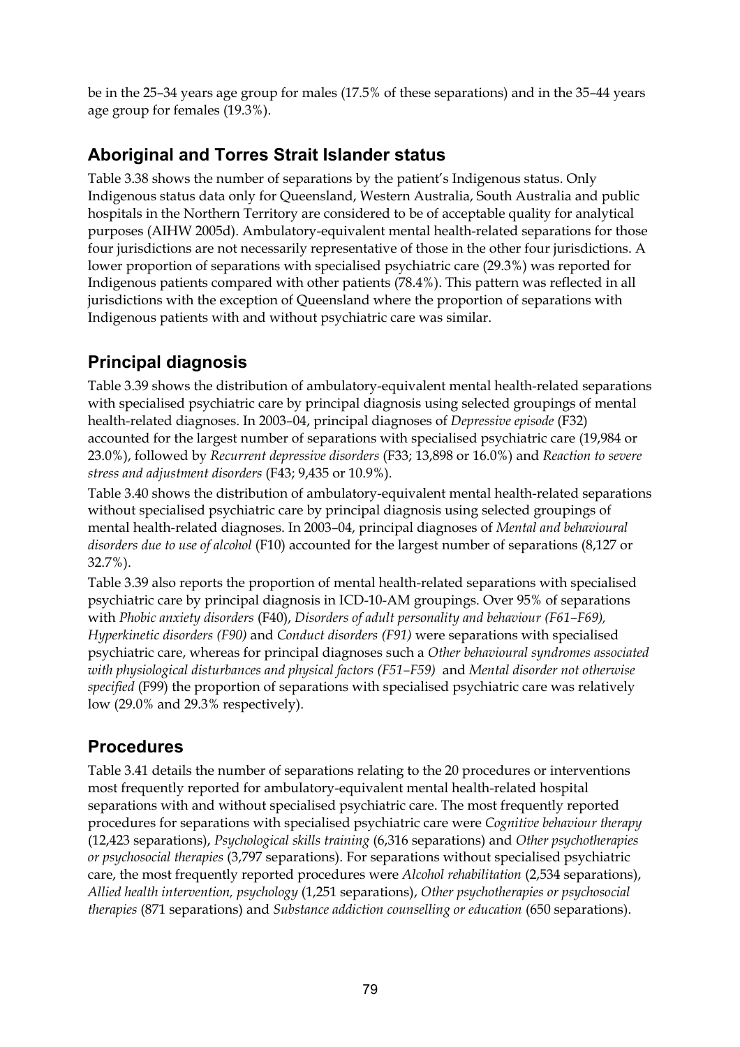be in the 25–34 years age group for males (17.5% of these separations) and in the 35–44 years age group for females (19.3%).

## Aboriginal and Torres Strait Islander status

Table 3.38 shows the number of separations by the patient's Indigenous status. Only Indigenous status data only for Queensland, Western Australia, South Australia and public hospitals in the Northern Territory are considered to be of acceptable quality for analytical purposes (AIHW 2005d). Ambulatory-equivalent mental health-related separations for those four jurisdictions are not necessarily representative of those in the other four jurisdictions. A lower proportion of separations with specialised psychiatric care (29.3%) was reported for Indigenous patients compared with other patients (78.4%). This pattern was reflected in all jurisdictions with the exception of Queensland where the proportion of separations with Indigenous patients with and without psychiatric care was similar.

## Principal diagnosis

Table 3.39 shows the distribution of ambulatory-equivalent mental health-related separations with specialised psychiatric care by principal diagnosis using selected groupings of mental health-related diagnoses. In 2003–04, principal diagnoses of *Depressive episode* (F32) accounted for the largest number of separations with specialised psychiatric care (19,984 or 23.0%), followed by *Recurrent depressive disorders* (F33; 13,898 or 16.0%) and *Reaction to severe stress and adjustment disorders* (F43; 9,435 or 10.9%).

Table 3.40 shows the distribution of ambulatory-equivalent mental health-related separations without specialised psychiatric care by principal diagnosis using selected groupings of mental health-related diagnoses. In 2003–04, principal diagnoses of *Mental and behavioural disorders due to use of alcohol* (F10) accounted for the largest number of separations (8,127 or 32.7%).

Table 3.39 also reports the proportion of mental health-related separations with specialised psychiatric care by principal diagnosis in ICD-10-AM groupings. Over 95% of separations with *Phobic anxiety disorders* (F40), *Disorders of adult personality and behaviour (F61–F69), Hyperkinetic disorders (F90)* and *Conduct disorders (F91)* were separations with specialised psychiatric care, whereas for principal diagnoses such a *Other behavioural syndromes associated with physiological disturbances and physical factors (F51–F59)* and *Mental disorder not otherwise specified* (F99) the proportion of separations with specialised psychiatric care was relatively low (29.0% and 29.3% respectively).

## Procedures

Table 3.41 details the number of separations relating to the 20 procedures or interventions most frequently reported for ambulatory-equivalent mental health-related hospital separations with and without specialised psychiatric care. The most frequently reported procedures for separations with specialised psychiatric care were *Cognitive behaviour therapy* (12,423 separations), *Psychological skills training* (6,316 separations) and *Other psychotherapies or psychosocial therapies* (3,797 separations). For separations without specialised psychiatric care, the most frequently reported procedures were *Alcohol rehabilitation* (2,534 separations), *Allied health intervention, psychology* (1,251 separations), *Other psychotherapies or psychosocial therapies* (871 separations) and *Substance addiction counselling or education* (650 separations).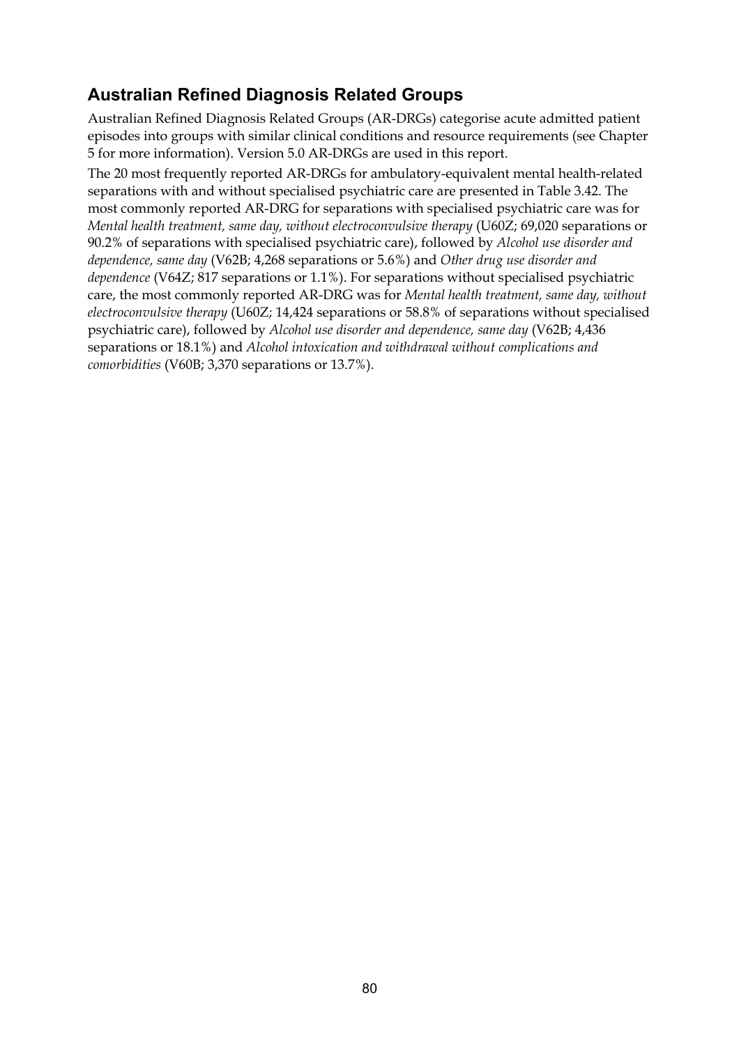## Australian Refined Diagnosis Related Groups

Australian Refined Diagnosis Related Groups (AR-DRGs) categorise acute admitted patient episodes into groups with similar clinical conditions and resource requirements (see Chapter 5 for more information). Version 5.0 AR-DRGs are used in this report.

The 20 most frequently reported AR-DRGs for ambulatory-equivalent mental health-related separations with and without specialised psychiatric care are presented in Table 3.42. The most commonly reported AR-DRG for separations with specialised psychiatric care was for *Mental health treatment, same day, without electroconvulsive therapy* (U60Z; 69,020 separations or 90.2% of separations with specialised psychiatric care), followed by *Alcohol use disorder and dependence, same day* (V62B; 4,268 separations or 5.6%) and *Other drug use disorder and dependence* (V64Z; 817 separations or 1.1%). For separations without specialised psychiatric care, the most commonly reported AR-DRG was for *Mental health treatment, same day, without electroconvulsive therapy* (U60Z; 14,424 separations or 58.8% of separations without specialised psychiatric care), followed by *Alcohol use disorder and dependence, same day* (V62B; 4,436 separations or 18.1%) and *Alcohol intoxication and withdrawal without complications and comorbidities* (V60B; 3,370 separations or 13.7%).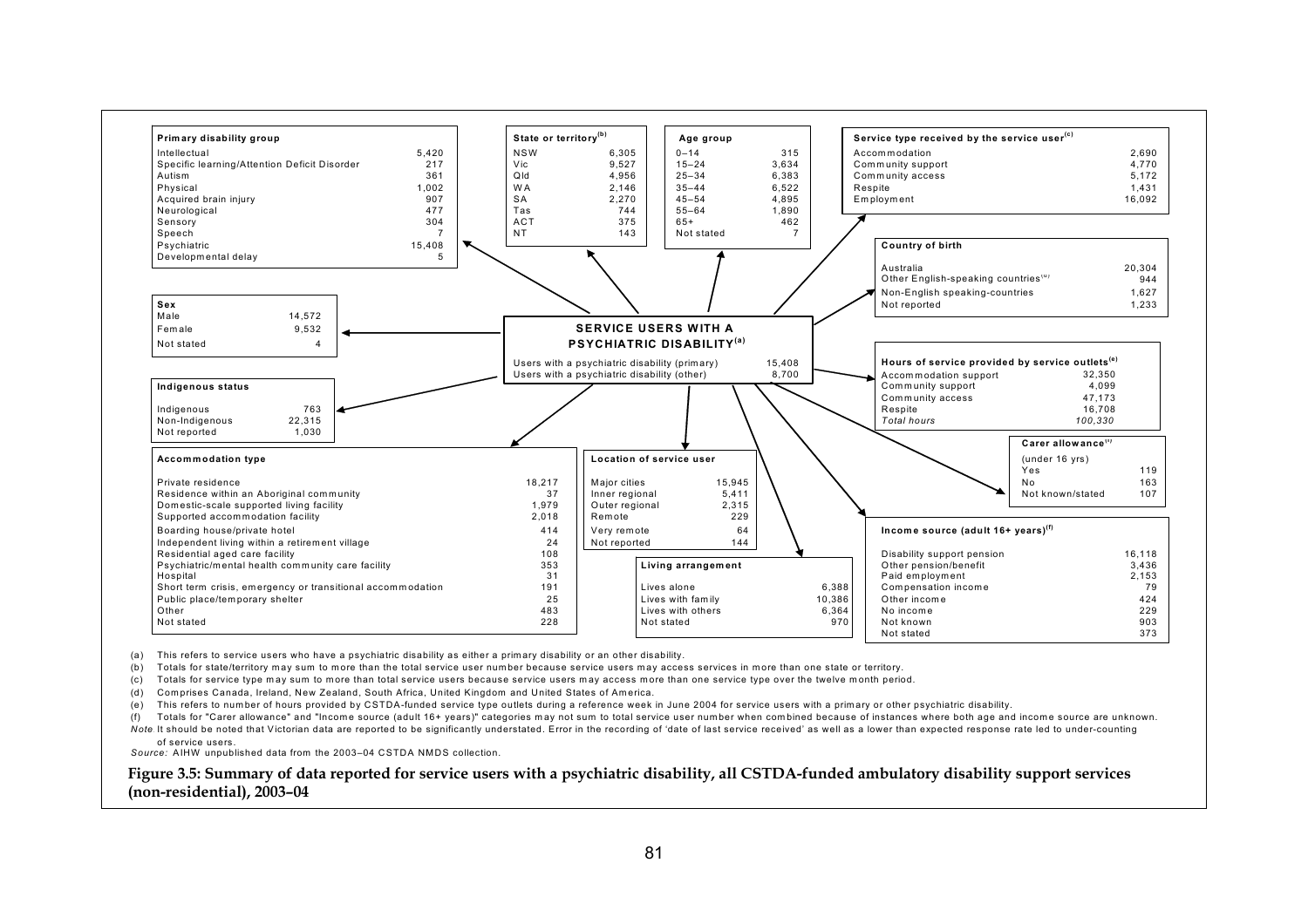**SERVICE USERS WITH A PSYCHIATRIC DISABILITY[(a)]**

| | |
|---|---|
| Users with a psychiatric disability (primary) | 15,408 |
| Users with a psychiatric disability (other) | 8,700 |

**Primary disability group**

| | |
|---|---|
| Intellectual | 5,420 |
| Specific learning/Attention Deficit Disorder | 217 |
| Autism | 361 |
| Physical | 1,002 |
| Acquired brain injury | 907 |
| Neurological | 477 |
| Sensory | 304 |
| Speech | 7 |
| Psychiatric | 15,408 |
| Developmental delay | 5 |

**State or territory[(b)]**

| | |
|---|---|
| NSW | 6,305 |
| Vic | 9,527 |
| Qld | 4,956 |
| WA | 2,146 |
| SA | 2,270 |
| Tas | 744 |
| ACT | 375 |
| NT | 143 |

**Age group**

| | |
|---|---|
| 0–14 | 315 |
| 15–24 | 3,634 |
| 25–34 | 6,383 |
| 35–44 | 6,522 |
| 45–54 | 4,895 |
| 55–64 | 1,890 |
| 65+ | 462 |
| Not stated | 7 |

**Service type received by the service user[(c)]**

| | |
|---|---|
| Accommodation | 2,690 |
| Community support | 4,770 |
| Community access | 5,172 |
| Respite | 1,431 |
| Employment | 16,092 |

**Country of birth**

| | |
|---|---|
| Australia | 20,304 |
| Other English-speaking countries[(d)] | 944 |
| Non-English speaking-countries | 1,627 |
| Not reported | 1,233 |

**Sex**

| | |
|---|---|
| Male | 14,572 |
| Female | 9,532 |
| Not stated | 4 |

**Indigenous status**

| | |
|---|---|
| Indigenous | 763 |
| Non-Indigenous | 22,315 |
| Not reported | 1,030 |

**Hours of service provided by service outlets[(e)]**

| | |
|---|---|
| Accommodation support | 32,350 |
| Community support | 4,099 |
| Community access | 47,173 |
| Respite | 16,708 |
| *Total hours* | *100,330* |

**Carer allowance[(f)]**

| (under 16 yrs) | |
|---|---|
| Yes | 119 |
| No | 163 |
| Not known/stated | 107 |

**Accommodation type**

| | |
|---|---|
| Private residence | 18,217 |
| Residence within an Aboriginal community | 37 |
| Domestic-scale supported living facility | 1,979 |
| Supported accommodation facility | 2,018 |
| Boarding house/private hotel | 414 |
| Independent living within a retirement village | 24 |
| Residential aged care facility | 108 |
| Psychiatric/mental health community care facility | 353 |
| Hospital | 31 |
| Short term crisis, emergency or transitional accommodation | 191 |
| Public place/temporary shelter | 25 |
| Other | 483 |
| Not stated | 228 |

**Location of service user**

| | |
|---|---|
| Major cities | 15,945 |
| Inner regional | 5,411 |
| Outer regional | 2,315 |
| Remote | 229 |
| Very remote | 64 |
| Not reported | 144 |

**Living arrangement**

| | |
|---|---|
| Lives alone | 6,388 |
| Lives with family | 10,386 |
| Lives with others | 6,364 |
| Not stated | 970 |

**Income source (adult 16+ years)[(f)]**

| | |
|---|---|
| Disability support pension | 16,118 |
| Other pension/benefit | 3,436 |
| Paid employment | 2,153 |
| Compensation income | 79 |
| Other income | 424 |
| No income | 229 |
| Not known | 903 |
| Not stated | 373 |

(a) This refers to service users who have a psychiatric disability as either a primary disability or an other disability.

(b) Totals for state/territory may sum to more than the total service user number because service users may access services in more than one state or territory.

(c) Totals for service type may sum to more than total service users because service users may access more than one service type over the twelve month period.

(d) Comprises Canada, Ireland, New Zealand, South Africa, United Kingdom and United States of America.

(e) This refers to number of hours provided by CSTDA-funded service type outlets during a reference week in June 2004 for service users with a primary or other psychiatric disability.

(f) Totals for "Carer allowance" and "Income source (adult 16+ years)" categories may not sum to total service user number when combined because of instances where both age and income source are unknown.

*Note* It should be noted that Victorian data are reported to be significantly understated. Error in the recording of 'date of last service received' as well as a lower than expected response rate led to under-counting of service users.

*Source:* AIHW unpublished data from the 2003–04 CSTDA NMDS collection.

**Figure 3.5: Summary of data reported for service users with a psychiatric disability, all CSTDA-funded ambulatory disability support services (non-residential), 2003–04**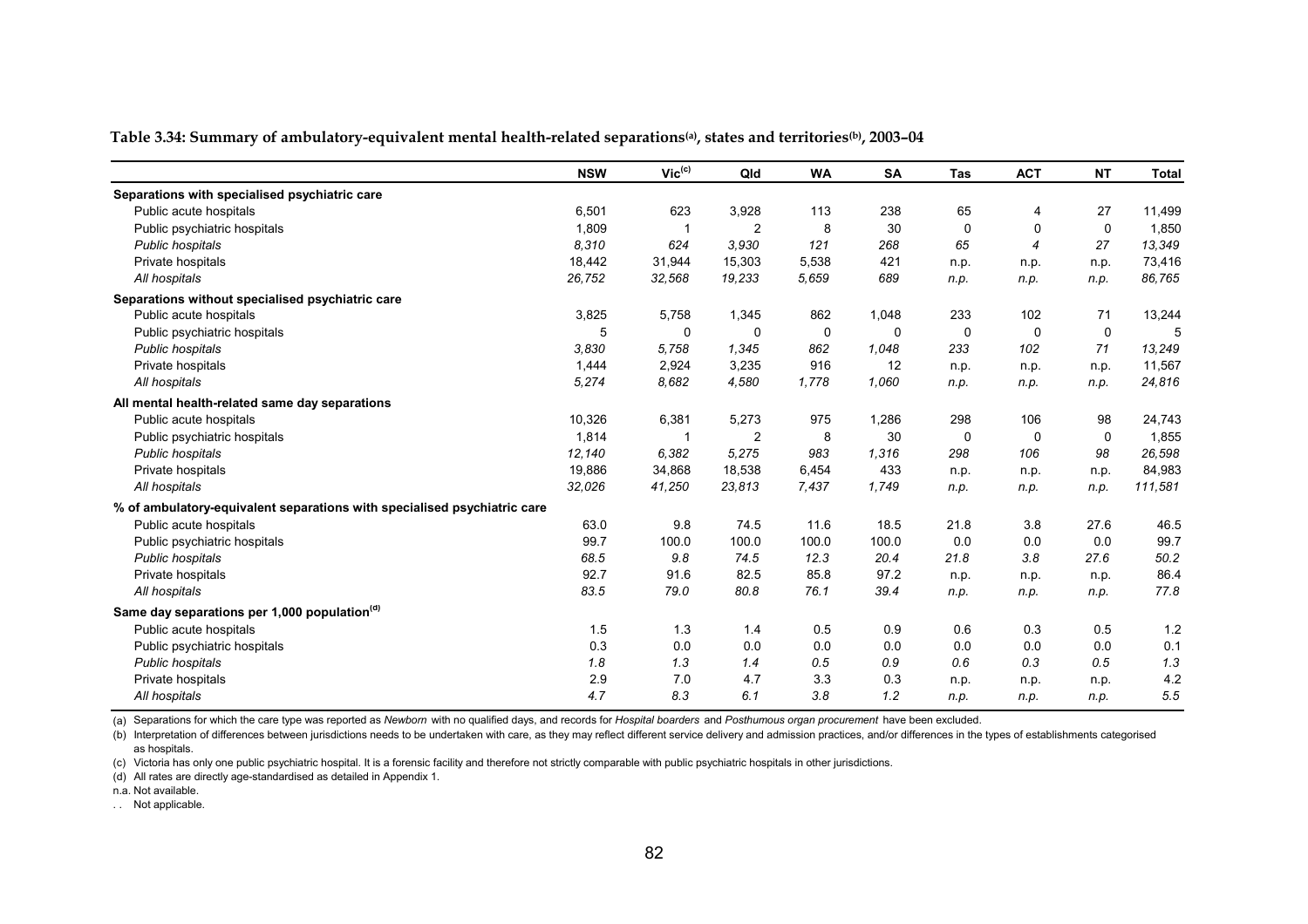**Table 3.34: Summary of ambulatory-equivalent mental health-related separations[(a)], states and territories[(b)], 2003–04**

| | NSW | Vic[(c)] | Qld | WA | SA | Tas | ACT | NT | Total |
|---|---|---|---|---|---|---|---|---|---|
| **Separations with specialised psychiatric care** | | | | | | | | | |
| Public acute hospitals | 6,501 | 623 | 3,928 | 113 | 238 | 65 | 4 | 27 | 11,499 |
| Public psychiatric hospitals | 1,809 | 1 | 2 | 8 | 30 | 0 | 0 | 0 | 1,850 |
| *Public hospitals* | *8,310* | *624* | *3,930* | *121* | *268* | *65* | *4* | *27* | *13,349* |
| Private hospitals | 18,442 | 31,944 | 15,303 | 5,538 | 421 | n.p. | n.p. | n.p. | 73,416 |
| *All hospitals* | *26,752* | *32,568* | *19,233* | *5,659* | *689* | *n.p.* | *n.p.* | *n.p.* | *86,765* |
| **Separations without specialised psychiatric care** | | | | | | | | | |
| Public acute hospitals | 3,825 | 5,758 | 1,345 | 862 | 1,048 | 233 | 102 | 71 | 13,244 |
| Public psychiatric hospitals | 5 | 0 | 0 | 0 | 0 | 0 | 0 | 0 | 5 |
| *Public hospitals* | *3,830* | *5,758* | *1,345* | *862* | *1,048* | *233* | *102* | *71* | *13,249* |
| Private hospitals | 1,444 | 2,924 | 3,235 | 916 | 12 | n.p. | n.p. | n.p. | 11,567 |
| *All hospitals* | *5,274* | *8,682* | *4,580* | *1,778* | *1,060* | *n.p.* | *n.p.* | *n.p.* | *24,816* |
| **All mental health-related same day separations** | | | | | | | | | |
| Public acute hospitals | 10,326 | 6,381 | 5,273 | 975 | 1,286 | 298 | 106 | 98 | 24,743 |
| Public psychiatric hospitals | 1,814 | 1 | 2 | 8 | 30 | 0 | 0 | 0 | 1,855 |
| *Public hospitals* | *12,140* | *6,382* | *5,275* | *983* | *1,316* | *298* | *106* | *98* | *26,598* |
| Private hospitals | 19,886 | 34,868 | 18,538 | 6,454 | 433 | n.p. | n.p. | n.p. | 84,983 |
| *All hospitals* | *32,026* | *41,250* | *23,813* | *7,437* | *1,749* | *n.p.* | *n.p.* | *n.p.* | *111,581* |
| **% of ambulatory-equivalent separations with specialised psychiatric care** | | | | | | | | | |
| Public acute hospitals | 63.0 | 9.8 | 74.5 | 11.6 | 18.5 | 21.8 | 3.8 | 27.6 | 46.5 |
| Public psychiatric hospitals | 99.7 | 100.0 | 100.0 | 100.0 | 100.0 | 0.0 | 0.0 | 0.0 | 99.7 |
| *Public hospitals* | *68.5* | *9.8* | *74.5* | *12.3* | *20.4* | *21.8* | *3.8* | *27.6* | *50.2* |
| Private hospitals | 92.7 | 91.6 | 82.5 | 85.8 | 97.2 | n.p. | n.p. | n.p. | 86.4 |
| *All hospitals* | *83.5* | *79.0* | *80.8* | *76.1* | *39.4* | *n.p.* | *n.p.* | *n.p.* | *77.8* |
| **Same day separations per 1,000 population[(d)]** | | | | | | | | | |
| Public acute hospitals | 1.5 | 1.3 | 1.4 | 0.5 | 0.9 | 0.6 | 0.3 | 0.5 | 1.2 |
| Public psychiatric hospitals | 0.3 | 0.0 | 0.0 | 0.0 | 0.0 | 0.0 | 0.0 | 0.0 | 0.1 |
| *Public hospitals* | *1.8* | *1.3* | *1.4* | *0.5* | *0.9* | *0.6* | *0.3* | *0.5* | *1.3* |
| Private hospitals | 2.9 | 7.0 | 4.7 | 3.3 | 0.3 | n.p. | n.p. | n.p. | 4.2 |
| *All hospitals* | *4.7* | *8.3* | *6.1* | *3.8* | *1.2* | *n.p.* | *n.p.* | *n.p.* | *5.5* |

(a) Separations for which the care type was reported as *Newborn* with no qualified days, and records for *Hospital boarders* and *Posthumous organ procurement* have been excluded.

(b) Interpretation of differences between jurisdictions needs to be undertaken with care, as they may reflect different service delivery and admission practices, and/or differences in the types of establishments categorised as hospitals.

(c) Victoria has only one public psychiatric hospital. It is a forensic facility and therefore not strictly comparable with public psychiatric hospitals in other jurisdictions.

(d) All rates are directly age-standardised as detailed in Appendix 1.

n.a. Not available.

. . Not applicable.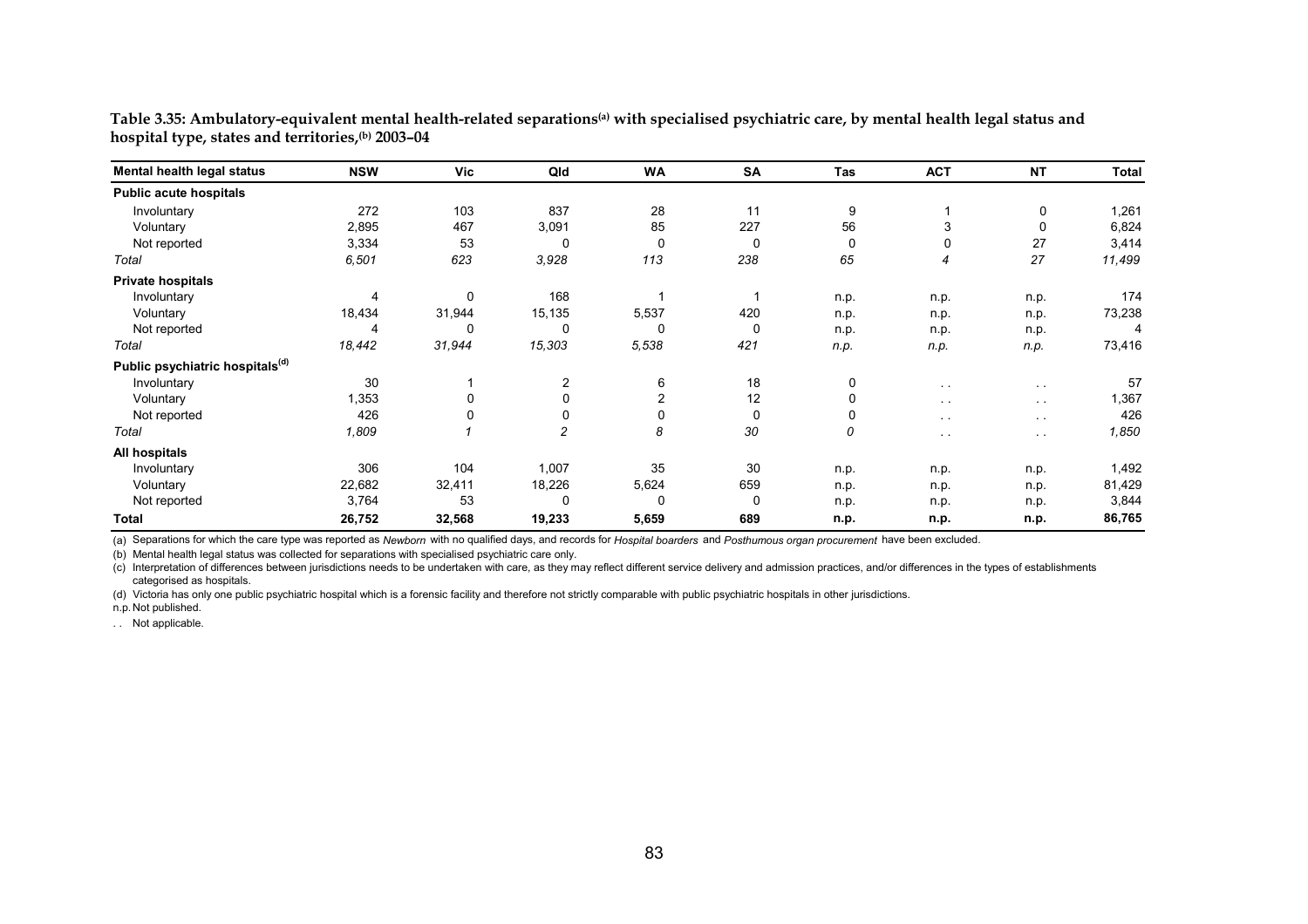**Table 3.35: Ambulatory-equivalent mental health-related separations[(a)] with specialised psychiatric care, by mental health legal status and hospital type, states and territories,[(b)] 2003–04**

| Mental health legal status | NSW | Vic | Qld | WA | SA | Tas | ACT | NT | Total |
|---|---|---|---|---|---|---|---|---|---|
| **Public acute hospitals** | | | | | | | | | |
| Involuntary | 272 | 103 | 837 | 28 | 11 | 9 | 1 | 0 | 1,261 |
| Voluntary | 2,895 | 467 | 3,091 | 85 | 227 | 56 | 3 | 0 | 6,824 |
| Not reported | 3,334 | 53 | 0 | 0 | 0 | 0 | 0 | 27 | 3,414 |
| *Total* | *6,501* | *623* | *3,928* | *113* | *238* | *65* | *4* | *27* | *11,499* |
| **Private hospitals** | | | | | | | | | |
| Involuntary | 4 | 0 | 168 | 1 | 1 | n.p. | n.p. | n.p. | 174 |
| Voluntary | 18,434 | 31,944 | 15,135 | 5,537 | 420 | n.p. | n.p. | n.p. | 73,238 |
| Not reported | 4 | 0 | 0 | 0 | 0 | n.p. | n.p. | n.p. | 4 |
| *Total* | *18,442* | *31,944* | *15,303* | *5,538* | *421* | *n.p.* | *n.p.* | *n.p.* | 73,416 |
| **Public psychiatric hospitals[(d)]** | | | | | | | | | |
| Involuntary | 30 | 1 | 2 | 6 | 18 | 0 | . . | . . | 57 |
| Voluntary | 1,353 | 0 | 0 | 2 | 12 | 0 | . . | . . | 1,367 |
| Not reported | 426 | 0 | 0 | 0 | 0 | 0 | . . | . . | 426 |
| *Total* | *1,809* | *1* | *2* | *8* | *30* | *0* | *. .* | *. .* | *1,850* |
| **All hospitals** | | | | | | | | | |
| Involuntary | 306 | 104 | 1,007 | 35 | 30 | n.p. | n.p. | n.p. | 1,492 |
| Voluntary | 22,682 | 32,411 | 18,226 | 5,624 | 659 | n.p. | n.p. | n.p. | 81,429 |
| Not reported | 3,764 | 53 | 0 | 0 | 0 | n.p. | n.p. | n.p. | 3,844 |
| **Total** | **26,752** | **32,568** | **19,233** | **5,659** | **689** | **n.p.** | **n.p.** | **n.p.** | **86,765** |

(a) Separations for which the care type was reported as *Newborn* with no qualified days, and records for *Hospital boarders* and *Posthumous organ procurement* have been excluded.

(b) Mental health legal status was collected for separations with specialised psychiatric care only.

(c) Interpretation of differences between jurisdictions needs to be undertaken with care, as they may reflect different service delivery and admission practices, and/or differences in the types of establishments categorised as hospitals.

(d) Victoria has only one public psychiatric hospital which is a forensic facility and therefore not strictly comparable with public psychiatric hospitals in other jurisdictions.

n.p. Not published.

. . Not applicable.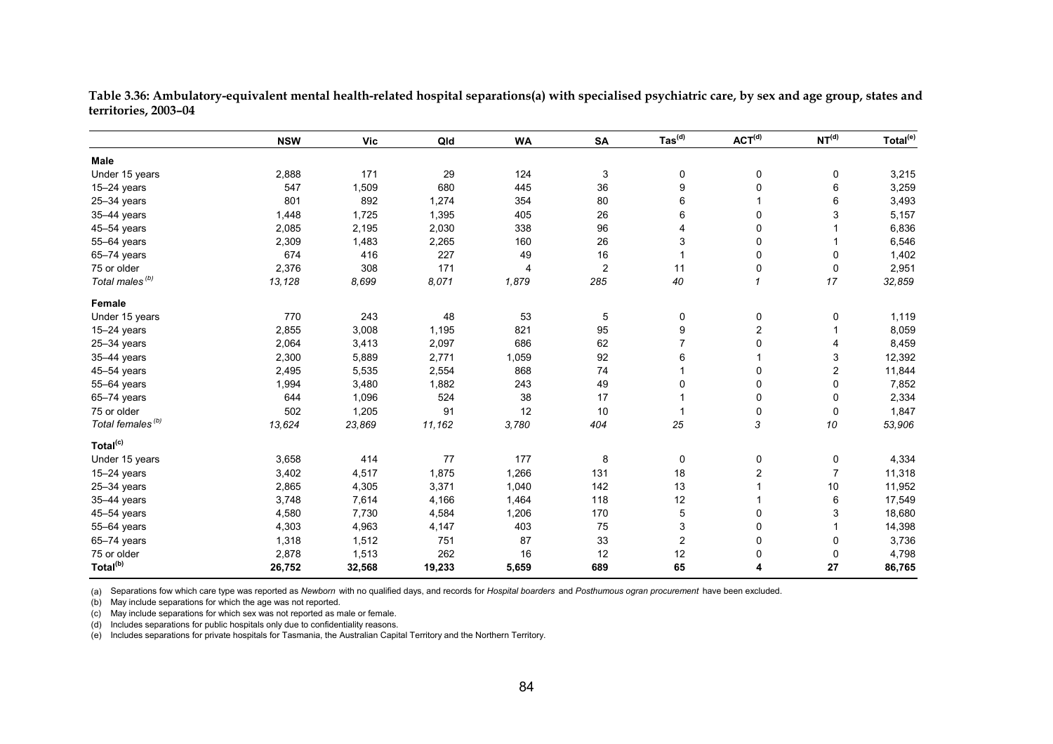**Table 3.36: Ambulatory-equivalent mental health-related hospital separations(a) with specialised psychiatric care, by sex and age group, states and territories, 2003–04**

| | NSW | Vic | Qld | WA | SA | Tas(d) | ACT(d) | NT(d) | Total(e) |
|---|---|---|---|---|---|---|---|---|---|
| **Male** | | | | | | | | | |
| Under 15 years | 2,888 | 171 | 29 | 124 | 3 | 0 | 0 | 0 | 3,215 |
| 15–24 years | 547 | 1,509 | 680 | 445 | 36 | 9 | 0 | 6 | 3,259 |
| 25–34 years | 801 | 892 | 1,274 | 354 | 80 | 6 | 1 | 6 | 3,493 |
| 35–44 years | 1,448 | 1,725 | 1,395 | 405 | 26 | 6 | 0 | 3 | 5,157 |
| 45–54 years | 2,085 | 2,195 | 2,030 | 338 | 96 | 4 | 0 | 1 | 6,836 |
| 55–64 years | 2,309 | 1,483 | 2,265 | 160 | 26 | 3 | 0 | 1 | 6,546 |
| 65–74 years | 674 | 416 | 227 | 49 | 16 | 1 | 0 | 0 | 1,402 |
| 75 or older | 2,376 | 308 | 171 | 4 | 2 | 11 | 0 | 0 | 2,951 |
| *Total males(b)* | *13,128* | *8,699* | *8,071* | *1,879* | *285* | *40* | *1* | *17* | *32,859* |
| **Female** | | | | | | | | | |
| Under 15 years | 770 | 243 | 48 | 53 | 5 | 0 | 0 | 0 | 1,119 |
| 15–24 years | 2,855 | 3,008 | 1,195 | 821 | 95 | 9 | 2 | 1 | 8,059 |
| 25–34 years | 2,064 | 3,413 | 2,097 | 686 | 62 | 7 | 0 | 4 | 8,459 |
| 35–44 years | 2,300 | 5,889 | 2,771 | 1,059 | 92 | 6 | 1 | 3 | 12,392 |
| 45–54 years | 2,495 | 5,535 | 2,554 | 868 | 74 | 1 | 0 | 2 | 11,844 |
| 55–64 years | 1,994 | 3,480 | 1,882 | 243 | 49 | 0 | 0 | 0 | 7,852 |
| 65–74 years | 644 | 1,096 | 524 | 38 | 17 | 1 | 0 | 0 | 2,334 |
| 75 or older | 502 | 1,205 | 91 | 12 | 10 | 1 | 0 | 0 | 1,847 |
| *Total females(b)* | *13,624* | *23,869* | *11,162* | *3,780* | *404* | *25* | *3* | *10* | *53,906* |
| **Total(c)** | | | | | | | | | |
| Under 15 years | 3,658 | 414 | 77 | 177 | 8 | 0 | 0 | 0 | 4,334 |
| 15–24 years | 3,402 | 4,517 | 1,875 | 1,266 | 131 | 18 | 2 | 7 | 11,318 |
| 25–34 years | 2,865 | 4,305 | 3,371 | 1,040 | 142 | 13 | 1 | 10 | 11,952 |
| 35–44 years | 3,748 | 7,614 | 4,166 | 1,464 | 118 | 12 | 1 | 6 | 17,549 |
| 45–54 years | 4,580 | 7,730 | 4,584 | 1,206 | 170 | 5 | 0 | 3 | 18,680 |
| 55–64 years | 4,303 | 4,963 | 4,147 | 403 | 75 | 3 | 0 | 1 | 14,398 |
| 65–74 years | 1,318 | 1,512 | 751 | 87 | 33 | 2 | 0 | 0 | 3,736 |
| 75 or older | 2,878 | 1,513 | 262 | 16 | 12 | 12 | 0 | 0 | 4,798 |
| **Total(b)** | **26,752** | **32,568** | **19,233** | **5,659** | **689** | **65** | **4** | **27** | **86,765** |

(a) Separations fow which care type was reported as *Newborn* with no qualified days, and records for *Hospital boarders* and *Posthumous ogran procurement* have been excluded.

(b) May include separations for which the age was not reported.

(c) May include separations for which sex was not reported as male or female.

(d) Includes separations for public hospitals only due to confidentiality reasons.

(e) Includes separations for private hospitals for Tasmania, the Australian Capital Territory and the Northern Territory.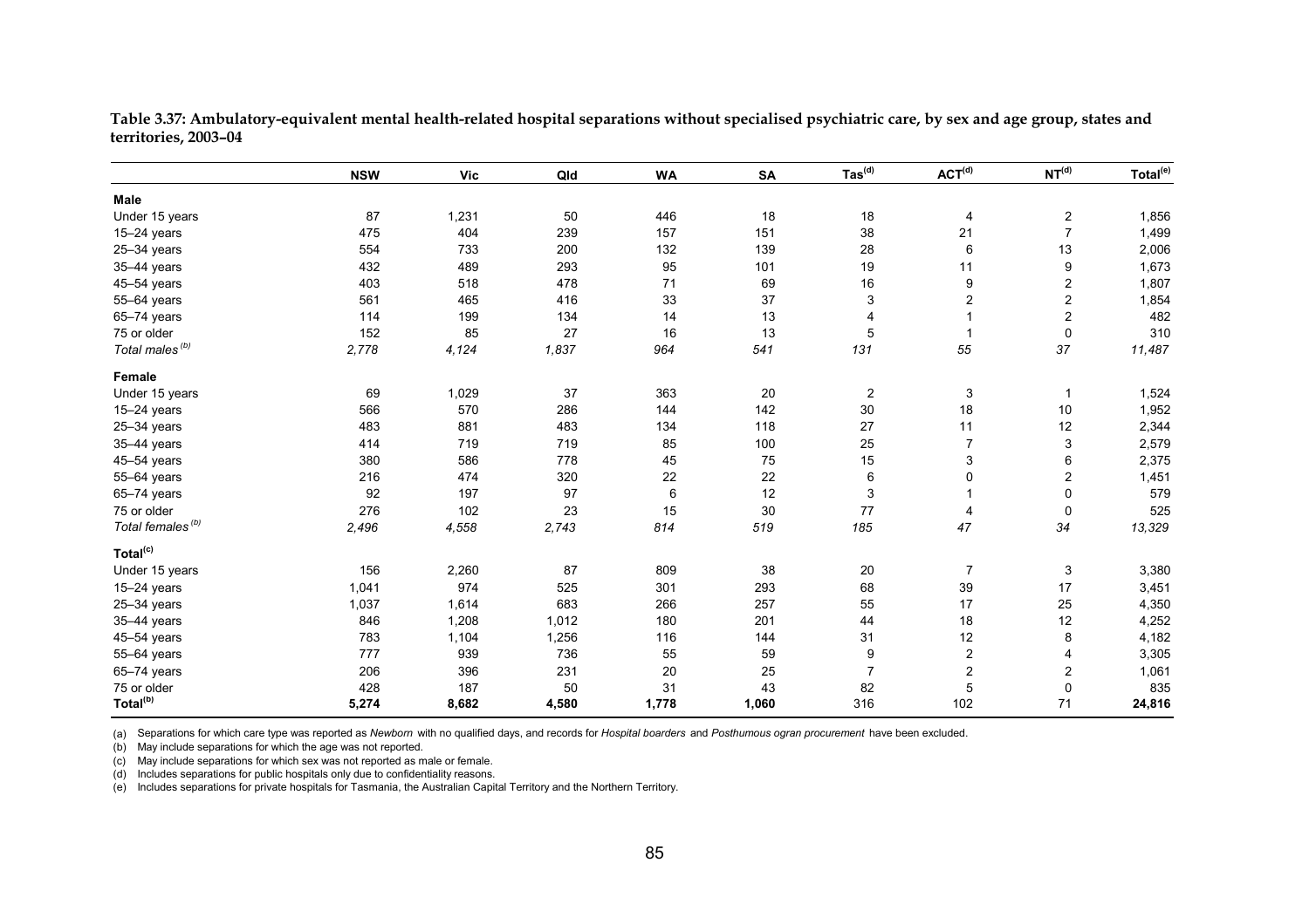**Table 3.37: Ambulatory-equivalent mental health-related hospital separations without specialised psychiatric care, by sex and age group, states and territories, 2003–04**

| | NSW | Vic | Qld | WA | SA | Tas[(d)] | ACT[(d)] | NT[(d)] | Total[(e)] |
|---|---|---|---|---|---|---|---|---|---|
| **Male** | | | | | | | | | |
| Under 15 years | 87 | 1,231 | 50 | 446 | 18 | 18 | 4 | 2 | 1,856 |
| 15–24 years | 475 | 404 | 239 | 157 | 151 | 38 | 21 | 7 | 1,499 |
| 25–34 years | 554 | 733 | 200 | 132 | 139 | 28 | 6 | 13 | 2,006 |
| 35–44 years | 432 | 489 | 293 | 95 | 101 | 19 | 11 | 9 | 1,673 |
| 45–54 years | 403 | 518 | 478 | 71 | 69 | 16 | 9 | 2 | 1,807 |
| 55–64 years | 561 | 465 | 416 | 33 | 37 | 3 | 2 | 2 | 1,854 |
| 65–74 years | 114 | 199 | 134 | 14 | 13 | 4 | 1 | 2 | 482 |
| 75 or older | 152 | 85 | 27 | 16 | 13 | 5 | 1 | 0 | 310 |
| *Total males[(b)]* | *2,778* | *4,124* | *1,837* | *964* | *541* | *131* | *55* | *37* | *11,487* |
| **Female** | | | | | | | | | |
| Under 15 years | 69 | 1,029 | 37 | 363 | 20 | 2 | 3 | 1 | 1,524 |
| 15–24 years | 566 | 570 | 286 | 144 | 142 | 30 | 18 | 10 | 1,952 |
| 25–34 years | 483 | 881 | 483 | 134 | 118 | 27 | 11 | 12 | 2,344 |
| 35–44 years | 414 | 719 | 719 | 85 | 100 | 25 | 7 | 3 | 2,579 |
| 45–54 years | 380 | 586 | 778 | 45 | 75 | 15 | 3 | 6 | 2,375 |
| 55–64 years | 216 | 474 | 320 | 22 | 22 | 6 | 0 | 2 | 1,451 |
| 65–74 years | 92 | 197 | 97 | 6 | 12 | 3 | 1 | 0 | 579 |
| 75 or older | 276 | 102 | 23 | 15 | 30 | 77 | 4 | 0 | 525 |
| *Total females[(b)]* | *2,496* | *4,558* | *2,743* | *814* | *519* | *185* | *47* | *34* | *13,329* |
| **Total[(c)]** | | | | | | | | | |
| Under 15 years | 156 | 2,260 | 87 | 809 | 38 | 20 | 7 | 3 | 3,380 |
| 15–24 years | 1,041 | 974 | 525 | 301 | 293 | 68 | 39 | 17 | 3,451 |
| 25–34 years | 1,037 | 1,614 | 683 | 266 | 257 | 55 | 17 | 25 | 4,350 |
| 35–44 years | 846 | 1,208 | 1,012 | 180 | 201 | 44 | 18 | 12 | 4,252 |
| 45–54 years | 783 | 1,104 | 1,256 | 116 | 144 | 31 | 12 | 8 | 4,182 |
| 55–64 years | 777 | 939 | 736 | 55 | 59 | 9 | 2 | 4 | 3,305 |
| 65–74 years | 206 | 396 | 231 | 20 | 25 | 7 | 2 | 2 | 1,061 |
| 75 or older | 428 | 187 | 50 | 31 | 43 | 82 | 5 | 0 | 835 |
| **Total[(b)]** | **5,274** | **8,682** | **4,580** | **1,778** | **1,060** | 316 | 102 | 71 | **24,816** |

(a) Separations for which care type was reported as *Newborn* with no qualified days, and records for *Hospital boarders* and *Posthumous ogran procurement* have been excluded.

(b) May include separations for which the age was not reported.

(c) May include separations for which sex was not reported as male or female.

(d) Includes separations for public hospitals only due to confidentiality reasons.

(e) Includes separations for private hospitals for Tasmania, the Australian Capital Territory and the Northern Territory.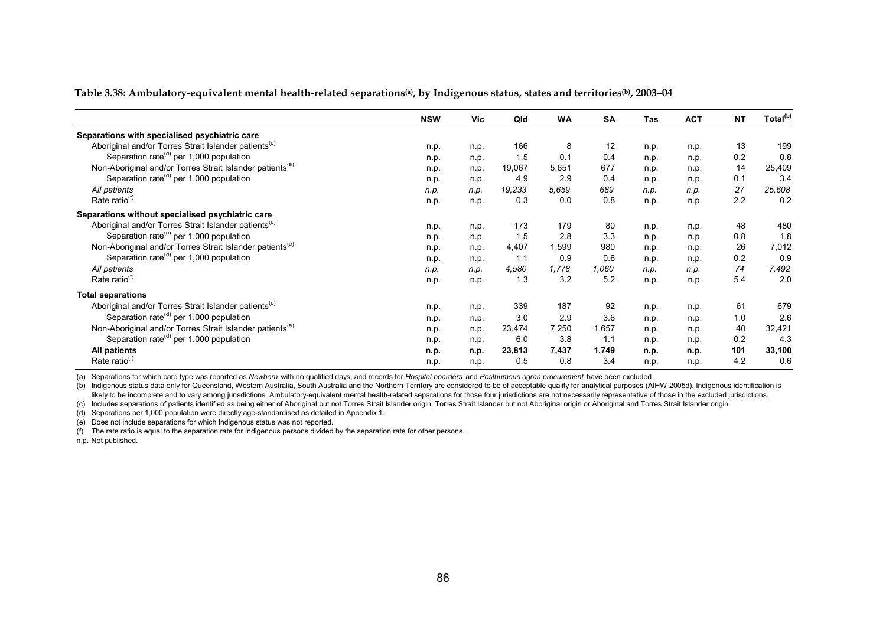**Table 3.38: Ambulatory-equivalent mental health-related separations[(a)], by Indigenous status, states and territories[(b)], 2003–04**

| | NSW | Vic | Qld | WA | SA | Tas | ACT | NT | Total[(b)] |
|---|---|---|---|---|---|---|---|---|---|
| **Separations with specialised psychiatric care** | | | | | | | | | |
| Aboriginal and/or Torres Strait Islander patients[(c)] | n.p. | n.p. | 166 | 8 | 12 | n.p. | n.p. | 13 | 199 |
| Separation rate[(d)] per 1,000 population | n.p. | n.p. | 1.5 | 0.1 | 0.4 | n.p. | n.p. | 0.2 | 0.8 |
| Non-Aboriginal and/or Torres Strait Islander patients[(e)] | n.p. | n.p. | 19,067 | 5,651 | 677 | n.p. | n.p. | 14 | 25,409 |
| Separation rate[(d)] per 1,000 population | n.p. | n.p. | 4.9 | 2.9 | 0.4 | n.p. | n.p. | 0.1 | 3.4 |
| *All patients* | *n.p.* | *n.p.* | *19,233* | *5,659* | *689* | *n.p.* | *n.p.* | *27* | *25,608* |
| Rate ratio[(f)] | n.p. | n.p. | 0.3 | 0.0 | 0.8 | n.p. | n.p. | 2.2 | 0.2 |
| **Separations without specialised psychiatric care** | | | | | | | | | |
| Aboriginal and/or Torres Strait Islander patients[(c)] | n.p. | n.p. | 173 | 179 | 80 | n.p. | n.p. | 48 | 480 |
| Separation rate[(d)] per 1,000 population | n.p. | n.p. | 1.5 | 2.8 | 3.3 | n.p. | n.p. | 0.8 | 1.8 |
| Non-Aboriginal and/or Torres Strait Islander patients[(e)] | n.p. | n.p. | 4,407 | 1,599 | 980 | n.p. | n.p. | 26 | 7,012 |
| Separation rate[(d)] per 1,000 population | n.p. | n.p. | 1.1 | 0.9 | 0.6 | n.p. | n.p. | 0.2 | 0.9 |
| *All patients* | *n.p.* | *n.p.* | *4,580* | *1,778* | *1,060* | *n.p.* | *n.p.* | *74* | *7,492* |
| Rate ratio[(f)] | n.p. | n.p. | 1.3 | 3.2 | 5.2 | n.p. | n.p. | 5.4 | 2.0 |
| **Total separations** | | | | | | | | | |
| Aboriginal and/or Torres Strait Islander patients[(c)] | n.p. | n.p. | 339 | 187 | 92 | n.p. | n.p. | 61 | 679 |
| Separation rate[(d)] per 1,000 population | n.p. | n.p. | 3.0 | 2.9 | 3.6 | n.p. | n.p. | 1.0 | 2.6 |
| Non-Aboriginal and/or Torres Strait Islander patients[(e)] | n.p. | n.p. | 23,474 | 7,250 | 1,657 | n.p. | n.p. | 40 | 32,421 |
| Separation rate[(d)] per 1,000 population | n.p. | n.p. | 6.0 | 3.8 | 1.1 | n.p. | n.p. | 0.2 | 4.3 |
| **All patients** | **n.p.** | **n.p.** | **23,813** | **7,437** | **1,749** | **n.p.** | **n.p.** | **101** | **33,100** |
| Rate ratio[(f)] | n.p. | n.p. | 0.5 | 0.8 | 3.4 | n.p. | n.p. | 4.2 | 0.6 |

(a) Separations for which care type was reported as *Newborn* with no qualified days, and records for *Hospital boarders* and *Posthumous ogran procurement* have been excluded.

(b) Indigenous status data only for Queensland, Western Australia, South Australia and the Northern Territory are considered to be of acceptable quality for analytical purposes (AIHW 2005d). Indigenous identification is likely to be incomplete and to vary among jurisdictions. Ambulatory-equivalent mental health-related separations for those four jurisdictions are not necessarily representative of those in the excluded jurisdictions.

(c) Includes separations of patients identified as being either of Aboriginal but not Torres Strait Islander origin, Torres Strait Islander but not Aboriginal origin or Aboriginal and Torres Strait Islander origin.

(d) Separations per 1,000 population were directly age-standardised as detailed in Appendix 1.

(e) Does not include separations for which Indigenous status was not reported.

(f) The rate ratio is equal to the separation rate for Indigenous persons divided by the separation rate for other persons.

n.p. Not published.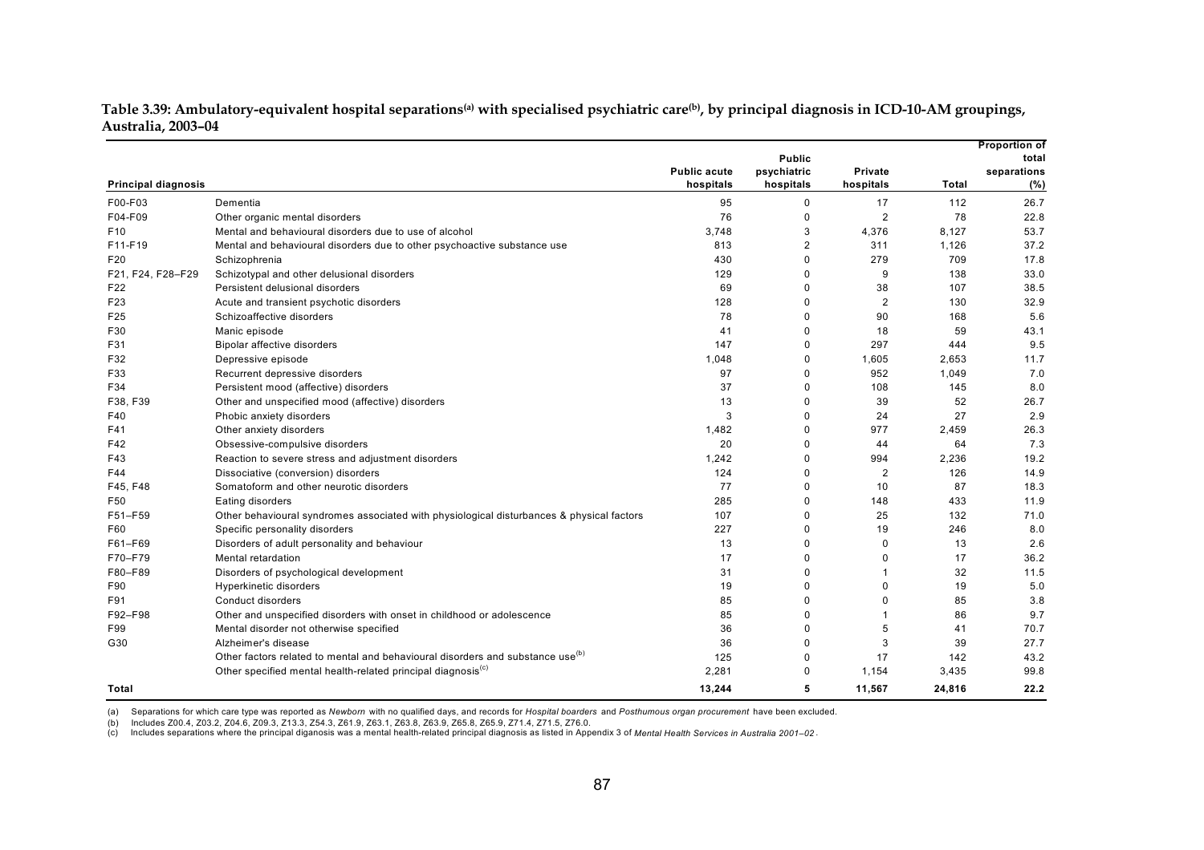**Table 3.39: Ambulatory-equivalent hospital separations[(a)] with specialised psychiatric care[(b)], by principal diagnosis in ICD-10-AM groupings, Australia, 2003–04**

| Principal diagnosis | | Public acute hospitals | Public psychiatric hospitals | Private hospitals | Total | Proportion of total separations (%) |
|---|---|---|---|---|---|---|
| F00-F03 | Dementia | 95 | 0 | 17 | 112 | 26.7 |
| F04-F09 | Other organic mental disorders | 76 | 0 | 2 | 78 | 22.8 |
| F10 | Mental and behavioural disorders due to use of alcohol | 3,748 | 3 | 4,376 | 8,127 | 53.7 |
| F11-F19 | Mental and behavioural disorders due to other psychoactive substance use | 813 | 2 | 311 | 1,126 | 37.2 |
| F20 | Schizophrenia | 430 | 0 | 279 | 709 | 17.8 |
| F21, F24, F28–F29 | Schizotypal and other delusional disorders | 129 | 0 | 9 | 138 | 33.0 |
| F22 | Persistent delusional disorders | 69 | 0 | 38 | 107 | 38.5 |
| F23 | Acute and transient psychotic disorders | 128 | 0 | 2 | 130 | 32.9 |
| F25 | Schizoaffective disorders | 78 | 0 | 90 | 168 | 5.6 |
| F30 | Manic episode | 41 | 0 | 18 | 59 | 43.1 |
| F31 | Bipolar affective disorders | 147 | 0 | 297 | 444 | 9.5 |
| F32 | Depressive episode | 1,048 | 0 | 1,605 | 2,653 | 11.7 |
| F33 | Recurrent depressive disorders | 97 | 0 | 952 | 1,049 | 7.0 |
| F34 | Persistent mood (affective) disorders | 37 | 0 | 108 | 145 | 8.0 |
| F38, F39 | Other and unspecified mood (affective) disorders | 13 | 0 | 39 | 52 | 26.7 |
| F40 | Phobic anxiety disorders | 3 | 0 | 24 | 27 | 2.9 |
| F41 | Other anxiety disorders | 1,482 | 0 | 977 | 2,459 | 26.3 |
| F42 | Obsessive-compulsive disorders | 20 | 0 | 44 | 64 | 7.3 |
| F43 | Reaction to severe stress and adjustment disorders | 1,242 | 0 | 994 | 2,236 | 19.2 |
| F44 | Dissociative (conversion) disorders | 124 | 0 | 2 | 126 | 14.9 |
| F45, F48 | Somatoform and other neurotic disorders | 77 | 0 | 10 | 87 | 18.3 |
| F50 | Eating disorders | 285 | 0 | 148 | 433 | 11.9 |
| F51–F59 | Other behavioural syndromes associated with physiological disturbances & physical factors | 107 | 0 | 25 | 132 | 71.0 |
| F60 | Specific personality disorders | 227 | 0 | 19 | 246 | 8.0 |
| F61–F69 | Disorders of adult personality and behaviour | 13 | 0 | 0 | 13 | 2.6 |
| F70–F79 | Mental retardation | 17 | 0 | 0 | 17 | 36.2 |
| F80–F89 | Disorders of psychological development | 31 | 0 | 1 | 32 | 11.5 |
| F90 | Hyperkinetic disorders | 19 | 0 | 0 | 19 | 5.0 |
| F91 | Conduct disorders | 85 | 0 | 0 | 85 | 3.8 |
| F92–F98 | Other and unspecified disorders with onset in childhood or adolescence | 85 | 0 | 1 | 86 | 9.7 |
| F99 | Mental disorder not otherwise specified | 36 | 0 | 5 | 41 | 70.7 |
| G30 | Alzheimer's disease | 36 | 0 | 3 | 39 | 27.7 |
| | Other factors related to mental and behavioural disorders and substance use[(b)] | 125 | 0 | 17 | 142 | 43.2 |
| | Other specified mental health-related principal diagnosis[(c)] | 2,281 | 0 | 1,154 | 3,435 | 99.8 |
| **Total** | | **13,244** | **5** | **11,567** | **24,816** | **22.2** |

(a) Separations for which care type was reported as *Newborn* with no qualified days, and records for *Hospital boarders* and *Posthumous organ procurement* have been excluded.

(b) Includes Z00.4, Z03.2, Z04.6, Z09.3, Z13.3, Z54.3, Z61.9, Z63.1, Z63.8, Z63.9, Z65.8, Z65.9, Z71.4, Z71.5, Z76.0.

(c) Includes separations where the principal diganosis was a mental health-related principal diagnosis as listed in Appendix 3 of *Mental Health Services in Australia 2001–02*.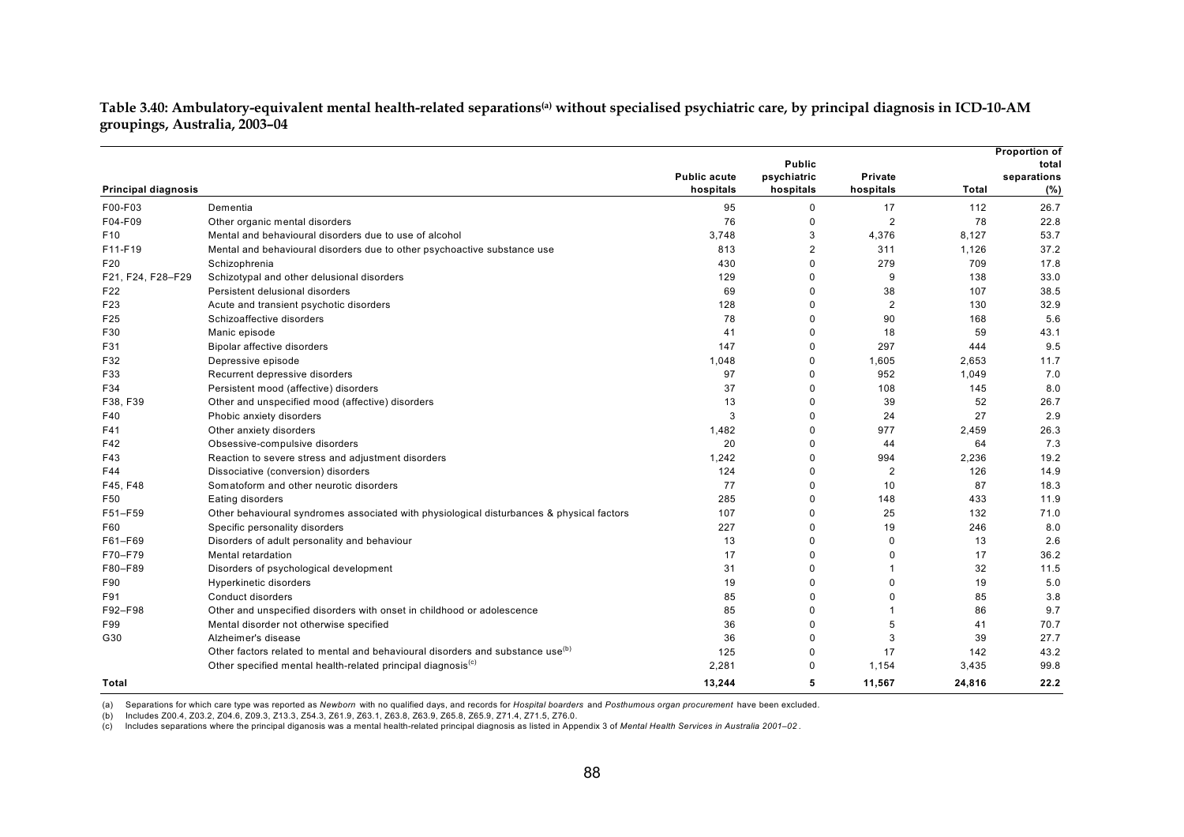**Table 3.40: Ambulatory-equivalent mental health-related separations[(a)] without specialised psychiatric care, by principal diagnosis in ICD-10-AM groupings, Australia, 2003–04**

| Principal diagnosis | | Public acute hospitals | Public psychiatric hospitals | Private hospitals | Total | Proportion of total separations (%) |
|---|---|---|---|---|---|---|
| F00-F03 | Dementia | 95 | 0 | 17 | 112 | 26.7 |
| F04-F09 | Other organic mental disorders | 76 | 0 | 2 | 78 | 22.8 |
| F10 | Mental and behavioural disorders due to use of alcohol | 3,748 | 3 | 4,376 | 8,127 | 53.7 |
| F11-F19 | Mental and behavioural disorders due to other psychoactive substance use | 813 | 2 | 311 | 1,126 | 37.2 |
| F20 | Schizophrenia | 430 | 0 | 279 | 709 | 17.8 |
| F21, F24, F28–F29 | Schizotypal and other delusional disorders | 129 | 0 | 9 | 138 | 33.0 |
| F22 | Persistent delusional disorders | 69 | 0 | 38 | 107 | 38.5 |
| F23 | Acute and transient psychotic disorders | 128 | 0 | 2 | 130 | 32.9 |
| F25 | Schizoaffective disorders | 78 | 0 | 90 | 168 | 5.6 |
| F30 | Manic episode | 41 | 0 | 18 | 59 | 43.1 |
| F31 | Bipolar affective disorders | 147 | 0 | 297 | 444 | 9.5 |
| F32 | Depressive episode | 1,048 | 0 | 1,605 | 2,653 | 11.7 |
| F33 | Recurrent depressive disorders | 97 | 0 | 952 | 1,049 | 7.0 |
| F34 | Persistent mood (affective) disorders | 37 | 0 | 108 | 145 | 8.0 |
| F38, F39 | Other and unspecified mood (affective) disorders | 13 | 0 | 39 | 52 | 26.7 |
| F40 | Phobic anxiety disorders | 3 | 0 | 24 | 27 | 2.9 |
| F41 | Other anxiety disorders | 1,482 | 0 | 977 | 2,459 | 26.3 |
| F42 | Obsessive-compulsive disorders | 20 | 0 | 44 | 64 | 7.3 |
| F43 | Reaction to severe stress and adjustment disorders | 1,242 | 0 | 994 | 2,236 | 19.2 |
| F44 | Dissociative (conversion) disorders | 124 | 0 | 2 | 126 | 14.9 |
| F45, F48 | Somatoform and other neurotic disorders | 77 | 0 | 10 | 87 | 18.3 |
| F50 | Eating disorders | 285 | 0 | 148 | 433 | 11.9 |
| F51–F59 | Other behavioural syndromes associated with physiological disturbances & physical factors | 107 | 0 | 25 | 132 | 71.0 |
| F60 | Specific personality disorders | 227 | 0 | 19 | 246 | 8.0 |
| F61–F69 | Disorders of adult personality and behaviour | 13 | 0 | 0 | 13 | 2.6 |
| F70–F79 | Mental retardation | 17 | 0 | 0 | 17 | 36.2 |
| F80–F89 | Disorders of psychological development | 31 | 0 | 1 | 32 | 11.5 |
| F90 | Hyperkinetic disorders | 19 | 0 | 0 | 19 | 5.0 |
| F91 | Conduct disorders | 85 | 0 | 0 | 85 | 3.8 |
| F92–F98 | Other and unspecified disorders with onset in childhood or adolescence | 85 | 0 | 1 | 86 | 9.7 |
| F99 | Mental disorder not otherwise specified | 36 | 0 | 5 | 41 | 70.7 |
| G30 | Alzheimer's disease | 36 | 0 | 3 | 39 | 27.7 |
| | Other factors related to mental and behavioural disorders and substance use[(b)] | 125 | 0 | 17 | 142 | 43.2 |
| | Other specified mental health-related principal diagnosis[(c)] | 2,281 | 0 | 1,154 | 3,435 | 99.8 |
| **Total** | | **13,244** | **5** | **11,567** | **24,816** | **22.2** |

(a) Separations for which care type was reported as *Newborn* with no qualified days, and records for *Hospital boarders* and *Posthumous organ procurement* have been excluded.

(b) Includes Z00.4, Z03.2, Z04.6, Z09.3, Z13.3, Z54.3, Z61.9, Z63.1, Z63.8, Z63.9, Z65.8, Z65.9, Z71.4, Z71.5, Z76.0.

(c) Includes separations where the principal diganosis was a mental health-related principal diagnosis as listed in Appendix 3 of *Mental Health Services in Australia 2001–02*.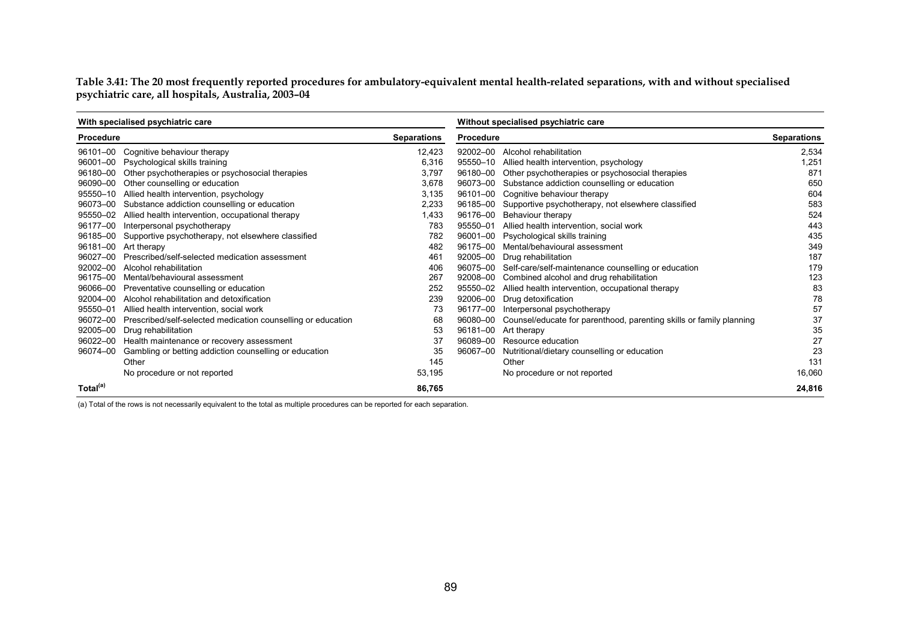**Table 3.41: The 20 most frequently reported procedures for ambulatory-equivalent mental health-related separations, with and without specialised psychiatric care, all hospitals, Australia, 2003–04**

| With specialised psychiatric care | | | Without specialised psychiatric care | | |
|---|---|---|---|---|---|
| **Procedure** | | **Separations** | **Procedure** | | **Separations** |
| 96101–00 | Cognitive behaviour therapy | 12,423 | 92002–00 | Alcohol rehabilitation | 2,534 |
| 96001–00 | Psychological skills training | 6,316 | 95550–10 | Allied health intervention, psychology | 1,251 |
| 96180–00 | Other psychotherapies or psychosocial therapies | 3,797 | 96180–00 | Other psychotherapies or psychosocial therapies | 871 |
| 96090–00 | Other counselling or education | 3,678 | 96073–00 | Substance addiction counselling or education | 650 |
| 95550–10 | Allied health intervention, psychology | 3,135 | 96101–00 | Cognitive behaviour therapy | 604 |
| 96073–00 | Substance addiction counselling or education | 2,233 | 96185–00 | Supportive psychotherapy, not elsewhere classified | 583 |
| 95550–02 | Allied health intervention, occupational therapy | 1,433 | 96176–00 | Behaviour therapy | 524 |
| 96177–00 | Interpersonal psychotherapy | 783 | 95550–01 | Allied health intervention, social work | 443 |
| 96185–00 | Supportive psychotherapy, not elsewhere classified | 782 | 96001–00 | Psychological skills training | 435 |
| 96181–00 | Art therapy | 482 | 96175–00 | Mental/behavioural assessment | 349 |
| 96027–00 | Prescribed/self-selected medication assessment | 461 | 92005–00 | Drug rehabilitation | 187 |
| 92002–00 | Alcohol rehabilitation | 406 | 96075–00 | Self-care/self-maintenance counselling or education | 179 |
| 96175–00 | Mental/behavioural assessment | 267 | 92008–00 | Combined alcohol and drug rehabilitation | 123 |
| 96066–00 | Preventative counselling or education | 252 | 95550–02 | Allied health intervention, occupational therapy | 83 |
| 92004–00 | Alcohol rehabilitation and detoxification | 239 | 92006–00 | Drug detoxification | 78 |
| 95550–01 | Allied health intervention, social work | 73 | 96177–00 | Interpersonal psychotherapy | 57 |
| 96072–00 | Prescribed/self-selected medication counselling or education | 68 | 96080–00 | Counsel/educate for parenthood, parenting skills or family planning | 37 |
| 92005–00 | Drug rehabilitation | 53 | 96181–00 | Art therapy | 35 |
| 96022–00 | Health maintenance or recovery assessment | 37 | 96089–00 | Resource education | 27 |
| 96074–00 | Gambling or betting addiction counselling or education | 35 | 96067–00 | Nutritional/dietary counselling or education | 23 |
| | Other | 145 | | Other | 131 |
| | No procedure or not reported | 53,195 | | No procedure or not reported | 16,060 |
| **Total[(a)]** | | **86,765** | | | **24,816** |

(a) Total of the rows is not necessarily equivalent to the total as multiple procedures can be reported for each separation.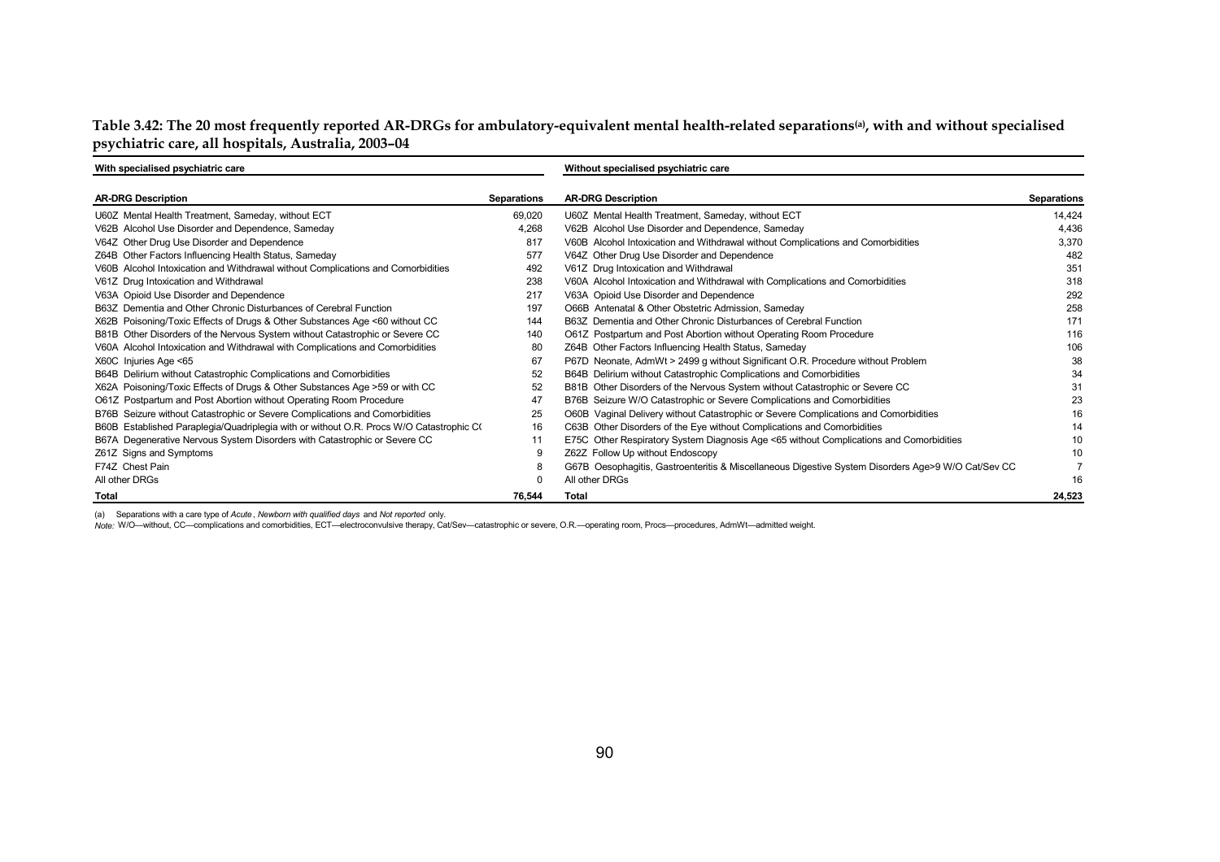**Table 3.42: The 20 most frequently reported AR-DRGs for ambulatory-equivalent mental health-related separations[(a)], with and without specialised psychiatric care, all hospitals, Australia, 2003–04**

| With specialised psychiatric care | | Without specialised psychiatric care | |
|---|---|---|---|
| **AR-DRG Description** | **Separations** | **AR-DRG Description** | **Separations** |
| U60Z Mental Health Treatment, Sameday, without ECT | 69,020 | U60Z Mental Health Treatment, Sameday, without ECT | 14,424 |
| V62B Alcohol Use Disorder and Dependence, Sameday | 4,268 | V62B Alcohol Use Disorder and Dependence, Sameday | 4,436 |
| V64Z Other Drug Use Disorder and Dependence | 817 | V60B Alcohol Intoxication and Withdrawal without Complications and Comorbidities | 3,370 |
| Z64B Other Factors Influencing Health Status, Sameday | 577 | V64Z Other Drug Use Disorder and Dependence | 482 |
| V60B Alcohol Intoxication and Withdrawal without Complications and Comorbidities | 492 | V61Z Drug Intoxication and Withdrawal | 351 |
| V61Z Drug Intoxication and Withdrawal | 238 | V60A Alcohol Intoxication and Withdrawal with Complications and Comorbidities | 318 |
| V63A Opioid Use Disorder and Dependence | 217 | V63A Opioid Use Disorder and Dependence | 292 |
| B63Z Dementia and Other Chronic Disturbances of Cerebral Function | 197 | O66B Antenatal & Other Obstetric Admission, Sameday | 258 |
| X62B Poisoning/Toxic Effects of Drugs & Other Substances Age <60 without CC | 144 | B63Z Dementia and Other Chronic Disturbances of Cerebral Function | 171 |
| B81B Other Disorders of the Nervous System without Catastrophic or Severe CC | 140 | O61Z Postpartum and Post Abortion without Operating Room Procedure | 116 |
| V60A Alcohol Intoxication and Withdrawal with Complications and Comorbidities | 80 | Z64B Other Factors Influencing Health Status, Sameday | 106 |
| X60C Injuries Age <65 | 67 | P67D Neonate, AdmWt > 2499 g without Significant O.R. Procedure without Problem | 38 |
| B64B Delirium without Catastrophic Complications and Comorbidities | 52 | B64B Delirium without Catastrophic Complications and Comorbidities | 34 |
| X62A Poisoning/Toxic Effects of Drugs & Other Substances Age >59 or with CC | 52 | B81B Other Disorders of the Nervous System without Catastrophic or Severe CC | 31 |
| O61Z Postpartum and Post Abortion without Operating Room Procedure | 47 | B76B Seizure W/O Catastrophic or Severe Complications and Comorbidities | 23 |
| B76B Seizure without Catastrophic or Severe Complications and Comorbidities | 25 | O60B Vaginal Delivery without Catastrophic or Severe Complications and Comorbidities | 16 |
| B60B Established Paraplegia/Quadriplegia with or without O.R. Procs W/O Catastrophic C( | 16 | C63B Other Disorders of the Eye without Complications and Comorbidities | 14 |
| B67A Degenerative Nervous System Disorders with Catastrophic or Severe CC | 11 | E75C Other Respiratory System Diagnosis Age <65 without Complications and Comorbidities | 10 |
| Z61Z Signs and Symptoms | 9 | Z62Z Follow Up without Endoscopy | 10 |
| F74Z Chest Pain | 8 | G67B Oesophagitis, Gastroenteritis & Miscellaneous Digestive System Disorders Age>9 W/O Cat/Sev CC | 7 |
| All other DRGs | 0 | All other DRGs | 16 |
| **Total** | **76,544** | **Total** | **24,523** |

(a) Separations with a care type of *Acute*, *Newborn with qualified days* and *Not reported* only.

*Note:* W/O—without, CC—complications and comorbidities, ECT—electroconvulsive therapy, Cat/Sev—catastrophic or severe, O.R.—operating room, Procs—procedures, AdmWt—admitted weight.